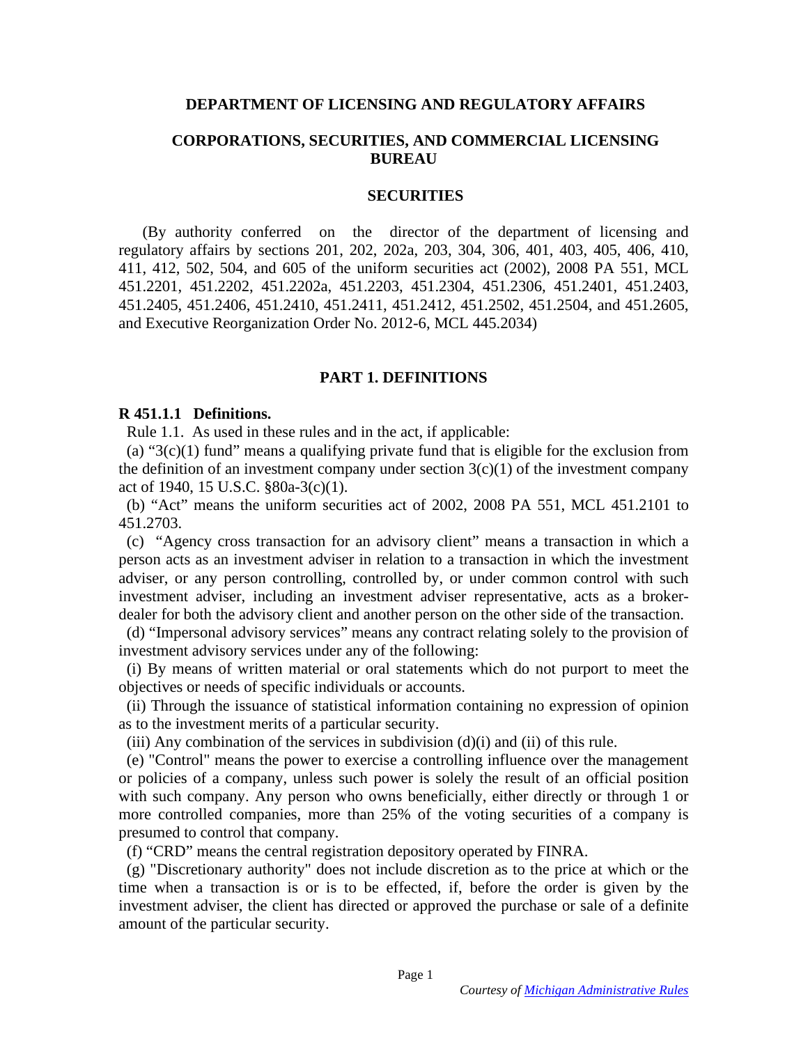# DEPARTMENT OF LICENSING AND REGULATORY AFFAIRS

## CORPORATIONS, SECURITIES, AND COMMERCIAL LICENSING BUREAU

## SECURITIES

(By authority conferred on the director of the department of licensing and regulatory affairs by sections 201, 202, 202a, 203, 304, 306, 401, 403, 405, 406, 410, 411, 412, 502, 504, and 605 of the uniform securities act (2002), 2008 PA 551, MCL 451.2201, 451.2202, 451.2202a, 451.2203, 451.2304, 451.2306, 451.2401, 451.2403, 451.2405, 451.2406, 451.2410, 451.2411, 451.2412, 451.2502, 451.2504, and 451.2605, and Executive Reorganization Order No. 2012-6, MCL 445.2034)

## PART 1. DEFINITIONS

**R 451.1.1 Definitions.**

Rule 1.1. As used in these rules and in the act, if applicable:

(a) "3(c)(1) fund" means a qualifying private fund that is eligible for the exclusion from the definition of an investment company under section 3(c)(1) of the investment company act of 1940, 15 U.S.C. §80a-3(c)(1).

(b) "Act" means the uniform securities act of 2002, 2008 PA 551, MCL 451.2101 to 451.2703.

(c) "Agency cross transaction for an advisory client" means a transaction in which a person acts as an investment adviser in relation to a transaction in which the investment adviser, or any person controlling, controlled by, or under common control with such investment adviser, including an investment adviser representative, acts as a broker-dealer for both the advisory client and another person on the other side of the transaction.

(d) "Impersonal advisory services" means any contract relating solely to the provision of investment advisory services under any of the following:

(i) By means of written material or oral statements which do not purport to meet the objectives or needs of specific individuals or accounts.

(ii) Through the issuance of statistical information containing no expression of opinion as to the investment merits of a particular security.

(iii) Any combination of the services in subdivision (d)(i) and (ii) of this rule.

(e) "Control" means the power to exercise a controlling influence over the management or policies of a company, unless such power is solely the result of an official position with such company. Any person who owns beneficially, either directly or through 1 or more controlled companies, more than 25% of the voting securities of a company is presumed to control that company.

(f) "CRD" means the central registration depository operated by FINRA.

(g) "Discretionary authority" does not include discretion as to the price at which or the time when a transaction is or is to be effected, if, before the order is given by the investment adviser, the client has directed or approved the purchase or sale of a definite amount of the particular security.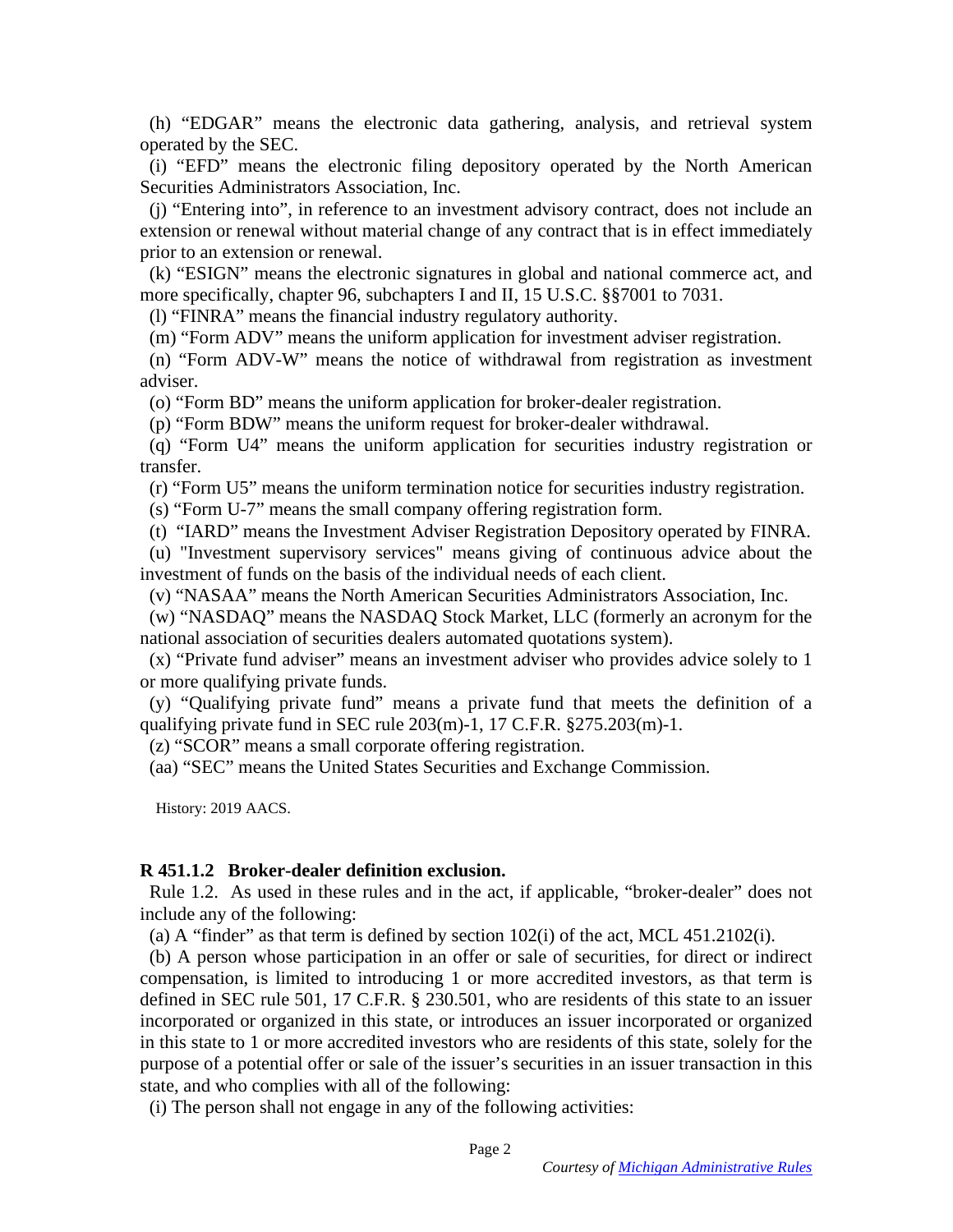(h) "EDGAR" means the electronic data gathering, analysis, and retrieval system operated by the SEC.

(i) "EFD" means the electronic filing depository operated by the North American Securities Administrators Association, Inc.

(j) "Entering into", in reference to an investment advisory contract, does not include an extension or renewal without material change of any contract that is in effect immediately prior to an extension or renewal.

(k) "ESIGN" means the electronic signatures in global and national commerce act, and more specifically, chapter 96, subchapters I and II, 15 U.S.C. §§7001 to 7031.

(l) "FINRA" means the financial industry regulatory authority.

(m) "Form ADV" means the uniform application for investment adviser registration.

(n) "Form ADV-W" means the notice of withdrawal from registration as investment adviser.

(o) "Form BD" means the uniform application for broker-dealer registration.

(p) "Form BDW" means the uniform request for broker-dealer withdrawal.

(q) "Form U4" means the uniform application for securities industry registration or transfer.

(r) "Form U5" means the uniform termination notice for securities industry registration.

(s) "Form U-7" means the small company offering registration form.

(t) "IARD" means the Investment Adviser Registration Depository operated by FINRA.

(u) "Investment supervisory services" means giving of continuous advice about the investment of funds on the basis of the individual needs of each client.

(v) "NASAA" means the North American Securities Administrators Association, Inc.

(w) "NASDAQ" means the NASDAQ Stock Market, LLC (formerly an acronym for the national association of securities dealers automated quotations system).

(x) "Private fund adviser" means an investment adviser who provides advice solely to 1 or more qualifying private funds.

(y) "Qualifying private fund" means a private fund that meets the definition of a qualifying private fund in SEC rule 203(m)-1, 17 C.F.R. §275.203(m)-1.

(z) "SCOR" means a small corporate offering registration.

(aa) "SEC" means the United States Securities and Exchange Commission.

History: 2019 AACS.

**R 451.1.2 Broker-dealer definition exclusion.**

Rule 1.2. As used in these rules and in the act, if applicable, "broker-dealer" does not include any of the following:

(a) A "finder" as that term is defined by section 102(i) of the act, MCL 451.2102(i).

(b) A person whose participation in an offer or sale of securities, for direct or indirect compensation, is limited to introducing 1 or more accredited investors, as that term is defined in SEC rule 501, 17 C.F.R. § 230.501, who are residents of this state to an issuer incorporated or organized in this state, or introduces an issuer incorporated or organized in this state to 1 or more accredited investors who are residents of this state, solely for the purpose of a potential offer or sale of the issuer's securities in an issuer transaction in this state, and who complies with all of the following:

(i) The person shall not engage in any of the following activities: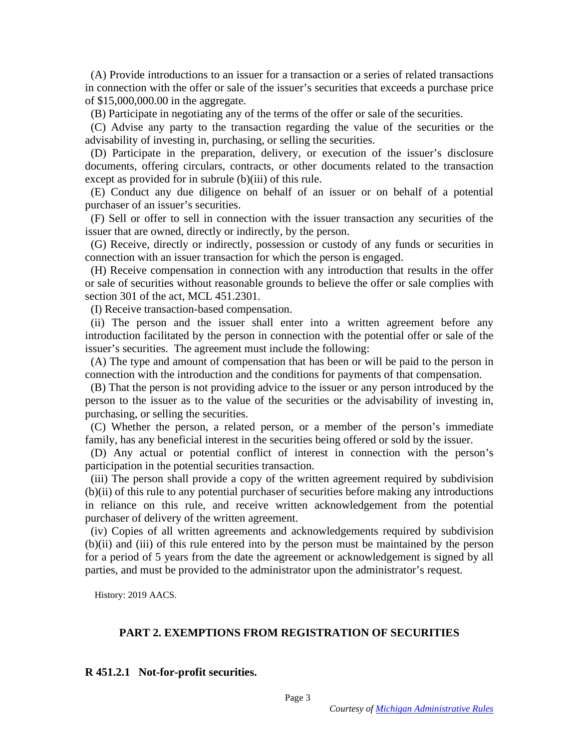(A) Provide introductions to an issuer for a transaction or a series of related transactions in connection with the offer or sale of the issuer's securities that exceeds a purchase price of $15,000,000.00 in the aggregate.

(B) Participate in negotiating any of the terms of the offer or sale of the securities.

(C) Advise any party to the transaction regarding the value of the securities or the advisability of investing in, purchasing, or selling the securities.

(D) Participate in the preparation, delivery, or execution of the issuer's disclosure documents, offering circulars, contracts, or other documents related to the transaction except as provided for in subrule (b)(iii) of this rule.

(E) Conduct any due diligence on behalf of an issuer or on behalf of a potential purchaser of an issuer's securities.

(F) Sell or offer to sell in connection with the issuer transaction any securities of the issuer that are owned, directly or indirectly, by the person.

(G) Receive, directly or indirectly, possession or custody of any funds or securities in connection with an issuer transaction for which the person is engaged.

(H) Receive compensation in connection with any introduction that results in the offer or sale of securities without reasonable grounds to believe the offer or sale complies with section 301 of the act, MCL 451.2301.

(I) Receive transaction-based compensation.

(ii) The person and the issuer shall enter into a written agreement before any introduction facilitated by the person in connection with the potential offer or sale of the issuer's securities. The agreement must include the following:

(A) The type and amount of compensation that has been or will be paid to the person in connection with the introduction and the conditions for payments of that compensation.

(B) That the person is not providing advice to the issuer or any person introduced by the person to the issuer as to the value of the securities or the advisability of investing in, purchasing, or selling the securities.

(C) Whether the person, a related person, or a member of the person's immediate family, has any beneficial interest in the securities being offered or sold by the issuer.

(D) Any actual or potential conflict of interest in connection with the person's participation in the potential securities transaction.

(iii) The person shall provide a copy of the written agreement required by subdivision (b)(ii) of this rule to any potential purchaser of securities before making any introductions in reliance on this rule, and receive written acknowledgement from the potential purchaser of delivery of the written agreement.

(iv) Copies of all written agreements and acknowledgements required by subdivision (b)(ii) and (iii) of this rule entered into by the person must be maintained by the person for a period of 5 years from the date the agreement or acknowledgement is signed by all parties, and must be provided to the administrator upon the administrator's request.

History: 2019 AACS.

## PART 2. EXEMPTIONS FROM REGISTRATION OF SECURITIES

**R 451.2.1 Not-for-profit securities.**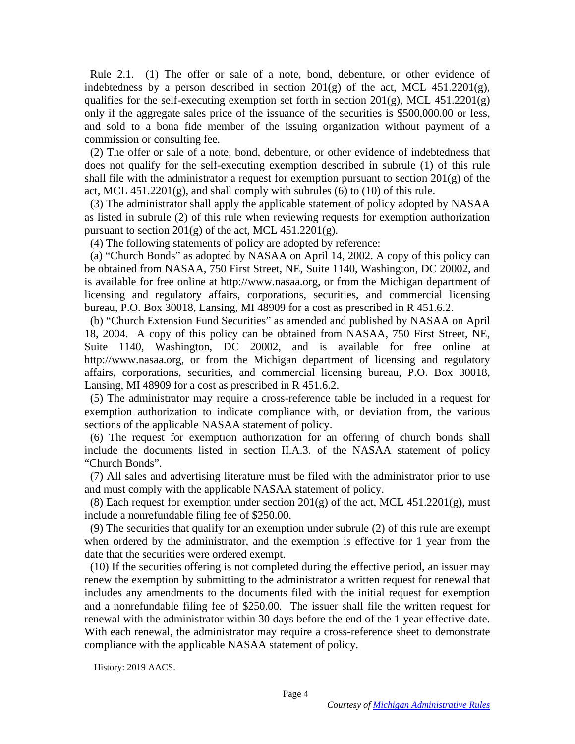Rule 2.1. (1) The offer or sale of a note, bond, debenture, or other evidence of indebtedness by a person described in section 201(g) of the act, MCL 451.2201(g), qualifies for the self-executing exemption set forth in section 201(g), MCL 451.2201(g) only if the aggregate sales price of the issuance of the securities is $500,000.00 or less, and sold to a bona fide member of the issuing organization without payment of a commission or consulting fee.

(2) The offer or sale of a note, bond, debenture, or other evidence of indebtedness that does not qualify for the self-executing exemption described in subrule (1) of this rule shall file with the administrator a request for exemption pursuant to section 201(g) of the act, MCL 451.2201(g), and shall comply with subrules (6) to (10) of this rule.

(3) The administrator shall apply the applicable statement of policy adopted by NASAA as listed in subrule (2) of this rule when reviewing requests for exemption authorization pursuant to section 201(g) of the act, MCL 451.2201(g).

(4) The following statements of policy are adopted by reference:

(a) "Church Bonds" as adopted by NASAA on April 14, 2002. A copy of this policy can be obtained from NASAA, 750 First Street, NE, Suite 1140, Washington, DC 20002, and is available for free online at http://www.nasaa.org, or from the Michigan department of licensing and regulatory affairs, corporations, securities, and commercial licensing bureau, P.O. Box 30018, Lansing, MI 48909 for a cost as prescribed in R 451.6.2.

(b) "Church Extension Fund Securities" as amended and published by NASAA on April 18, 2004. A copy of this policy can be obtained from NASAA, 750 First Street, NE, Suite 1140, Washington, DC 20002, and is available for free online at http://www.nasaa.org, or from the Michigan department of licensing and regulatory affairs, corporations, securities, and commercial licensing bureau, P.O. Box 30018, Lansing, MI 48909 for a cost as prescribed in R 451.6.2.

(5) The administrator may require a cross-reference table be included in a request for exemption authorization to indicate compliance with, or deviation from, the various sections of the applicable NASAA statement of policy.

(6) The request for exemption authorization for an offering of church bonds shall include the documents listed in section II.A.3. of the NASAA statement of policy "Church Bonds".

(7) All sales and advertising literature must be filed with the administrator prior to use and must comply with the applicable NASAA statement of policy.

(8) Each request for exemption under section 201(g) of the act, MCL 451.2201(g), must include a nonrefundable filing fee of $250.00.

(9) The securities that qualify for an exemption under subrule (2) of this rule are exempt when ordered by the administrator, and the exemption is effective for 1 year from the date that the securities were ordered exempt.

(10) If the securities offering is not completed during the effective period, an issuer may renew the exemption by submitting to the administrator a written request for renewal that includes any amendments to the documents filed with the initial request for exemption and a nonrefundable filing fee of $250.00. The issuer shall file the written request for renewal with the administrator within 30 days before the end of the 1 year effective date. With each renewal, the administrator may require a cross-reference sheet to demonstrate compliance with the applicable NASAA statement of policy.

History: 2019 AACS.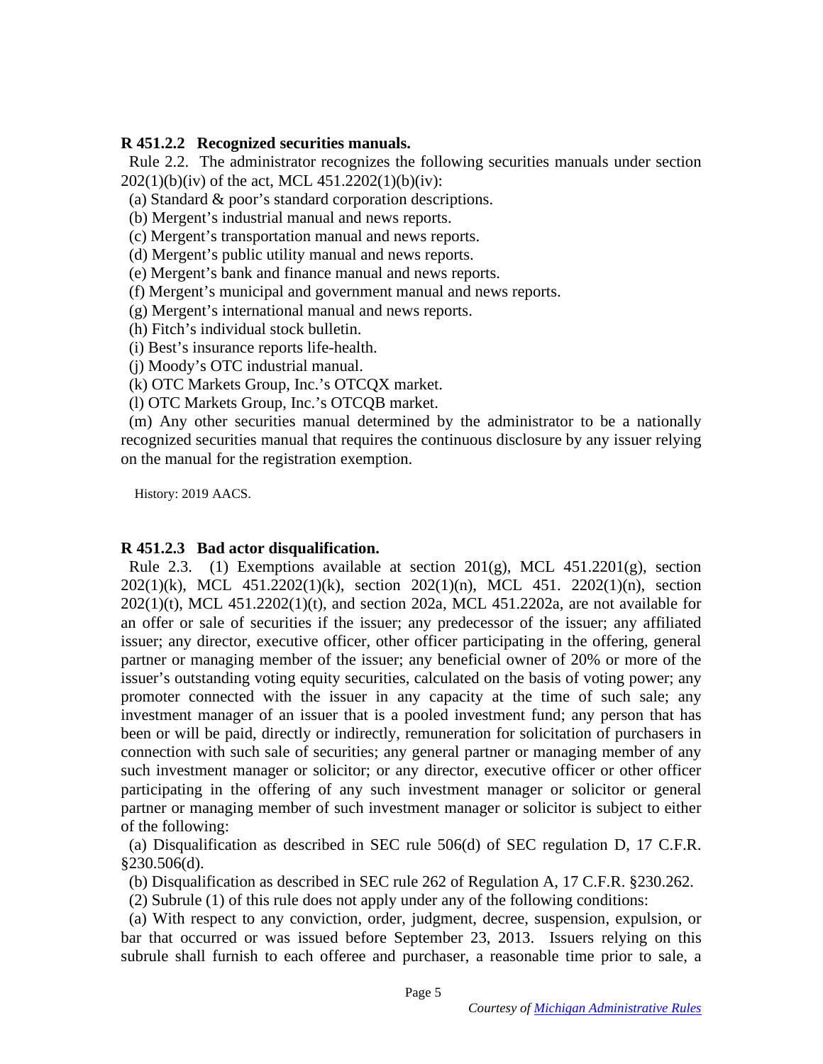**R 451.2.2 Recognized securities manuals.**

Rule 2.2. The administrator recognizes the following securities manuals under section 202(1)(b)(iv) of the act, MCL 451.2202(1)(b)(iv):

(a) Standard & poor's standard corporation descriptions.

(b) Mergent's industrial manual and news reports.

(c) Mergent's transportation manual and news reports.

(d) Mergent's public utility manual and news reports.

(e) Mergent's bank and finance manual and news reports.

(f) Mergent's municipal and government manual and news reports.

(g) Mergent's international manual and news reports.

(h) Fitch's individual stock bulletin.

(i) Best's insurance reports life-health.

(j) Moody's OTC industrial manual.

(k) OTC Markets Group, Inc.'s OTCQX market.

(l) OTC Markets Group, Inc.'s OTCQB market.

(m) Any other securities manual determined by the administrator to be a nationally recognized securities manual that requires the continuous disclosure by any issuer relying on the manual for the registration exemption.

History: 2019 AACS.

**R 451.2.3 Bad actor disqualification.**

Rule 2.3. (1) Exemptions available at section 201(g), MCL 451.2201(g), section 202(1)(k), MCL 451.2202(1)(k), section 202(1)(n), MCL 451. 2202(1)(n), section 202(1)(t), MCL 451.2202(1)(t), and section 202a, MCL 451.2202a, are not available for an offer or sale of securities if the issuer; any predecessor of the issuer; any affiliated issuer; any director, executive officer, other officer participating in the offering, general partner or managing member of the issuer; any beneficial owner of 20% or more of the issuer's outstanding voting equity securities, calculated on the basis of voting power; any promoter connected with the issuer in any capacity at the time of such sale; any investment manager of an issuer that is a pooled investment fund; any person that has been or will be paid, directly or indirectly, remuneration for solicitation of purchasers in connection with such sale of securities; any general partner or managing member of any such investment manager or solicitor; or any director, executive officer or other officer participating in the offering of any such investment manager or solicitor or general partner or managing member of such investment manager or solicitor is subject to either of the following:

(a) Disqualification as described in SEC rule 506(d) of SEC regulation D, 17 C.F.R. §230.506(d).

(b) Disqualification as described in SEC rule 262 of Regulation A, 17 C.F.R. §230.262.

(2) Subrule (1) of this rule does not apply under any of the following conditions:

(a) With respect to any conviction, order, judgment, decree, suspension, expulsion, or bar that occurred or was issued before September 23, 2013. Issuers relying on this subrule shall furnish to each offeree and purchaser, a reasonable time prior to sale, a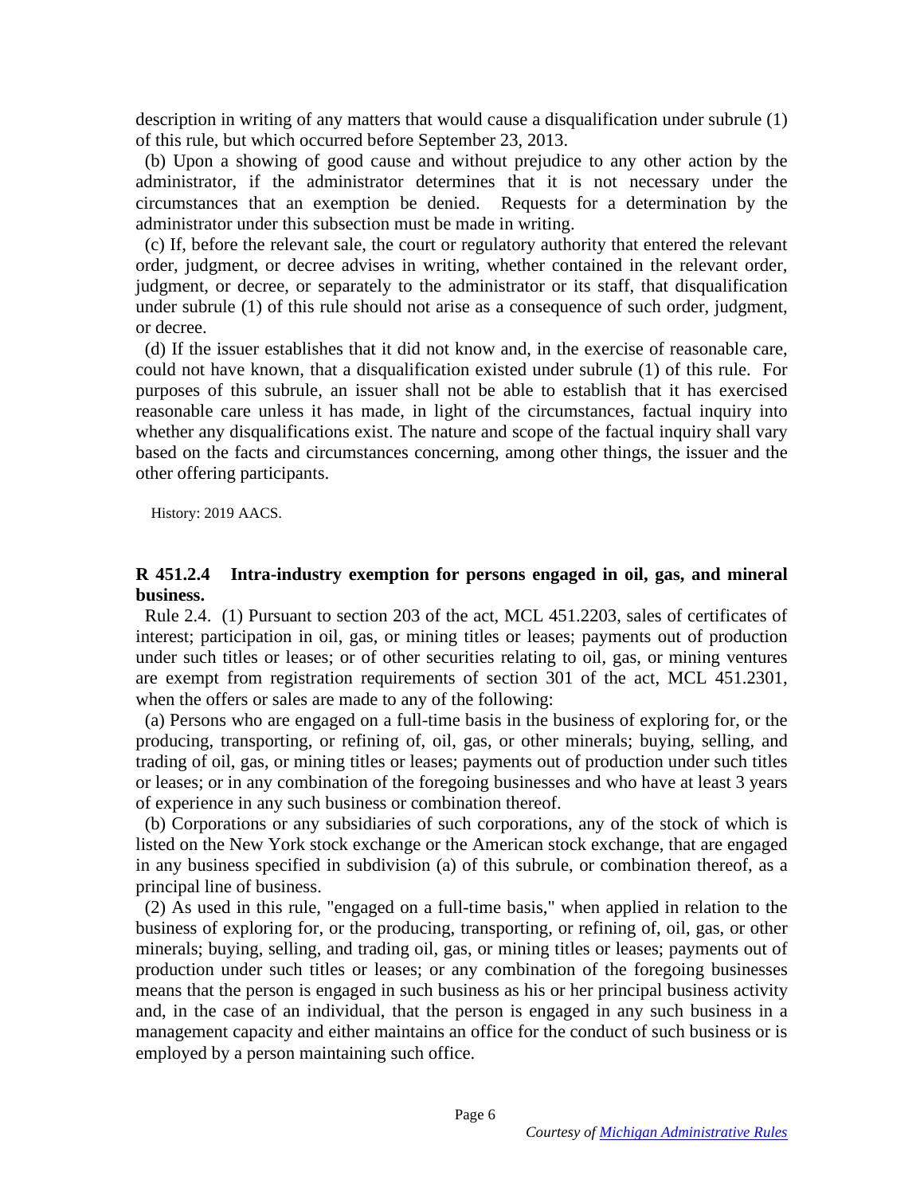description in writing of any matters that would cause a disqualification under subrule (1) of this rule, but which occurred before September 23, 2013.

(b) Upon a showing of good cause and without prejudice to any other action by the administrator, if the administrator determines that it is not necessary under the circumstances that an exemption be denied. Requests for a determination by the administrator under this subsection must be made in writing.

(c) If, before the relevant sale, the court or regulatory authority that entered the relevant order, judgment, or decree advises in writing, whether contained in the relevant order, judgment, or decree, or separately to the administrator or its staff, that disqualification under subrule (1) of this rule should not arise as a consequence of such order, judgment, or decree.

(d) If the issuer establishes that it did not know and, in the exercise of reasonable care, could not have known, that a disqualification existed under subrule (1) of this rule. For purposes of this subrule, an issuer shall not be able to establish that it has exercised reasonable care unless it has made, in light of the circumstances, factual inquiry into whether any disqualifications exist. The nature and scope of the factual inquiry shall vary based on the facts and circumstances concerning, among other things, the issuer and the other offering participants.

History: 2019 AACS.

### R 451.2.4 Intra-industry exemption for persons engaged in oil, gas, and mineral business.

Rule 2.4. (1) Pursuant to section 203 of the act, MCL 451.2203, sales of certificates of interest; participation in oil, gas, or mining titles or leases; payments out of production under such titles or leases; or of other securities relating to oil, gas, or mining ventures are exempt from registration requirements of section 301 of the act, MCL 451.2301, when the offers or sales are made to any of the following:

(a) Persons who are engaged on a full-time basis in the business of exploring for, or the producing, transporting, or refining of, oil, gas, or other minerals; buying, selling, and trading of oil, gas, or mining titles or leases; payments out of production under such titles or leases; or in any combination of the foregoing businesses and who have at least 3 years of experience in any such business or combination thereof.

(b) Corporations or any subsidiaries of such corporations, any of the stock of which is listed on the New York stock exchange or the American stock exchange, that are engaged in any business specified in subdivision (a) of this subrule, or combination thereof, as a principal line of business.

(2) As used in this rule, "engaged on a full-time basis," when applied in relation to the business of exploring for, or the producing, transporting, or refining of, oil, gas, or other minerals; buying, selling, and trading oil, gas, or mining titles or leases; payments out of production under such titles or leases; or any combination of the foregoing businesses means that the person is engaged in such business as his or her principal business activity and, in the case of an individual, that the person is engaged in any such business in a management capacity and either maintains an office for the conduct of such business or is employed by a person maintaining such office.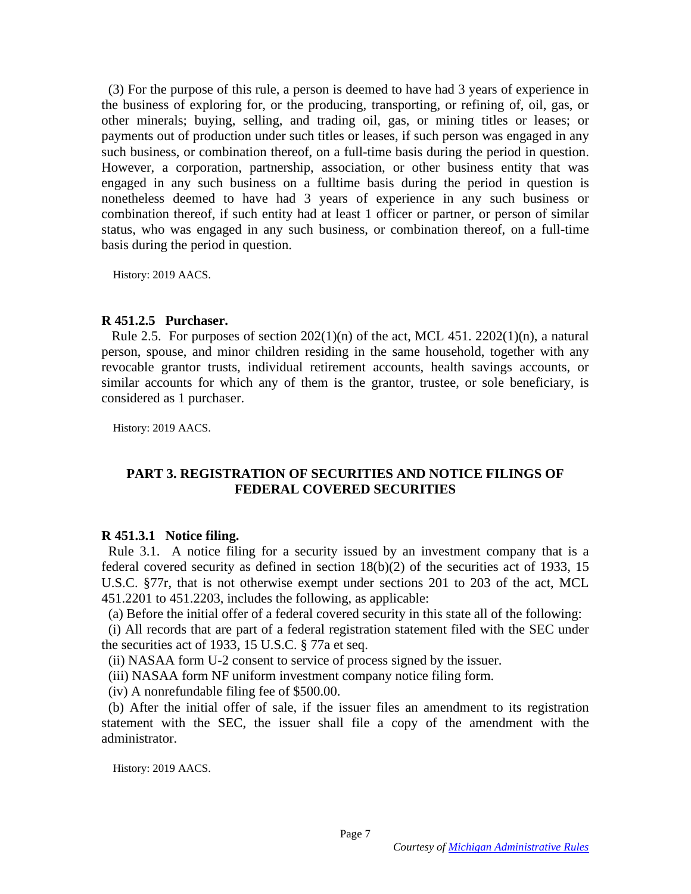(3) For the purpose of this rule, a person is deemed to have had 3 years of experience in the business of exploring for, or the producing, transporting, or refining of, oil, gas, or other minerals; buying, selling, and trading oil, gas, or mining titles or leases; or payments out of production under such titles or leases, if such person was engaged in any such business, or combination thereof, on a full-time basis during the period in question. However, a corporation, partnership, association, or other business entity that was engaged in any such business on a fulltime basis during the period in question is nonetheless deemed to have had 3 years of experience in any such business or combination thereof, if such entity had at least 1 officer or partner, or person of similar status, who was engaged in any such business, or combination thereof, on a full-time basis during the period in question.

History: 2019 AACS.

**R 451.2.5 Purchaser.**

Rule 2.5. For purposes of section 202(1)(n) of the act, MCL 451. 2202(1)(n), a natural person, spouse, and minor children residing in the same household, together with any revocable grantor trusts, individual retirement accounts, health savings accounts, or similar accounts for which any of them is the grantor, trustee, or sole beneficiary, is considered as 1 purchaser.

History: 2019 AACS.

## PART 3. REGISTRATION OF SECURITIES AND NOTICE FILINGS OF FEDERAL COVERED SECURITIES

**R 451.3.1 Notice filing.**

Rule 3.1. A notice filing for a security issued by an investment company that is a federal covered security as defined in section 18(b)(2) of the securities act of 1933, 15 U.S.C. §77r, that is not otherwise exempt under sections 201 to 203 of the act, MCL 451.2201 to 451.2203, includes the following, as applicable:

(a) Before the initial offer of a federal covered security in this state all of the following:

(i) All records that are part of a federal registration statement filed with the SEC under the securities act of 1933, 15 U.S.C. § 77a et seq.

(ii) NASAA form U-2 consent to service of process signed by the issuer.

(iii) NASAA form NF uniform investment company notice filing form.

(iv) A nonrefundable filing fee of $500.00.

(b) After the initial offer of sale, if the issuer files an amendment to its registration statement with the SEC, the issuer shall file a copy of the amendment with the administrator.

History: 2019 AACS.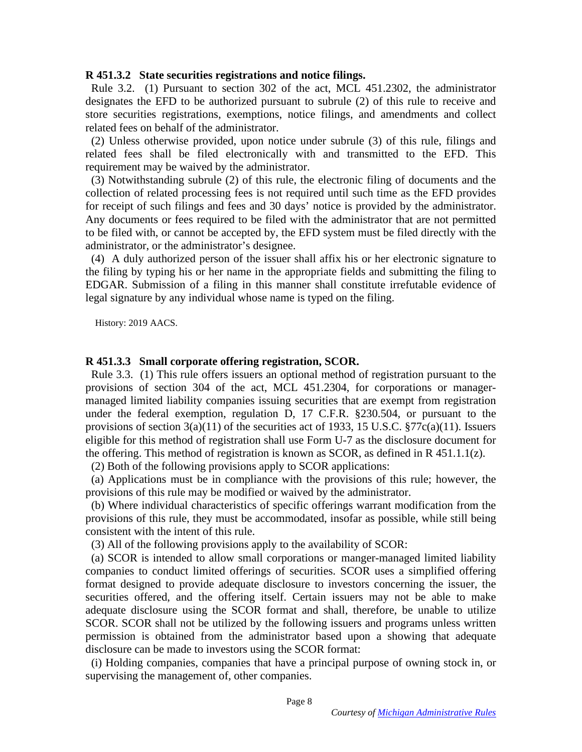**R 451.3.2 State securities registrations and notice filings.**

Rule 3.2. (1) Pursuant to section 302 of the act, MCL 451.2302, the administrator designates the EFD to be authorized pursuant to subrule (2) of this rule to receive and store securities registrations, exemptions, notice filings, and amendments and collect related fees on behalf of the administrator.

(2) Unless otherwise provided, upon notice under subrule (3) of this rule, filings and related fees shall be filed electronically with and transmitted to the EFD. This requirement may be waived by the administrator.

(3) Notwithstanding subrule (2) of this rule, the electronic filing of documents and the collection of related processing fees is not required until such time as the EFD provides for receipt of such filings and fees and 30 days' notice is provided by the administrator. Any documents or fees required to be filed with the administrator that are not permitted to be filed with, or cannot be accepted by, the EFD system must be filed directly with the administrator, or the administrator's designee.

(4) A duly authorized person of the issuer shall affix his or her electronic signature to the filing by typing his or her name in the appropriate fields and submitting the filing to EDGAR. Submission of a filing in this manner shall constitute irrefutable evidence of legal signature by any individual whose name is typed on the filing.

History: 2019 AACS.

**R 451.3.3 Small corporate offering registration, SCOR.**

Rule 3.3. (1) This rule offers issuers an optional method of registration pursuant to the provisions of section 304 of the act, MCL 451.2304, for corporations or manager-managed limited liability companies issuing securities that are exempt from registration under the federal exemption, regulation D, 17 C.F.R. §230.504, or pursuant to the provisions of section 3(a)(11) of the securities act of 1933, 15 U.S.C. §77c(a)(11). Issuers eligible for this method of registration shall use Form U-7 as the disclosure document for the offering. This method of registration is known as SCOR, as defined in R 451.1.1(z).

(2) Both of the following provisions apply to SCOR applications:

(a) Applications must be in compliance with the provisions of this rule; however, the provisions of this rule may be modified or waived by the administrator.

(b) Where individual characteristics of specific offerings warrant modification from the provisions of this rule, they must be accommodated, insofar as possible, while still being consistent with the intent of this rule.

(3) All of the following provisions apply to the availability of SCOR:

(a) SCOR is intended to allow small corporations or manger-managed limited liability companies to conduct limited offerings of securities. SCOR uses a simplified offering format designed to provide adequate disclosure to investors concerning the issuer, the securities offered, and the offering itself. Certain issuers may not be able to make adequate disclosure using the SCOR format and shall, therefore, be unable to utilize SCOR. SCOR shall not be utilized by the following issuers and programs unless written permission is obtained from the administrator based upon a showing that adequate disclosure can be made to investors using the SCOR format:

(i) Holding companies, companies that have a principal purpose of owning stock in, or supervising the management of, other companies.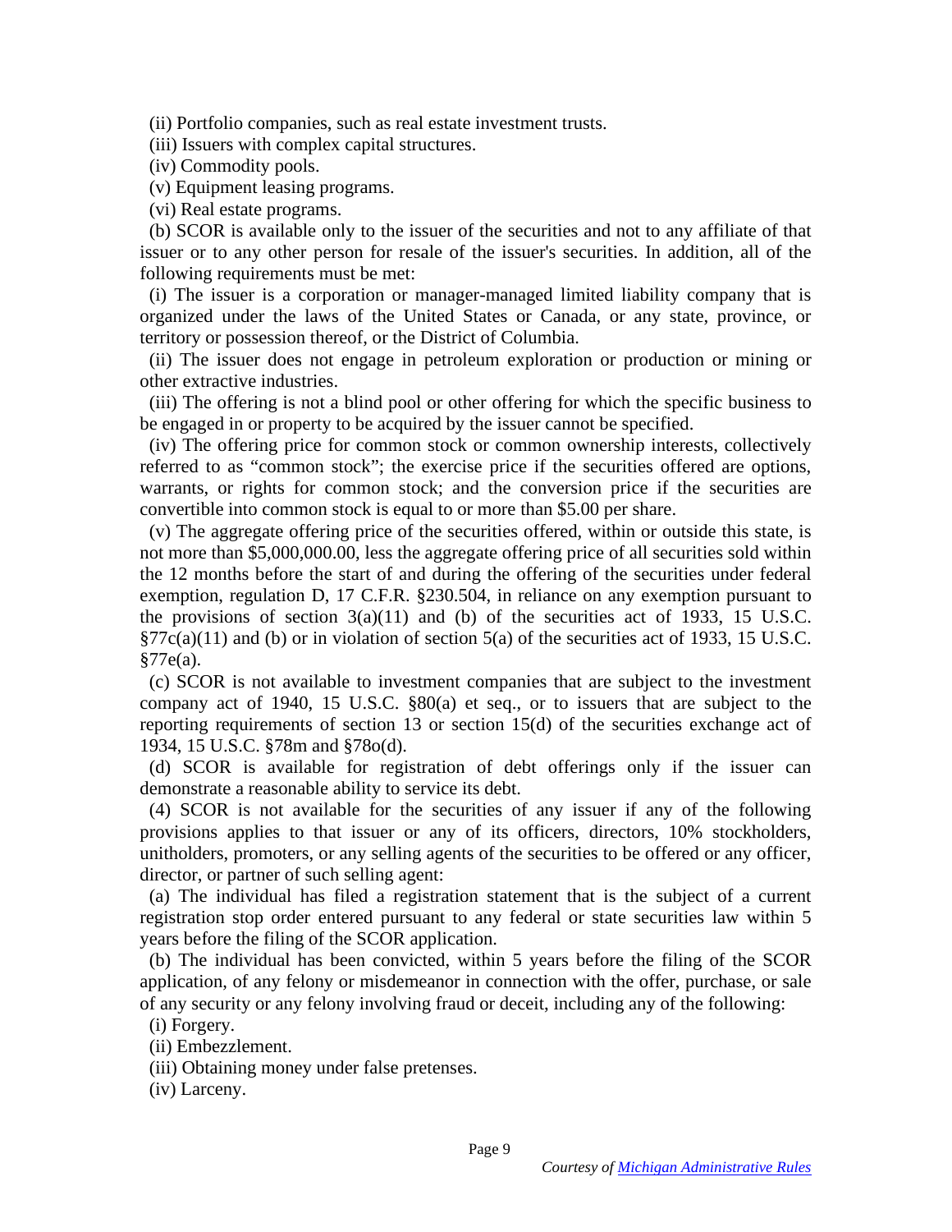(ii) Portfolio companies, such as real estate investment trusts.

(iii) Issuers with complex capital structures.

(iv) Commodity pools.

(v) Equipment leasing programs.

(vi) Real estate programs.

(b) SCOR is available only to the issuer of the securities and not to any affiliate of that issuer or to any other person for resale of the issuer's securities. In addition, all of the following requirements must be met:

(i) The issuer is a corporation or manager-managed limited liability company that is organized under the laws of the United States or Canada, or any state, province, or territory or possession thereof, or the District of Columbia.

(ii) The issuer does not engage in petroleum exploration or production or mining or other extractive industries.

(iii) The offering is not a blind pool or other offering for which the specific business to be engaged in or property to be acquired by the issuer cannot be specified.

(iv) The offering price for common stock or common ownership interests, collectively referred to as "common stock"; the exercise price if the securities offered are options, warrants, or rights for common stock; and the conversion price if the securities are convertible into common stock is equal to or more than $5.00 per share.

(v) The aggregate offering price of the securities offered, within or outside this state, is not more than $5,000,000.00, less the aggregate offering price of all securities sold within the 12 months before the start of and during the offering of the securities under federal exemption, regulation D, 17 C.F.R. §230.504, in reliance on any exemption pursuant to the provisions of section 3(a)(11) and (b) of the securities act of 1933, 15 U.S.C. §77c(a)(11) and (b) or in violation of section 5(a) of the securities act of 1933, 15 U.S.C. §77e(a).

(c) SCOR is not available to investment companies that are subject to the investment company act of 1940, 15 U.S.C. §80(a) et seq., or to issuers that are subject to the reporting requirements of section 13 or section 15(d) of the securities exchange act of 1934, 15 U.S.C. §78m and §78o(d).

(d) SCOR is available for registration of debt offerings only if the issuer can demonstrate a reasonable ability to service its debt.

(4) SCOR is not available for the securities of any issuer if any of the following provisions applies to that issuer or any of its officers, directors, 10% stockholders, unitholders, promoters, or any selling agents of the securities to be offered or any officer, director, or partner of such selling agent:

(a) The individual has filed a registration statement that is the subject of a current registration stop order entered pursuant to any federal or state securities law within 5 years before the filing of the SCOR application.

(b) The individual has been convicted, within 5 years before the filing of the SCOR application, of any felony or misdemeanor in connection with the offer, purchase, or sale of any security or any felony involving fraud or deceit, including any of the following:

(i) Forgery.

(ii) Embezzlement.

(iii) Obtaining money under false pretenses.

(iv) Larceny.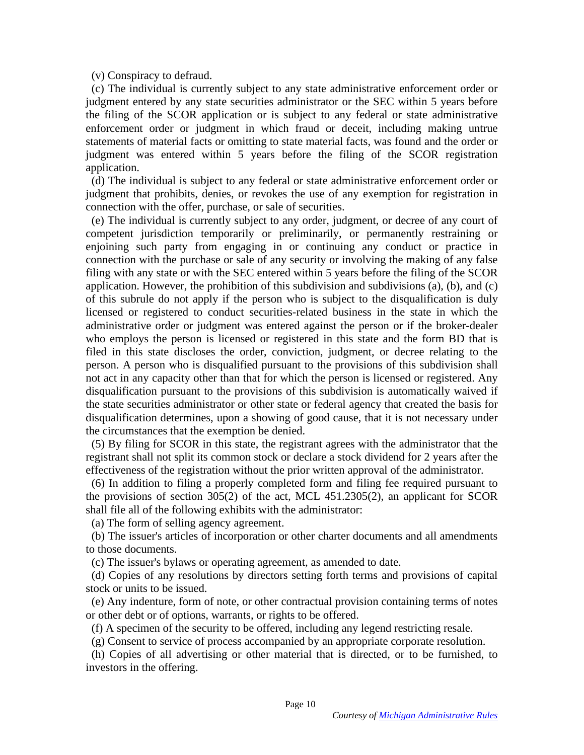(v) Conspiracy to defraud.

(c) The individual is currently subject to any state administrative enforcement order or judgment entered by any state securities administrator or the SEC within 5 years before the filing of the SCOR application or is subject to any federal or state administrative enforcement order or judgment in which fraud or deceit, including making untrue statements of material facts or omitting to state material facts, was found and the order or judgment was entered within 5 years before the filing of the SCOR registration application.

(d) The individual is subject to any federal or state administrative enforcement order or judgment that prohibits, denies, or revokes the use of any exemption for registration in connection with the offer, purchase, or sale of securities.

(e) The individual is currently subject to any order, judgment, or decree of any court of competent jurisdiction temporarily or preliminarily, or permanently restraining or enjoining such party from engaging in or continuing any conduct or practice in connection with the purchase or sale of any security or involving the making of any false filing with any state or with the SEC entered within 5 years before the filing of the SCOR application. However, the prohibition of this subdivision and subdivisions (a), (b), and (c) of this subrule do not apply if the person who is subject to the disqualification is duly licensed or registered to conduct securities-related business in the state in which the administrative order or judgment was entered against the person or if the broker-dealer who employs the person is licensed or registered in this state and the form BD that is filed in this state discloses the order, conviction, judgment, or decree relating to the person. A person who is disqualified pursuant to the provisions of this subdivision shall not act in any capacity other than that for which the person is licensed or registered. Any disqualification pursuant to the provisions of this subdivision is automatically waived if the state securities administrator or other state or federal agency that created the basis for disqualification determines, upon a showing of good cause, that it is not necessary under the circumstances that the exemption be denied.

(5) By filing for SCOR in this state, the registrant agrees with the administrator that the registrant shall not split its common stock or declare a stock dividend for 2 years after the effectiveness of the registration without the prior written approval of the administrator.

(6) In addition to filing a properly completed form and filing fee required pursuant to the provisions of section 305(2) of the act, MCL 451.2305(2), an applicant for SCOR shall file all of the following exhibits with the administrator:

(a) The form of selling agency agreement.

(b) The issuer's articles of incorporation or other charter documents and all amendments to those documents.

(c) The issuer's bylaws or operating agreement, as amended to date.

(d) Copies of any resolutions by directors setting forth terms and provisions of capital stock or units to be issued.

(e) Any indenture, form of note, or other contractual provision containing terms of notes or other debt or of options, warrants, or rights to be offered.

(f) A specimen of the security to be offered, including any legend restricting resale.

(g) Consent to service of process accompanied by an appropriate corporate resolution.

(h) Copies of all advertising or other material that is directed, or to be furnished, to investors in the offering.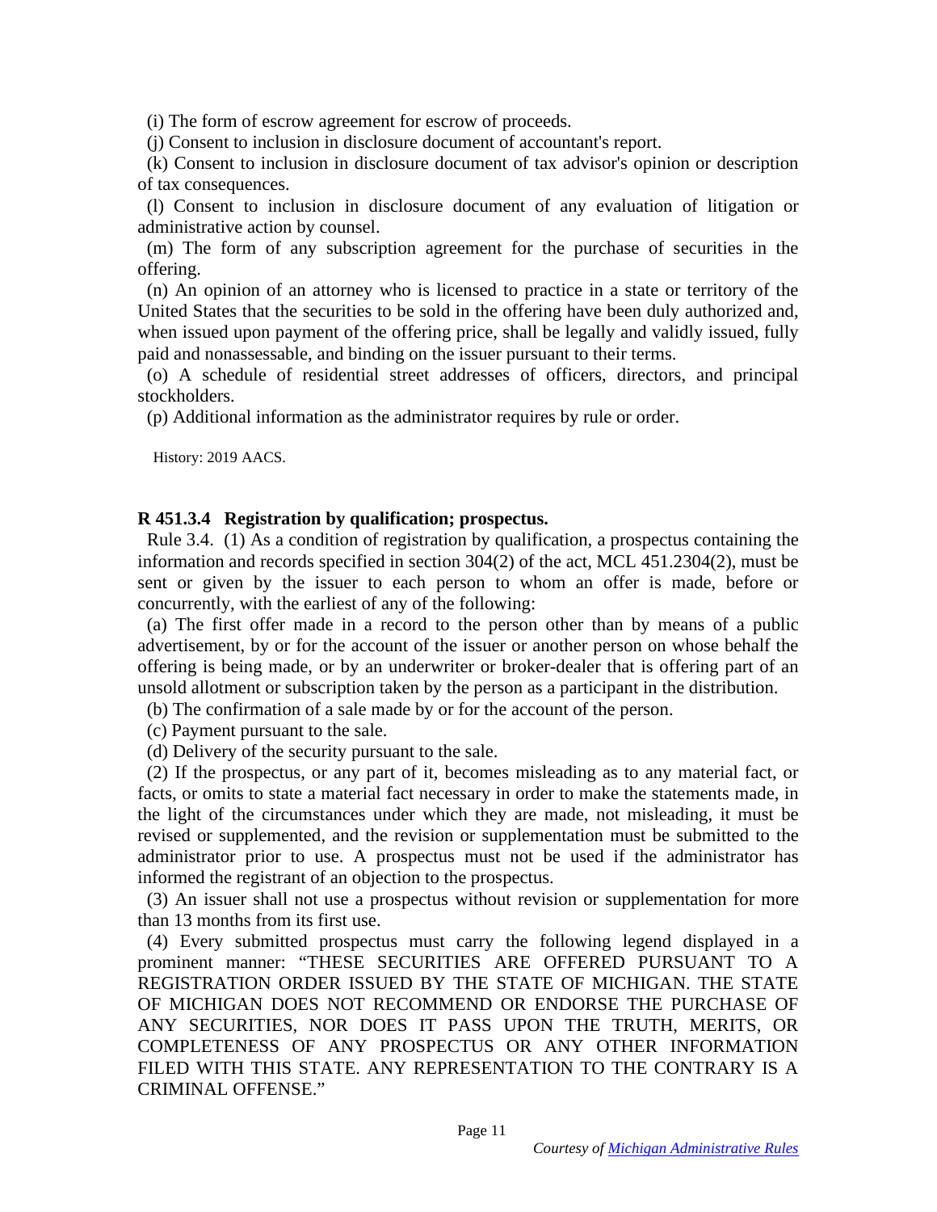(i) The form of escrow agreement for escrow of proceeds.

(j) Consent to inclusion in disclosure document of accountant's report.

(k) Consent to inclusion in disclosure document of tax advisor's opinion or description of tax consequences.

(l) Consent to inclusion in disclosure document of any evaluation of litigation or administrative action by counsel.

(m) The form of any subscription agreement for the purchase of securities in the offering.

(n) An opinion of an attorney who is licensed to practice in a state or territory of the United States that the securities to be sold in the offering have been duly authorized and, when issued upon payment of the offering price, shall be legally and validly issued, fully paid and nonassessable, and binding on the issuer pursuant to their terms.

(o) A schedule of residential street addresses of officers, directors, and principal stockholders.

(p) Additional information as the administrator requires by rule or order.

History: 2019 AACS.

**R 451.3.4 Registration by qualification; prospectus.**

Rule 3.4. (1) As a condition of registration by qualification, a prospectus containing the information and records specified in section 304(2) of the act, MCL 451.2304(2), must be sent or given by the issuer to each person to whom an offer is made, before or concurrently, with the earliest of any of the following:

(a) The first offer made in a record to the person other than by means of a public advertisement, by or for the account of the issuer or another person on whose behalf the offering is being made, or by an underwriter or broker-dealer that is offering part of an unsold allotment or subscription taken by the person as a participant in the distribution.

(b) The confirmation of a sale made by or for the account of the person.

(c) Payment pursuant to the sale.

(d) Delivery of the security pursuant to the sale.

(2) If the prospectus, or any part of it, becomes misleading as to any material fact, or facts, or omits to state a material fact necessary in order to make the statements made, in the light of the circumstances under which they are made, not misleading, it must be revised or supplemented, and the revision or supplementation must be submitted to the administrator prior to use. A prospectus must not be used if the administrator has informed the registrant of an objection to the prospectus.

(3) An issuer shall not use a prospectus without revision or supplementation for more than 13 months from its first use.

(4) Every submitted prospectus must carry the following legend displayed in a prominent manner: "THESE SECURITIES ARE OFFERED PURSUANT TO A REGISTRATION ORDER ISSUED BY THE STATE OF MICHIGAN. THE STATE OF MICHIGAN DOES NOT RECOMMEND OR ENDORSE THE PURCHASE OF ANY SECURITIES, NOR DOES IT PASS UPON THE TRUTH, MERITS, OR COMPLETENESS OF ANY PROSPECTUS OR ANY OTHER INFORMATION FILED WITH THIS STATE. ANY REPRESENTATION TO THE CONTRARY IS A CRIMINAL OFFENSE."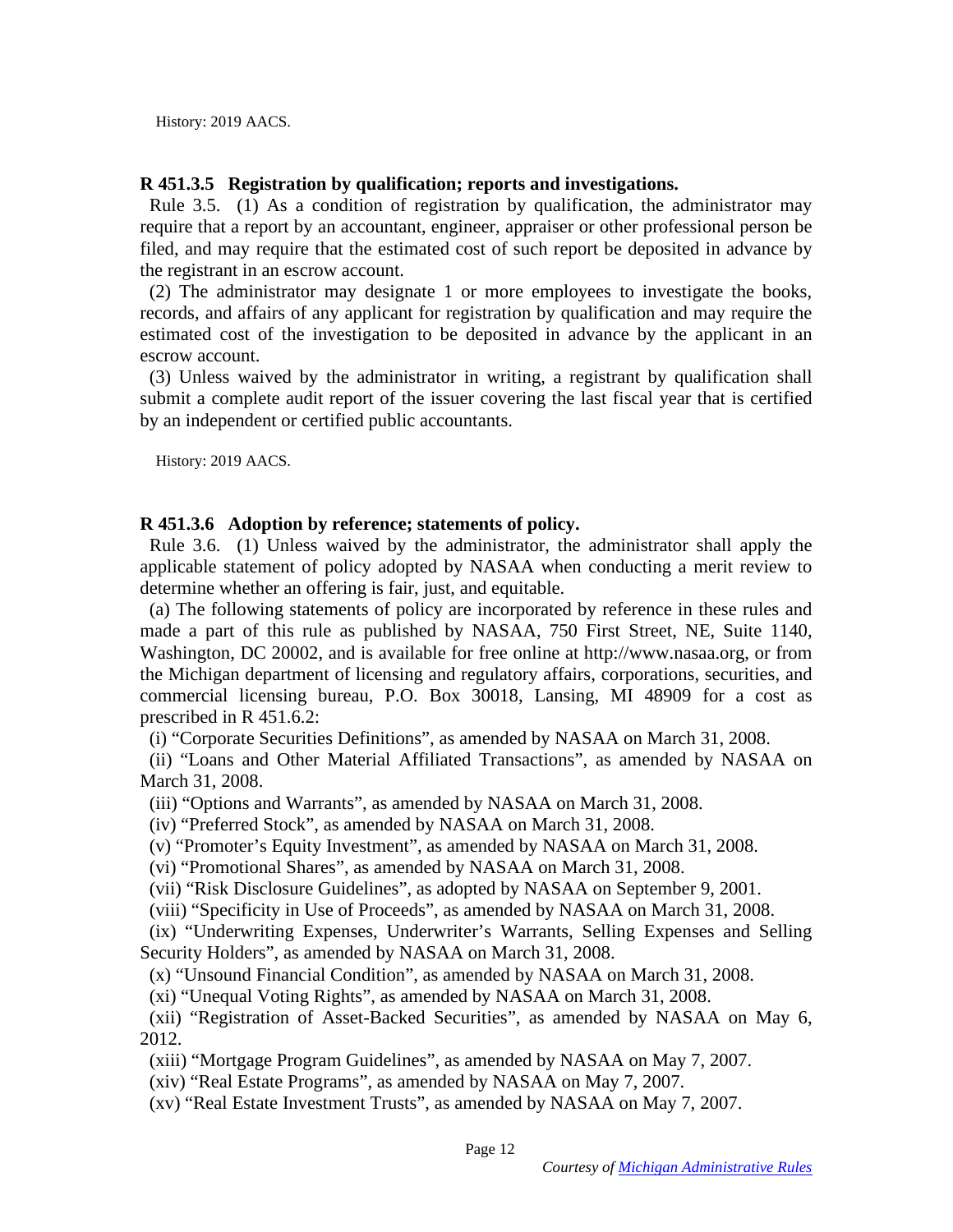History: 2019 AACS.

**R 451.3.5 Registration by qualification; reports and investigations.**

Rule 3.5. (1) As a condition of registration by qualification, the administrator may require that a report by an accountant, engineer, appraiser or other professional person be filed, and may require that the estimated cost of such report be deposited in advance by the registrant in an escrow account.

(2) The administrator may designate 1 or more employees to investigate the books, records, and affairs of any applicant for registration by qualification and may require the estimated cost of the investigation to be deposited in advance by the applicant in an escrow account.

(3) Unless waived by the administrator in writing, a registrant by qualification shall submit a complete audit report of the issuer covering the last fiscal year that is certified by an independent or certified public accountants.

History: 2019 AACS.

**R 451.3.6 Adoption by reference; statements of policy.**

Rule 3.6. (1) Unless waived by the administrator, the administrator shall apply the applicable statement of policy adopted by NASAA when conducting a merit review to determine whether an offering is fair, just, and equitable.

(a) The following statements of policy are incorporated by reference in these rules and made a part of this rule as published by NASAA, 750 First Street, NE, Suite 1140, Washington, DC 20002, and is available for free online at http://www.nasaa.org, or from the Michigan department of licensing and regulatory affairs, corporations, securities, and commercial licensing bureau, P.O. Box 30018, Lansing, MI 48909 for a cost as prescribed in R 451.6.2:

(i) "Corporate Securities Definitions", as amended by NASAA on March 31, 2008.

(ii) "Loans and Other Material Affiliated Transactions", as amended by NASAA on March 31, 2008.

(iii) "Options and Warrants", as amended by NASAA on March 31, 2008.

(iv) "Preferred Stock", as amended by NASAA on March 31, 2008.

(v) "Promoter's Equity Investment", as amended by NASAA on March 31, 2008.

(vi) "Promotional Shares", as amended by NASAA on March 31, 2008.

(vii) "Risk Disclosure Guidelines", as adopted by NASAA on September 9, 2001.

(viii) "Specificity in Use of Proceeds", as amended by NASAA on March 31, 2008.

(ix) "Underwriting Expenses, Underwriter's Warrants, Selling Expenses and Selling Security Holders", as amended by NASAA on March 31, 2008.

(x) "Unsound Financial Condition", as amended by NASAA on March 31, 2008.

(xi) "Unequal Voting Rights", as amended by NASAA on March 31, 2008.

(xii) "Registration of Asset-Backed Securities", as amended by NASAA on May 6, 2012.

(xiii) "Mortgage Program Guidelines", as amended by NASAA on May 7, 2007.

(xiv) "Real Estate Programs", as amended by NASAA on May 7, 2007.

(xv) "Real Estate Investment Trusts", as amended by NASAA on May 7, 2007.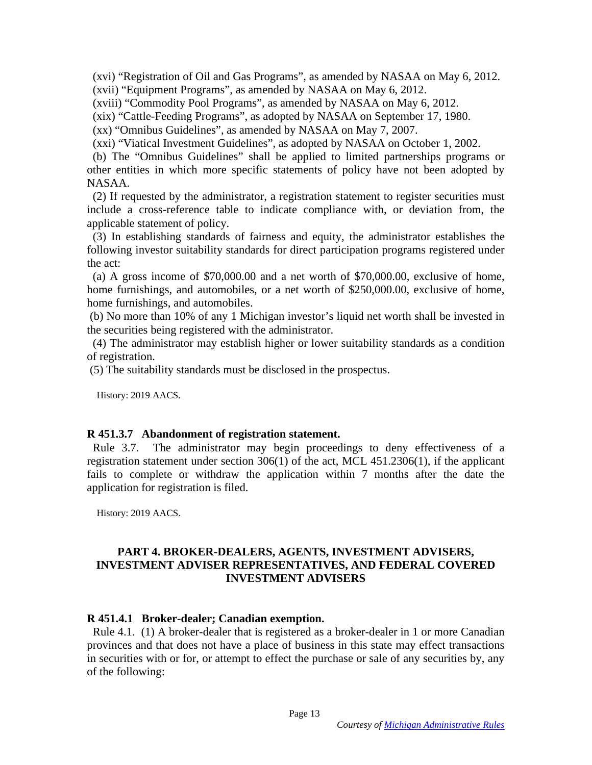(xvi) "Registration of Oil and Gas Programs", as amended by NASAA on May 6, 2012.

(xvii) "Equipment Programs", as amended by NASAA on May 6, 2012.

(xviii) "Commodity Pool Programs", as amended by NASAA on May 6, 2012.

(xix) "Cattle-Feeding Programs", as adopted by NASAA on September 17, 1980.

(xx) "Omnibus Guidelines", as amended by NASAA on May 7, 2007.

(xxi) "Viatical Investment Guidelines", as adopted by NASAA on October 1, 2002.

(b) The "Omnibus Guidelines" shall be applied to limited partnerships programs or other entities in which more specific statements of policy have not been adopted by NASAA.

(2) If requested by the administrator, a registration statement to register securities must include a cross-reference table to indicate compliance with, or deviation from, the applicable statement of policy.

(3) In establishing standards of fairness and equity, the administrator establishes the following investor suitability standards for direct participation programs registered under the act:

(a) A gross income of $70,000.00 and a net worth of $70,000.00, exclusive of home, home furnishings, and automobiles, or a net worth of $250,000.00, exclusive of home, home furnishings, and automobiles.

(b) No more than 10% of any 1 Michigan investor's liquid net worth shall be invested in the securities being registered with the administrator.

(4) The administrator may establish higher or lower suitability standards as a condition of registration.

(5) The suitability standards must be disclosed in the prospectus.

History: 2019 AACS.

### R 451.3.7 Abandonment of registration statement.

Rule 3.7. The administrator may begin proceedings to deny effectiveness of a registration statement under section 306(1) of the act, MCL 451.2306(1), if the applicant fails to complete or withdraw the application within 7 months after the date the application for registration is filed.

History: 2019 AACS.

## PART 4. BROKER-DEALERS, AGENTS, INVESTMENT ADVISERS, INVESTMENT ADVISER REPRESENTATIVES, AND FEDERAL COVERED INVESTMENT ADVISERS

### R 451.4.1 Broker-dealer; Canadian exemption.

Rule 4.1. (1) A broker-dealer that is registered as a broker-dealer in 1 or more Canadian provinces and that does not have a place of business in this state may effect transactions in securities with or for, or attempt to effect the purchase or sale of any securities by, any of the following: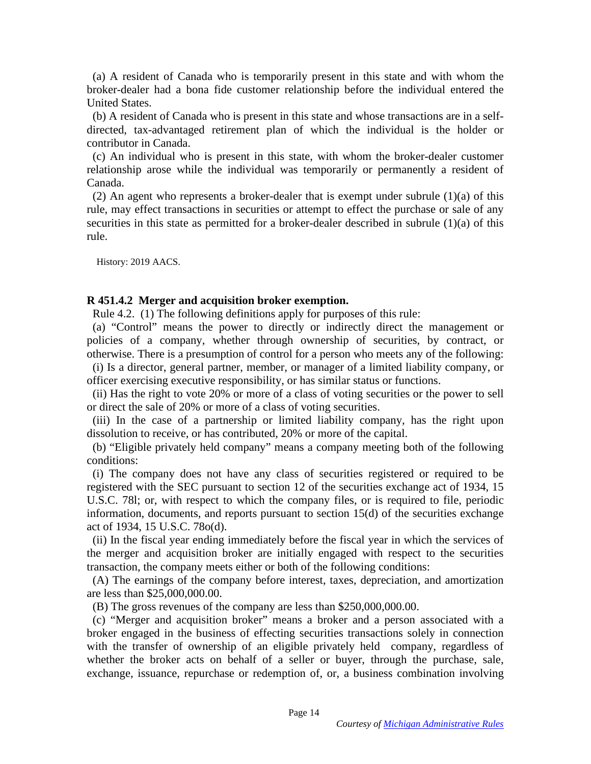(a) A resident of Canada who is temporarily present in this state and with whom the broker-dealer had a bona fide customer relationship before the individual entered the United States.

(b) A resident of Canada who is present in this state and whose transactions are in a self-directed, tax-advantaged retirement plan of which the individual is the holder or contributor in Canada.

(c) An individual who is present in this state, with whom the broker-dealer customer relationship arose while the individual was temporarily or permanently a resident of Canada.

(2) An agent who represents a broker-dealer that is exempt under subrule (1)(a) of this rule, may effect transactions in securities or attempt to effect the purchase or sale of any securities in this state as permitted for a broker-dealer described in subrule (1)(a) of this rule.

History: 2019 AACS.

**R 451.4.2 Merger and acquisition broker exemption.**

Rule 4.2. (1) The following definitions apply for purposes of this rule:

(a) "Control" means the power to directly or indirectly direct the management or policies of a company, whether through ownership of securities, by contract, or otherwise. There is a presumption of control for a person who meets any of the following:

(i) Is a director, general partner, member, or manager of a limited liability company, or officer exercising executive responsibility, or has similar status or functions.

(ii) Has the right to vote 20% or more of a class of voting securities or the power to sell or direct the sale of 20% or more of a class of voting securities.

(iii) In the case of a partnership or limited liability company, has the right upon dissolution to receive, or has contributed, 20% or more of the capital.

(b) "Eligible privately held company" means a company meeting both of the following conditions:

(i) The company does not have any class of securities registered or required to be registered with the SEC pursuant to section 12 of the securities exchange act of 1934, 15 U.S.C. 78l; or, with respect to which the company files, or is required to file, periodic information, documents, and reports pursuant to section 15(d) of the securities exchange act of 1934, 15 U.S.C. 78o(d).

(ii) In the fiscal year ending immediately before the fiscal year in which the services of the merger and acquisition broker are initially engaged with respect to the securities transaction, the company meets either or both of the following conditions:

(A) The earnings of the company before interest, taxes, depreciation, and amortization are less than $25,000,000.00.

(B) The gross revenues of the company are less than $250,000,000.00.

(c) "Merger and acquisition broker" means a broker and a person associated with a broker engaged in the business of effecting securities transactions solely in connection with the transfer of ownership of an eligible privately held company, regardless of whether the broker acts on behalf of a seller or buyer, through the purchase, sale, exchange, issuance, repurchase or redemption of, or, a business combination involving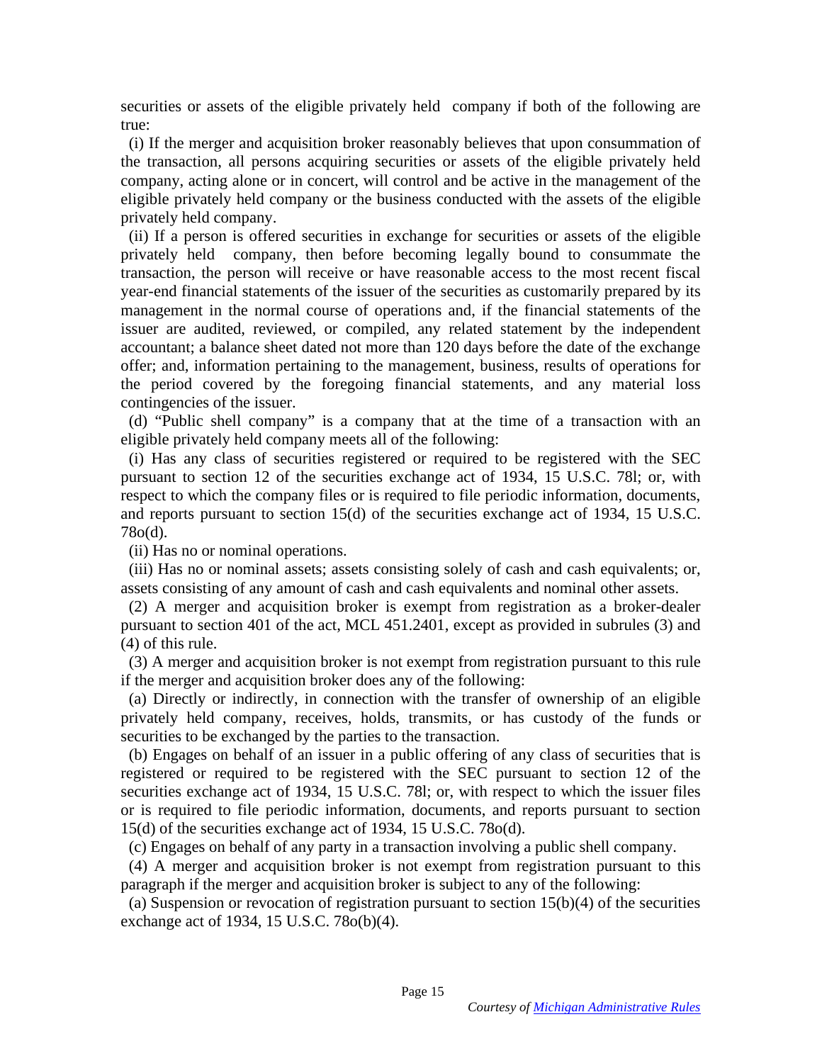securities or assets of the eligible privately held company if both of the following are true:

(i) If the merger and acquisition broker reasonably believes that upon consummation of the transaction, all persons acquiring securities or assets of the eligible privately held company, acting alone or in concert, will control and be active in the management of the eligible privately held company or the business conducted with the assets of the eligible privately held company.

(ii) If a person is offered securities in exchange for securities or assets of the eligible privately held company, then before becoming legally bound to consummate the transaction, the person will receive or have reasonable access to the most recent fiscal year-end financial statements of the issuer of the securities as customarily prepared by its management in the normal course of operations and, if the financial statements of the issuer are audited, reviewed, or compiled, any related statement by the independent accountant; a balance sheet dated not more than 120 days before the date of the exchange offer; and, information pertaining to the management, business, results of operations for the period covered by the foregoing financial statements, and any material loss contingencies of the issuer.

(d) "Public shell company" is a company that at the time of a transaction with an eligible privately held company meets all of the following:

(i) Has any class of securities registered or required to be registered with the SEC pursuant to section 12 of the securities exchange act of 1934, 15 U.S.C. 78l; or, with respect to which the company files or is required to file periodic information, documents, and reports pursuant to section 15(d) of the securities exchange act of 1934, 15 U.S.C. 78o(d).

(ii) Has no or nominal operations.

(iii) Has no or nominal assets; assets consisting solely of cash and cash equivalents; or, assets consisting of any amount of cash and cash equivalents and nominal other assets.

(2) A merger and acquisition broker is exempt from registration as a broker-dealer pursuant to section 401 of the act, MCL 451.2401, except as provided in subrules (3) and (4) of this rule.

(3) A merger and acquisition broker is not exempt from registration pursuant to this rule if the merger and acquisition broker does any of the following:

(a) Directly or indirectly, in connection with the transfer of ownership of an eligible privately held company, receives, holds, transmits, or has custody of the funds or securities to be exchanged by the parties to the transaction.

(b) Engages on behalf of an issuer in a public offering of any class of securities that is registered or required to be registered with the SEC pursuant to section 12 of the securities exchange act of 1934, 15 U.S.C. 78l; or, with respect to which the issuer files or is required to file periodic information, documents, and reports pursuant to section 15(d) of the securities exchange act of 1934, 15 U.S.C. 78o(d).

(c) Engages on behalf of any party in a transaction involving a public shell company.

(4) A merger and acquisition broker is not exempt from registration pursuant to this paragraph if the merger and acquisition broker is subject to any of the following:

(a) Suspension or revocation of registration pursuant to section 15(b)(4) of the securities exchange act of 1934, 15 U.S.C. 78o(b)(4).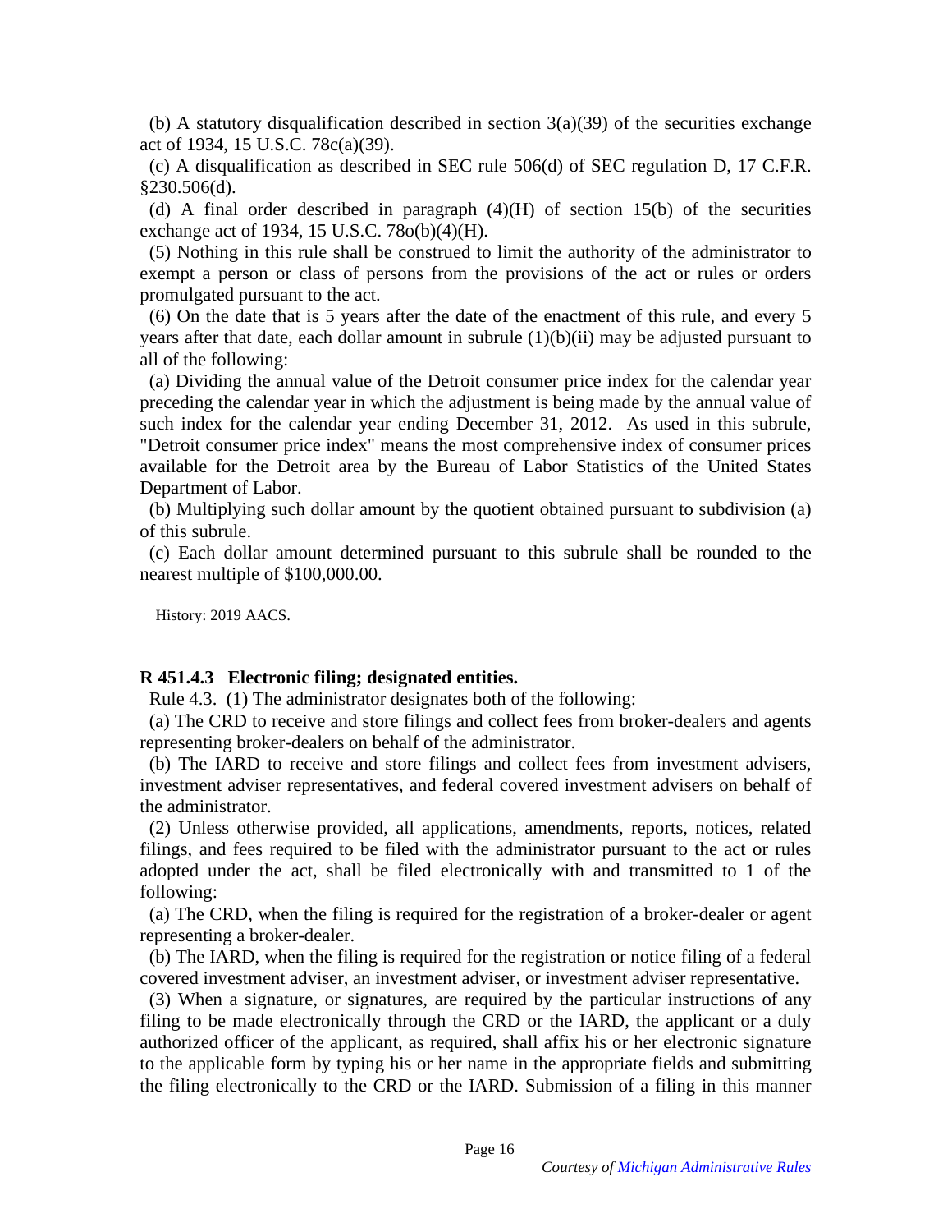(b) A statutory disqualification described in section 3(a)(39) of the securities exchange act of 1934, 15 U.S.C. 78c(a)(39).

(c) A disqualification as described in SEC rule 506(d) of SEC regulation D, 17 C.F.R. §230.506(d).

(d) A final order described in paragraph (4)(H) of section 15(b) of the securities exchange act of 1934, 15 U.S.C. 78o(b)(4)(H).

(5) Nothing in this rule shall be construed to limit the authority of the administrator to exempt a person or class of persons from the provisions of the act or rules or orders promulgated pursuant to the act.

(6) On the date that is 5 years after the date of the enactment of this rule, and every 5 years after that date, each dollar amount in subrule (1)(b)(ii) may be adjusted pursuant to all of the following:

(a) Dividing the annual value of the Detroit consumer price index for the calendar year preceding the calendar year in which the adjustment is being made by the annual value of such index for the calendar year ending December 31, 2012. As used in this subrule, "Detroit consumer price index" means the most comprehensive index of consumer prices available for the Detroit area by the Bureau of Labor Statistics of the United States Department of Labor.

(b) Multiplying such dollar amount by the quotient obtained pursuant to subdivision (a) of this subrule.

(c) Each dollar amount determined pursuant to this subrule shall be rounded to the nearest multiple of $100,000.00.

History: 2019 AACS.

**R 451.4.3 Electronic filing; designated entities.**

Rule 4.3. (1) The administrator designates both of the following:

(a) The CRD to receive and store filings and collect fees from broker-dealers and agents representing broker-dealers on behalf of the administrator.

(b) The IARD to receive and store filings and collect fees from investment advisers, investment adviser representatives, and federal covered investment advisers on behalf of the administrator.

(2) Unless otherwise provided, all applications, amendments, reports, notices, related filings, and fees required to be filed with the administrator pursuant to the act or rules adopted under the act, shall be filed electronically with and transmitted to 1 of the following:

(a) The CRD, when the filing is required for the registration of a broker-dealer or agent representing a broker-dealer.

(b) The IARD, when the filing is required for the registration or notice filing of a federal covered investment adviser, an investment adviser, or investment adviser representative.

(3) When a signature, or signatures, are required by the particular instructions of any filing to be made electronically through the CRD or the IARD, the applicant or a duly authorized officer of the applicant, as required, shall affix his or her electronic signature to the applicable form by typing his or her name in the appropriate fields and submitting the filing electronically to the CRD or the IARD. Submission of a filing in this manner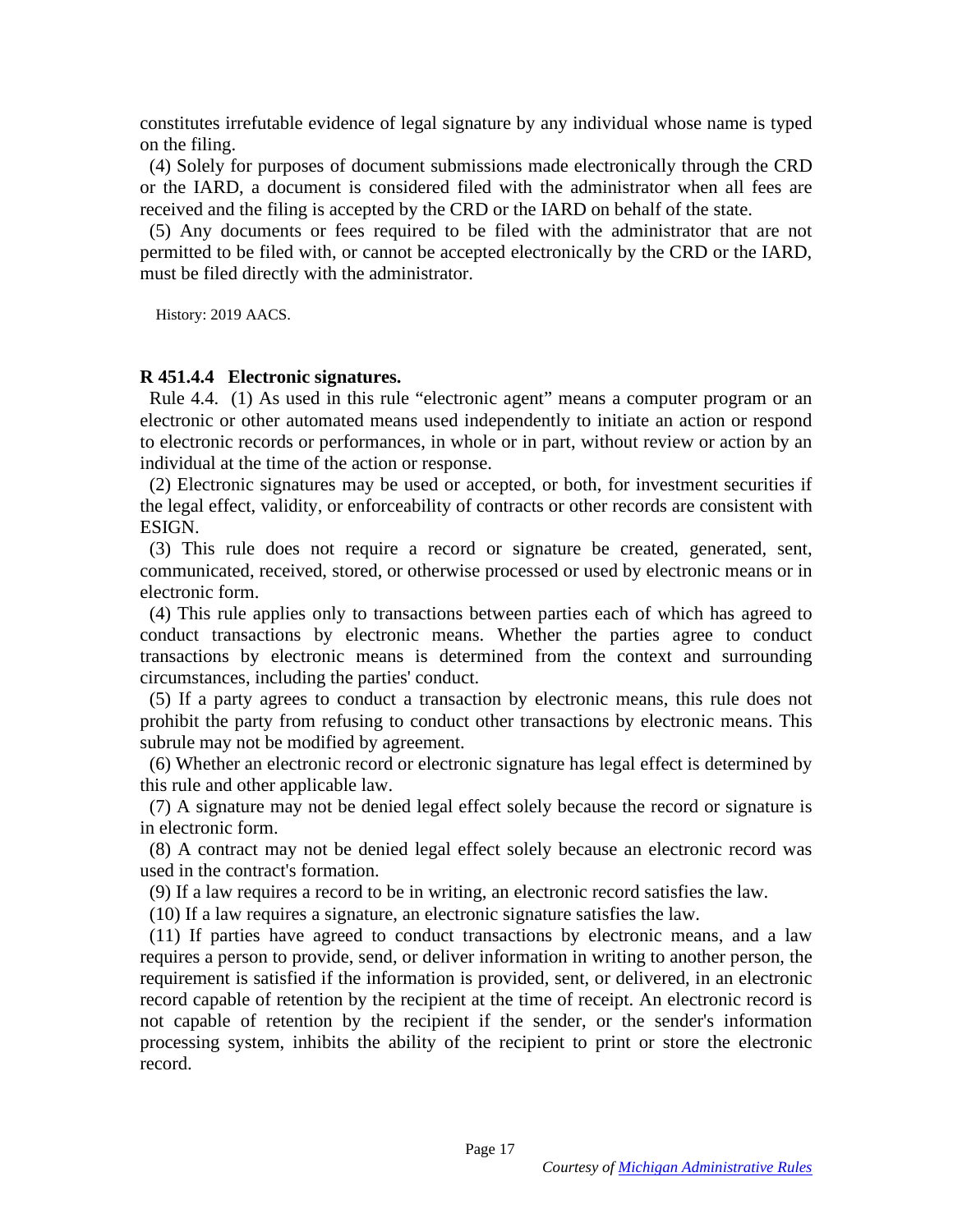constitutes irrefutable evidence of legal signature by any individual whose name is typed on the filing.

(4) Solely for purposes of document submissions made electronically through the CRD or the IARD, a document is considered filed with the administrator when all fees are received and the filing is accepted by the CRD or the IARD on behalf of the state.

(5) Any documents or fees required to be filed with the administrator that are not permitted to be filed with, or cannot be accepted electronically by the CRD or the IARD, must be filed directly with the administrator.

History: 2019 AACS.

**R 451.4.4 Electronic signatures.**

Rule 4.4. (1) As used in this rule "electronic agent" means a computer program or an electronic or other automated means used independently to initiate an action or respond to electronic records or performances, in whole or in part, without review or action by an individual at the time of the action or response.

(2) Electronic signatures may be used or accepted, or both, for investment securities if the legal effect, validity, or enforceability of contracts or other records are consistent with ESIGN.

(3) This rule does not require a record or signature be created, generated, sent, communicated, received, stored, or otherwise processed or used by electronic means or in electronic form.

(4) This rule applies only to transactions between parties each of which has agreed to conduct transactions by electronic means. Whether the parties agree to conduct transactions by electronic means is determined from the context and surrounding circumstances, including the parties' conduct.

(5) If a party agrees to conduct a transaction by electronic means, this rule does not prohibit the party from refusing to conduct other transactions by electronic means. This subrule may not be modified by agreement.

(6) Whether an electronic record or electronic signature has legal effect is determined by this rule and other applicable law.

(7) A signature may not be denied legal effect solely because the record or signature is in electronic form.

(8) A contract may not be denied legal effect solely because an electronic record was used in the contract's formation.

(9) If a law requires a record to be in writing, an electronic record satisfies the law.

(10) If a law requires a signature, an electronic signature satisfies the law.

(11) If parties have agreed to conduct transactions by electronic means, and a law requires a person to provide, send, or deliver information in writing to another person, the requirement is satisfied if the information is provided, sent, or delivered, in an electronic record capable of retention by the recipient at the time of receipt. An electronic record is not capable of retention by the recipient if the sender, or the sender's information processing system, inhibits the ability of the recipient to print or store the electronic record.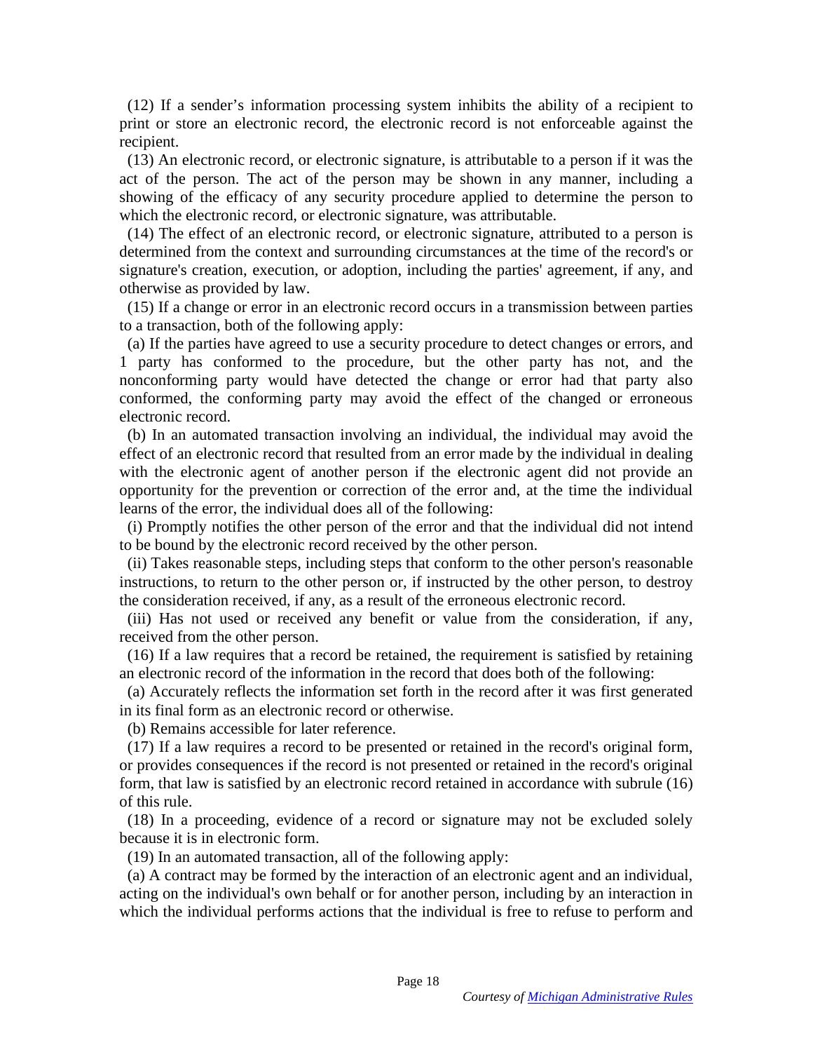(12) If a sender's information processing system inhibits the ability of a recipient to print or store an electronic record, the electronic record is not enforceable against the recipient.

(13) An electronic record, or electronic signature, is attributable to a person if it was the act of the person. The act of the person may be shown in any manner, including a showing of the efficacy of any security procedure applied to determine the person to which the electronic record, or electronic signature, was attributable.

(14) The effect of an electronic record, or electronic signature, attributed to a person is determined from the context and surrounding circumstances at the time of the record's or signature's creation, execution, or adoption, including the parties' agreement, if any, and otherwise as provided by law.

(15) If a change or error in an electronic record occurs in a transmission between parties to a transaction, both of the following apply:

(a) If the parties have agreed to use a security procedure to detect changes or errors, and 1 party has conformed to the procedure, but the other party has not, and the nonconforming party would have detected the change or error had that party also conformed, the conforming party may avoid the effect of the changed or erroneous electronic record.

(b) In an automated transaction involving an individual, the individual may avoid the effect of an electronic record that resulted from an error made by the individual in dealing with the electronic agent of another person if the electronic agent did not provide an opportunity for the prevention or correction of the error and, at the time the individual learns of the error, the individual does all of the following:

(i) Promptly notifies the other person of the error and that the individual did not intend to be bound by the electronic record received by the other person.

(ii) Takes reasonable steps, including steps that conform to the other person's reasonable instructions, to return to the other person or, if instructed by the other person, to destroy the consideration received, if any, as a result of the erroneous electronic record.

(iii) Has not used or received any benefit or value from the consideration, if any, received from the other person.

(16) If a law requires that a record be retained, the requirement is satisfied by retaining an electronic record of the information in the record that does both of the following:

(a) Accurately reflects the information set forth in the record after it was first generated in its final form as an electronic record or otherwise.

(b) Remains accessible for later reference.

(17) If a law requires a record to be presented or retained in the record's original form, or provides consequences if the record is not presented or retained in the record's original form, that law is satisfied by an electronic record retained in accordance with subrule (16) of this rule.

(18) In a proceeding, evidence of a record or signature may not be excluded solely because it is in electronic form.

(19) In an automated transaction, all of the following apply:

(a) A contract may be formed by the interaction of an electronic agent and an individual, acting on the individual's own behalf or for another person, including by an interaction in which the individual performs actions that the individual is free to refuse to perform and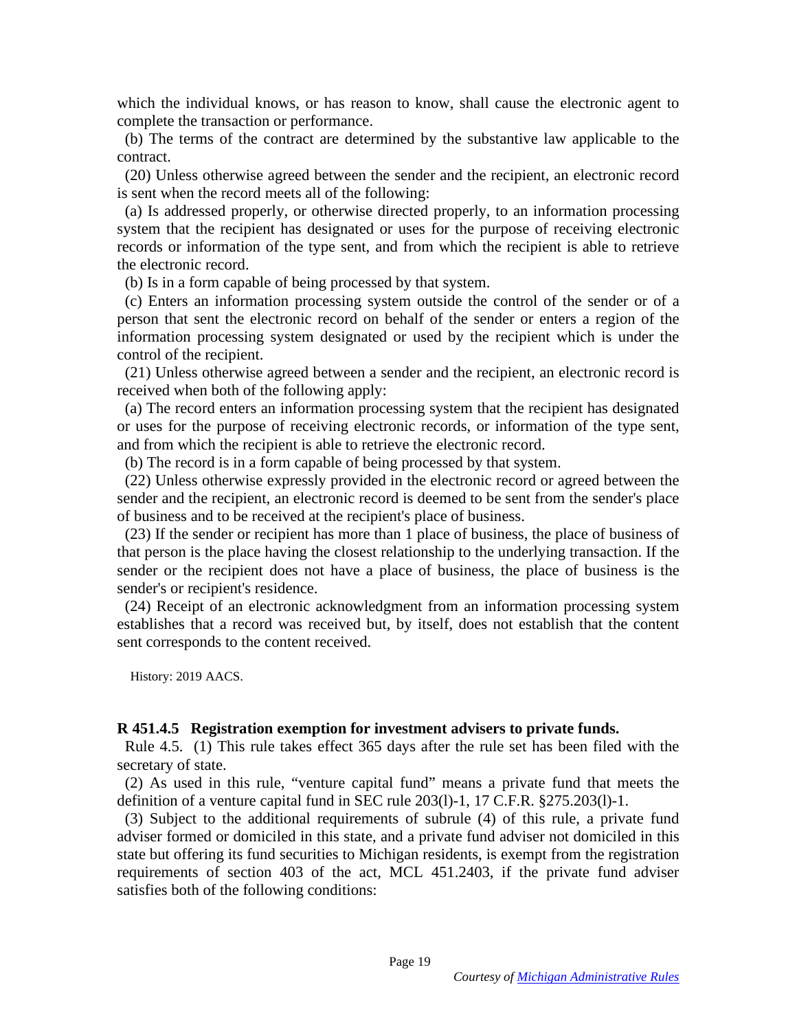which the individual knows, or has reason to know, shall cause the electronic agent to complete the transaction or performance.

(b) The terms of the contract are determined by the substantive law applicable to the contract.

(20) Unless otherwise agreed between the sender and the recipient, an electronic record is sent when the record meets all of the following:

(a) Is addressed properly, or otherwise directed properly, to an information processing system that the recipient has designated or uses for the purpose of receiving electronic records or information of the type sent, and from which the recipient is able to retrieve the electronic record.

(b) Is in a form capable of being processed by that system.

(c) Enters an information processing system outside the control of the sender or of a person that sent the electronic record on behalf of the sender or enters a region of the information processing system designated or used by the recipient which is under the control of the recipient.

(21) Unless otherwise agreed between a sender and the recipient, an electronic record is received when both of the following apply:

(a) The record enters an information processing system that the recipient has designated or uses for the purpose of receiving electronic records, or information of the type sent, and from which the recipient is able to retrieve the electronic record.

(b) The record is in a form capable of being processed by that system.

(22) Unless otherwise expressly provided in the electronic record or agreed between the sender and the recipient, an electronic record is deemed to be sent from the sender's place of business and to be received at the recipient's place of business.

(23) If the sender or recipient has more than 1 place of business, the place of business of that person is the place having the closest relationship to the underlying transaction. If the sender or the recipient does not have a place of business, the place of business is the sender's or recipient's residence.

(24) Receipt of an electronic acknowledgment from an information processing system establishes that a record was received but, by itself, does not establish that the content sent corresponds to the content received.

History: 2019 AACS.

**R 451.4.5 Registration exemption for investment advisers to private funds.**

Rule 4.5. (1) This rule takes effect 365 days after the rule set has been filed with the secretary of state.

(2) As used in this rule, "venture capital fund" means a private fund that meets the definition of a venture capital fund in SEC rule 203(l)-1, 17 C.F.R. §275.203(l)-1.

(3) Subject to the additional requirements of subrule (4) of this rule, a private fund adviser formed or domiciled in this state, and a private fund adviser not domiciled in this state but offering its fund securities to Michigan residents, is exempt from the registration requirements of section 403 of the act, MCL 451.2403, if the private fund adviser satisfies both of the following conditions: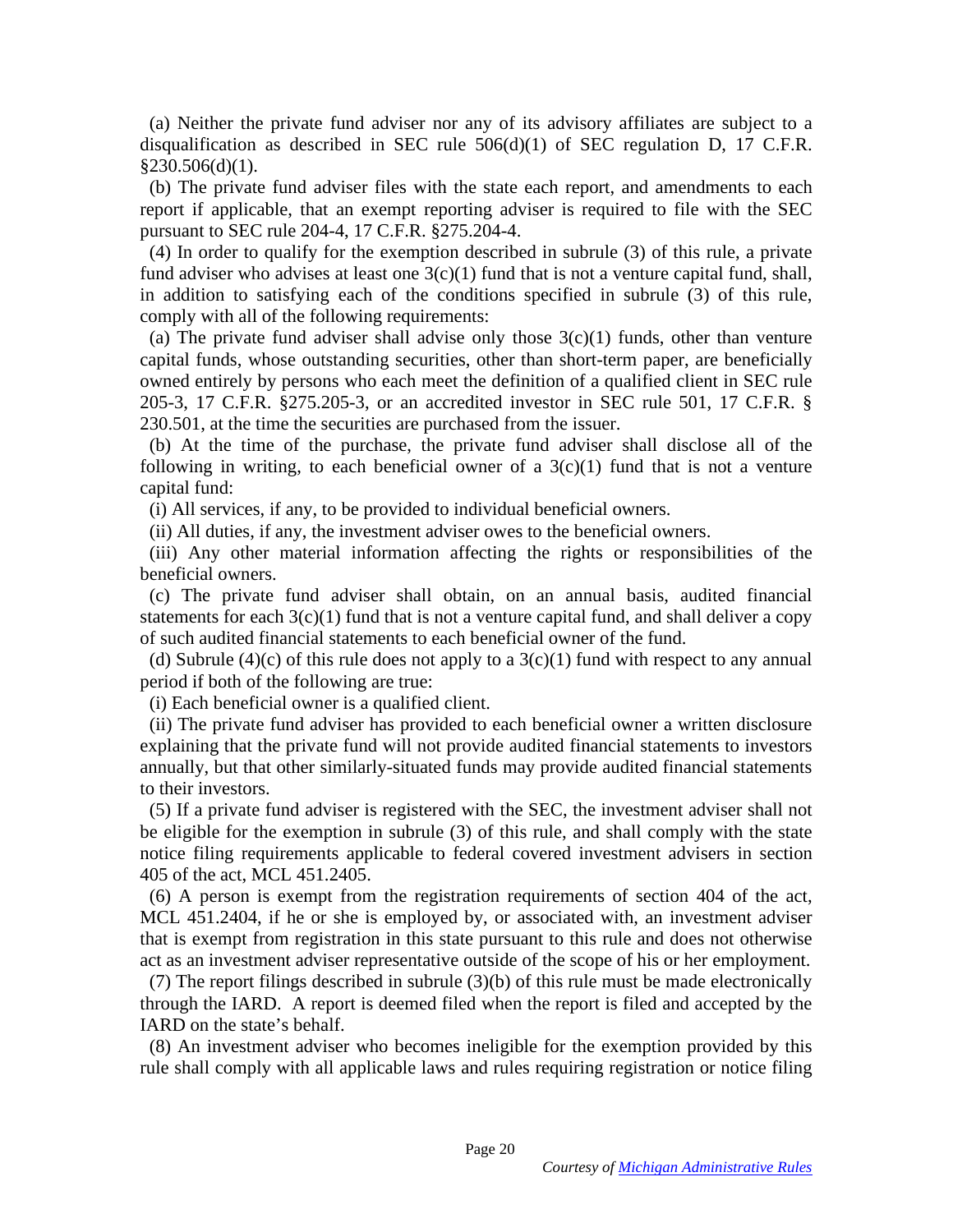(a) Neither the private fund adviser nor any of its advisory affiliates are subject to a disqualification as described in SEC rule 506(d)(1) of SEC regulation D, 17 C.F.R. §230.506(d)(1).

(b) The private fund adviser files with the state each report, and amendments to each report if applicable, that an exempt reporting adviser is required to file with the SEC pursuant to SEC rule 204-4, 17 C.F.R. §275.204-4.

(4) In order to qualify for the exemption described in subrule (3) of this rule, a private fund adviser who advises at least one 3(c)(1) fund that is not a venture capital fund, shall, in addition to satisfying each of the conditions specified in subrule (3) of this rule, comply with all of the following requirements:

(a) The private fund adviser shall advise only those 3(c)(1) funds, other than venture capital funds, whose outstanding securities, other than short-term paper, are beneficially owned entirely by persons who each meet the definition of a qualified client in SEC rule 205-3, 17 C.F.R. §275.205-3, or an accredited investor in SEC rule 501, 17 C.F.R. § 230.501, at the time the securities are purchased from the issuer.

(b) At the time of the purchase, the private fund adviser shall disclose all of the following in writing, to each beneficial owner of a 3(c)(1) fund that is not a venture capital fund:

(i) All services, if any, to be provided to individual beneficial owners.

(ii) All duties, if any, the investment adviser owes to the beneficial owners.

(iii) Any other material information affecting the rights or responsibilities of the beneficial owners.

(c) The private fund adviser shall obtain, on an annual basis, audited financial statements for each 3(c)(1) fund that is not a venture capital fund, and shall deliver a copy of such audited financial statements to each beneficial owner of the fund.

(d) Subrule (4)(c) of this rule does not apply to a 3(c)(1) fund with respect to any annual period if both of the following are true:

(i) Each beneficial owner is a qualified client.

(ii) The private fund adviser has provided to each beneficial owner a written disclosure explaining that the private fund will not provide audited financial statements to investors annually, but that other similarly-situated funds may provide audited financial statements to their investors.

(5) If a private fund adviser is registered with the SEC, the investment adviser shall not be eligible for the exemption in subrule (3) of this rule, and shall comply with the state notice filing requirements applicable to federal covered investment advisers in section 405 of the act, MCL 451.2405.

(6) A person is exempt from the registration requirements of section 404 of the act, MCL 451.2404, if he or she is employed by, or associated with, an investment adviser that is exempt from registration in this state pursuant to this rule and does not otherwise act as an investment adviser representative outside of the scope of his or her employment.

(7) The report filings described in subrule (3)(b) of this rule must be made electronically through the IARD. A report is deemed filed when the report is filed and accepted by the IARD on the state's behalf.

(8) An investment adviser who becomes ineligible for the exemption provided by this rule shall comply with all applicable laws and rules requiring registration or notice filing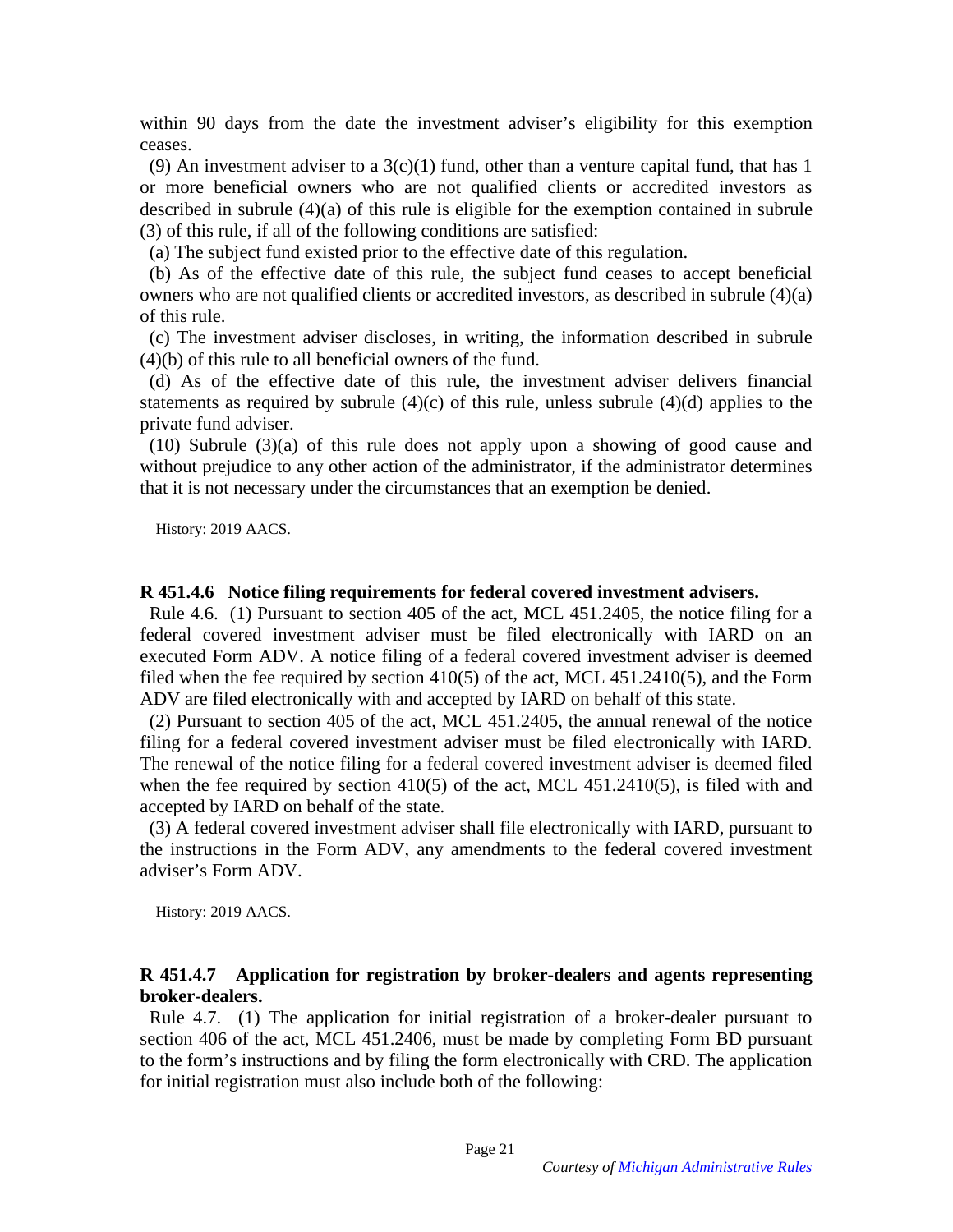within 90 days from the date the investment adviser's eligibility for this exemption ceases.

(9) An investment adviser to a 3(c)(1) fund, other than a venture capital fund, that has 1 or more beneficial owners who are not qualified clients or accredited investors as described in subrule (4)(a) of this rule is eligible for the exemption contained in subrule (3) of this rule, if all of the following conditions are satisfied:

(a) The subject fund existed prior to the effective date of this regulation.

(b) As of the effective date of this rule, the subject fund ceases to accept beneficial owners who are not qualified clients or accredited investors, as described in subrule (4)(a) of this rule.

(c) The investment adviser discloses, in writing, the information described in subrule (4)(b) of this rule to all beneficial owners of the fund.

(d) As of the effective date of this rule, the investment adviser delivers financial statements as required by subrule (4)(c) of this rule, unless subrule (4)(d) applies to the private fund adviser.

(10) Subrule (3)(a) of this rule does not apply upon a showing of good cause and without prejudice to any other action of the administrator, if the administrator determines that it is not necessary under the circumstances that an exemption be denied.

History: 2019 AACS.

**R 451.4.6 Notice filing requirements for federal covered investment advisers.**

Rule 4.6. (1) Pursuant to section 405 of the act, MCL 451.2405, the notice filing for a federal covered investment adviser must be filed electronically with IARD on an executed Form ADV. A notice filing of a federal covered investment adviser is deemed filed when the fee required by section 410(5) of the act, MCL 451.2410(5), and the Form ADV are filed electronically with and accepted by IARD on behalf of this state.

(2) Pursuant to section 405 of the act, MCL 451.2405, the annual renewal of the notice filing for a federal covered investment adviser must be filed electronically with IARD. The renewal of the notice filing for a federal covered investment adviser is deemed filed when the fee required by section 410(5) of the act, MCL 451.2410(5), is filed with and accepted by IARD on behalf of the state.

(3) A federal covered investment adviser shall file electronically with IARD, pursuant to the instructions in the Form ADV, any amendments to the federal covered investment adviser's Form ADV.

History: 2019 AACS.

**R 451.4.7 Application for registration by broker-dealers and agents representing broker-dealers.**

Rule 4.7. (1) The application for initial registration of a broker-dealer pursuant to section 406 of the act, MCL 451.2406, must be made by completing Form BD pursuant to the form's instructions and by filing the form electronically with CRD. The application for initial registration must also include both of the following: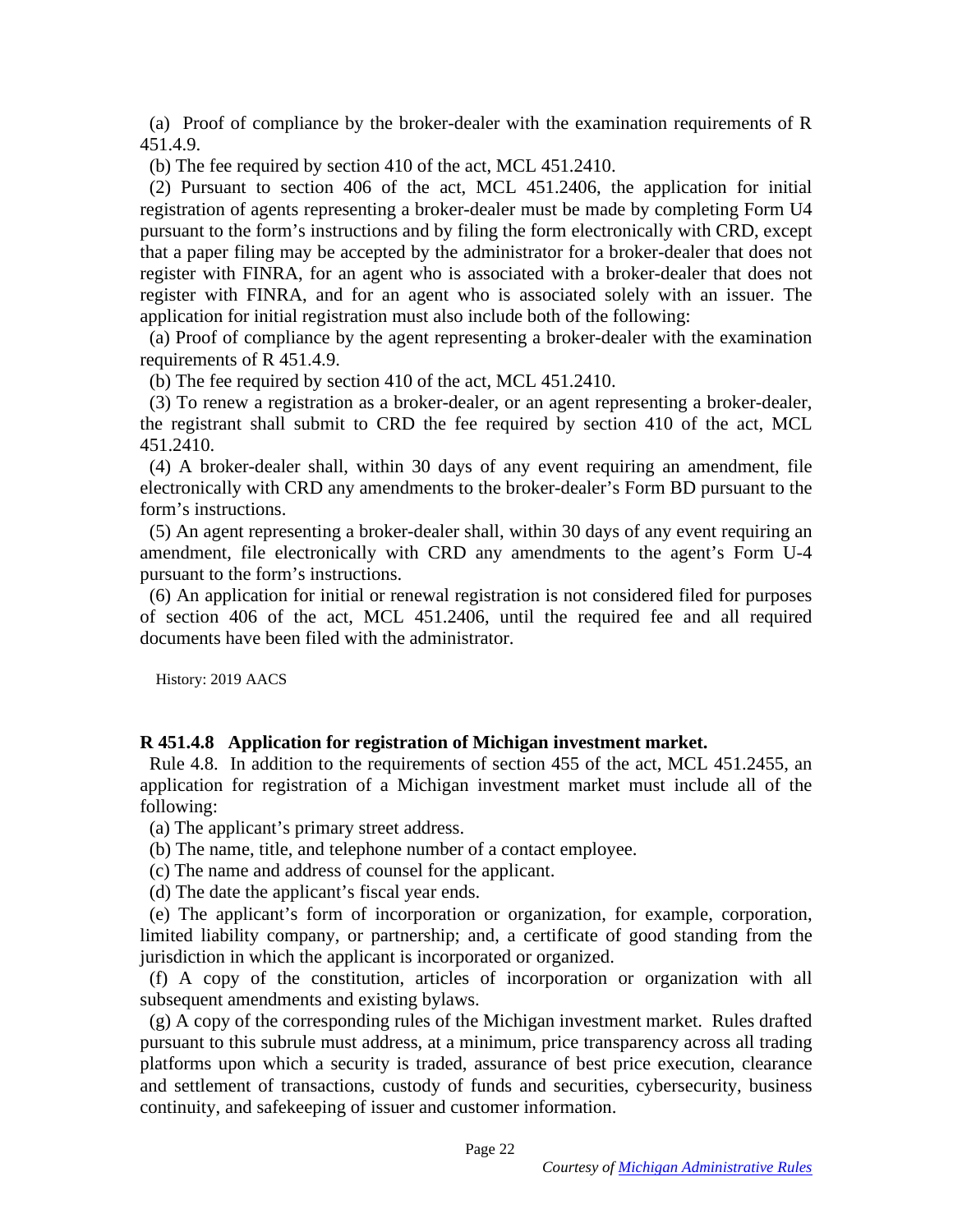(a) Proof of compliance by the broker-dealer with the examination requirements of R 451.4.9.

(b) The fee required by section 410 of the act, MCL 451.2410.

(2) Pursuant to section 406 of the act, MCL 451.2406, the application for initial registration of agents representing a broker-dealer must be made by completing Form U4 pursuant to the form's instructions and by filing the form electronically with CRD, except that a paper filing may be accepted by the administrator for a broker-dealer that does not register with FINRA, for an agent who is associated with a broker-dealer that does not register with FINRA, and for an agent who is associated solely with an issuer. The application for initial registration must also include both of the following:

(a) Proof of compliance by the agent representing a broker-dealer with the examination requirements of R 451.4.9.

(b) The fee required by section 410 of the act, MCL 451.2410.

(3) To renew a registration as a broker-dealer, or an agent representing a broker-dealer, the registrant shall submit to CRD the fee required by section 410 of the act, MCL 451.2410.

(4) A broker-dealer shall, within 30 days of any event requiring an amendment, file electronically with CRD any amendments to the broker-dealer's Form BD pursuant to the form's instructions.

(5) An agent representing a broker-dealer shall, within 30 days of any event requiring an amendment, file electronically with CRD any amendments to the agent's Form U-4 pursuant to the form's instructions.

(6) An application for initial or renewal registration is not considered filed for purposes of section 406 of the act, MCL 451.2406, until the required fee and all required documents have been filed with the administrator.

History: 2019 AACS

**R 451.4.8 Application for registration of Michigan investment market.**

Rule 4.8. In addition to the requirements of section 455 of the act, MCL 451.2455, an application for registration of a Michigan investment market must include all of the following:

(a) The applicant's primary street address.

(b) The name, title, and telephone number of a contact employee.

(c) The name and address of counsel for the applicant.

(d) The date the applicant's fiscal year ends.

(e) The applicant's form of incorporation or organization, for example, corporation, limited liability company, or partnership; and, a certificate of good standing from the jurisdiction in which the applicant is incorporated or organized.

(f) A copy of the constitution, articles of incorporation or organization with all subsequent amendments and existing bylaws.

(g) A copy of the corresponding rules of the Michigan investment market. Rules drafted pursuant to this subrule must address, at a minimum, price transparency across all trading platforms upon which a security is traded, assurance of best price execution, clearance and settlement of transactions, custody of funds and securities, cybersecurity, business continuity, and safekeeping of issuer and customer information.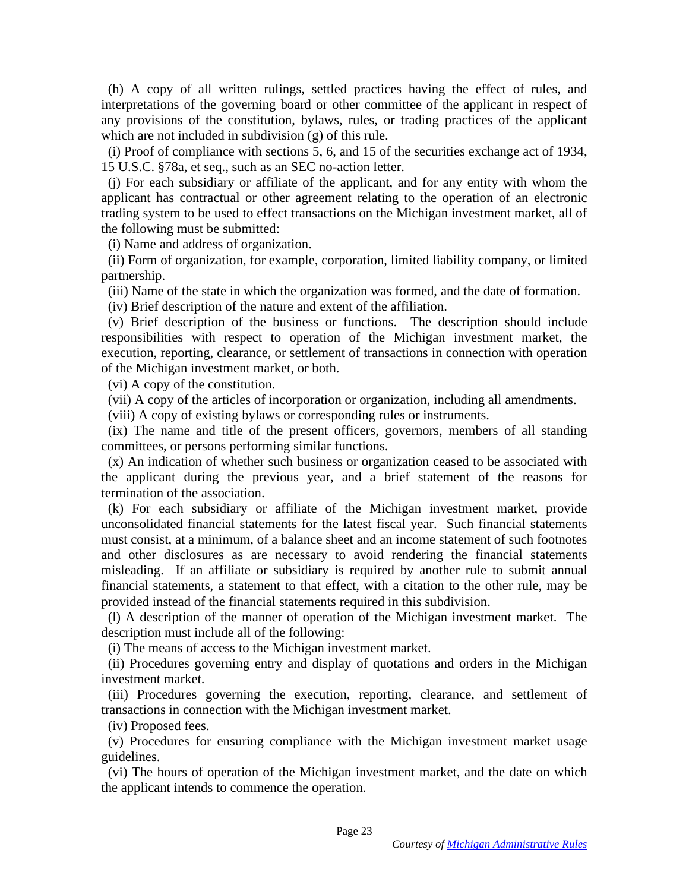(h) A copy of all written rulings, settled practices having the effect of rules, and interpretations of the governing board or other committee of the applicant in respect of any provisions of the constitution, bylaws, rules, or trading practices of the applicant which are not included in subdivision (g) of this rule.

(i) Proof of compliance with sections 5, 6, and 15 of the securities exchange act of 1934, 15 U.S.C. §78a, et seq., such as an SEC no-action letter.

(j) For each subsidiary or affiliate of the applicant, and for any entity with whom the applicant has contractual or other agreement relating to the operation of an electronic trading system to be used to effect transactions on the Michigan investment market, all of the following must be submitted:

(i) Name and address of organization.

(ii) Form of organization, for example, corporation, limited liability company, or limited partnership.

(iii) Name of the state in which the organization was formed, and the date of formation.

(iv) Brief description of the nature and extent of the affiliation.

(v) Brief description of the business or functions. The description should include responsibilities with respect to operation of the Michigan investment market, the execution, reporting, clearance, or settlement of transactions in connection with operation of the Michigan investment market, or both.

(vi) A copy of the constitution.

(vii) A copy of the articles of incorporation or organization, including all amendments.

(viii) A copy of existing bylaws or corresponding rules or instruments.

(ix) The name and title of the present officers, governors, members of all standing committees, or persons performing similar functions.

(x) An indication of whether such business or organization ceased to be associated with the applicant during the previous year, and a brief statement of the reasons for termination of the association.

(k) For each subsidiary or affiliate of the Michigan investment market, provide unconsolidated financial statements for the latest fiscal year. Such financial statements must consist, at a minimum, of a balance sheet and an income statement of such footnotes and other disclosures as are necessary to avoid rendering the financial statements misleading. If an affiliate or subsidiary is required by another rule to submit annual financial statements, a statement to that effect, with a citation to the other rule, may be provided instead of the financial statements required in this subdivision.

(l) A description of the manner of operation of the Michigan investment market. The description must include all of the following:

(i) The means of access to the Michigan investment market.

(ii) Procedures governing entry and display of quotations and orders in the Michigan investment market.

(iii) Procedures governing the execution, reporting, clearance, and settlement of transactions in connection with the Michigan investment market.

(iv) Proposed fees.

(v) Procedures for ensuring compliance with the Michigan investment market usage guidelines.

(vi) The hours of operation of the Michigan investment market, and the date on which the applicant intends to commence the operation.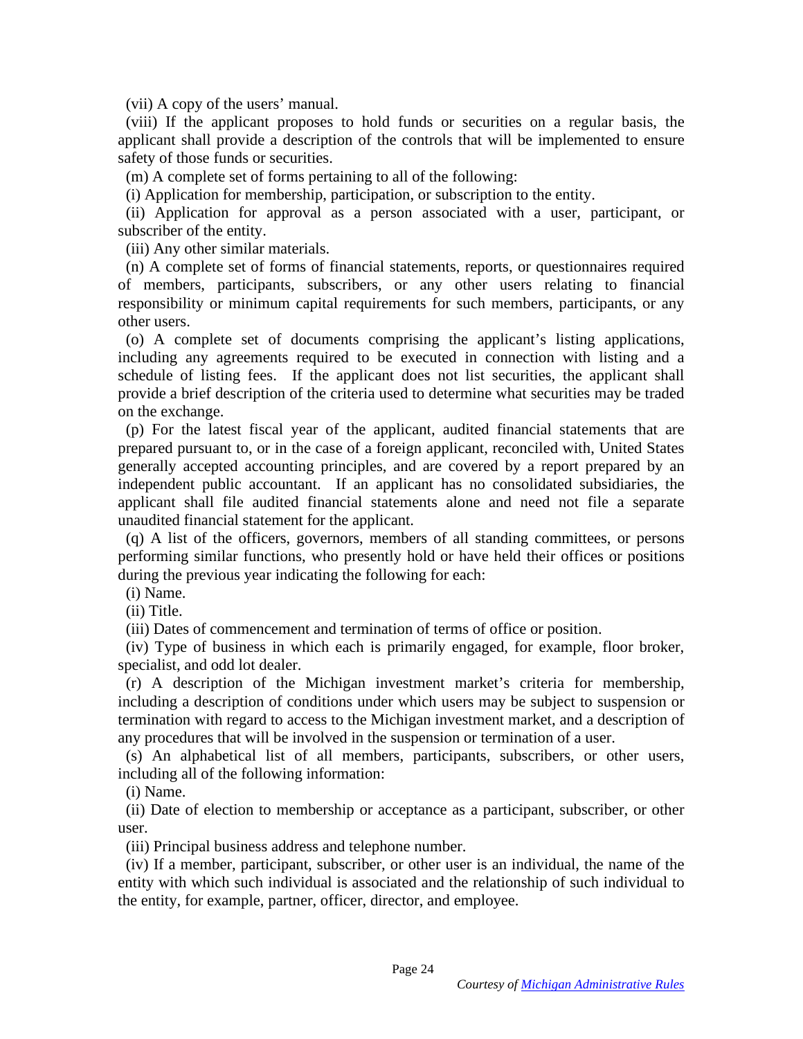(vii) A copy of the users' manual.

(viii) If the applicant proposes to hold funds or securities on a regular basis, the applicant shall provide a description of the controls that will be implemented to ensure safety of those funds or securities.

(m) A complete set of forms pertaining to all of the following:

(i) Application for membership, participation, or subscription to the entity.

(ii) Application for approval as a person associated with a user, participant, or subscriber of the entity.

(iii) Any other similar materials.

(n) A complete set of forms of financial statements, reports, or questionnaires required of members, participants, subscribers, or any other users relating to financial responsibility or minimum capital requirements for such members, participants, or any other users.

(o) A complete set of documents comprising the applicant's listing applications, including any agreements required to be executed in connection with listing and a schedule of listing fees. If the applicant does not list securities, the applicant shall provide a brief description of the criteria used to determine what securities may be traded on the exchange.

(p) For the latest fiscal year of the applicant, audited financial statements that are prepared pursuant to, or in the case of a foreign applicant, reconciled with, United States generally accepted accounting principles, and are covered by a report prepared by an independent public accountant. If an applicant has no consolidated subsidiaries, the applicant shall file audited financial statements alone and need not file a separate unaudited financial statement for the applicant.

(q) A list of the officers, governors, members of all standing committees, or persons performing similar functions, who presently hold or have held their offices or positions during the previous year indicating the following for each:

(i) Name.

(ii) Title.

(iii) Dates of commencement and termination of terms of office or position.

(iv) Type of business in which each is primarily engaged, for example, floor broker, specialist, and odd lot dealer.

(r) A description of the Michigan investment market's criteria for membership, including a description of conditions under which users may be subject to suspension or termination with regard to access to the Michigan investment market, and a description of any procedures that will be involved in the suspension or termination of a user.

(s) An alphabetical list of all members, participants, subscribers, or other users, including all of the following information:

(i) Name.

(ii) Date of election to membership or acceptance as a participant, subscriber, or other user.

(iii) Principal business address and telephone number.

(iv) If a member, participant, subscriber, or other user is an individual, the name of the entity with which such individual is associated and the relationship of such individual to the entity, for example, partner, officer, director, and employee.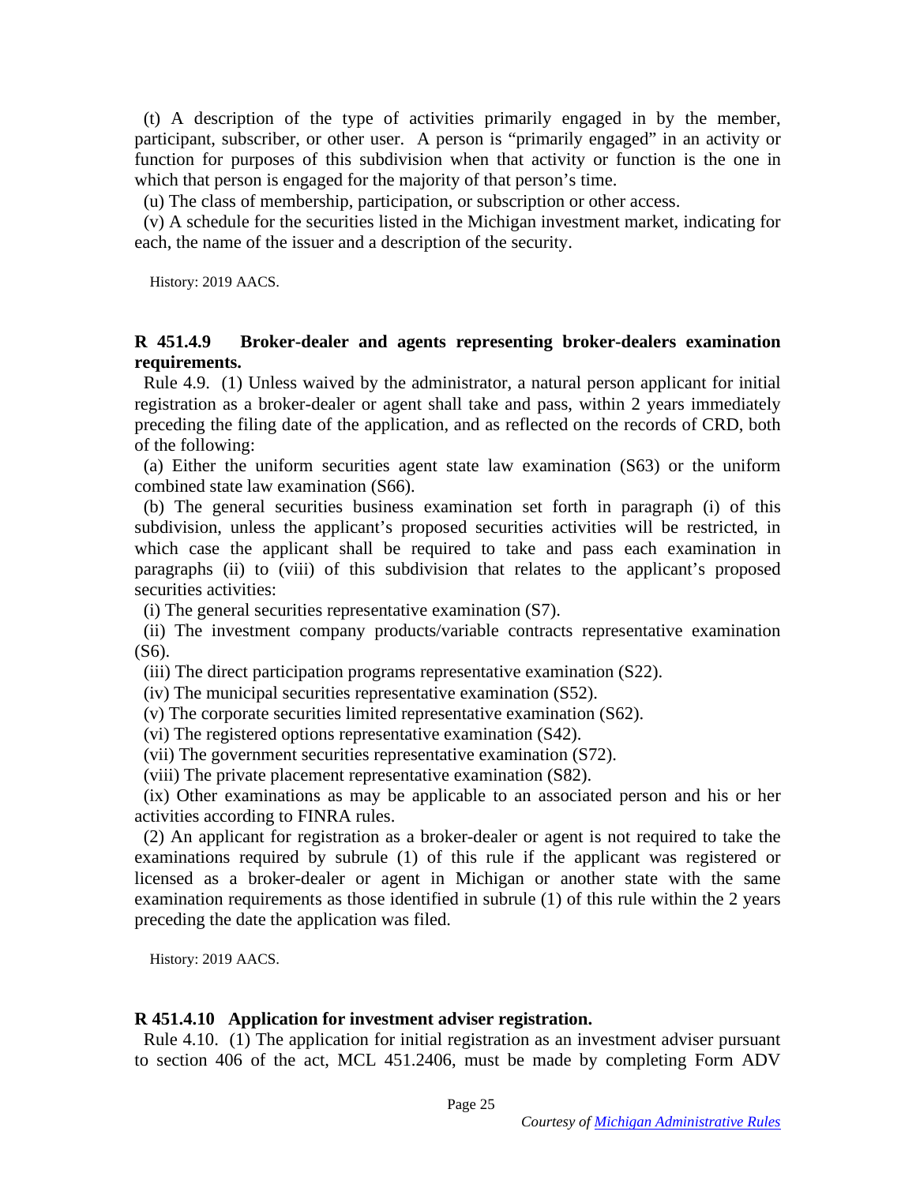(t) A description of the type of activities primarily engaged in by the member, participant, subscriber, or other user. A person is "primarily engaged" in an activity or function for purposes of this subdivision when that activity or function is the one in which that person is engaged for the majority of that person's time.

(u) The class of membership, participation, or subscription or other access.

(v) A schedule for the securities listed in the Michigan investment market, indicating for each, the name of the issuer and a description of the security.

History: 2019 AACS.

**R 451.4.9 Broker-dealer and agents representing broker-dealers examination requirements.**

Rule 4.9. (1) Unless waived by the administrator, a natural person applicant for initial registration as a broker-dealer or agent shall take and pass, within 2 years immediately preceding the filing date of the application, and as reflected on the records of CRD, both of the following:

(a) Either the uniform securities agent state law examination (S63) or the uniform combined state law examination (S66).

(b) The general securities business examination set forth in paragraph (i) of this subdivision, unless the applicant's proposed securities activities will be restricted, in which case the applicant shall be required to take and pass each examination in paragraphs (ii) to (viii) of this subdivision that relates to the applicant's proposed securities activities:

(i) The general securities representative examination (S7).

(ii) The investment company products/variable contracts representative examination (S6).

(iii) The direct participation programs representative examination (S22).

(iv) The municipal securities representative examination (S52).

(v) The corporate securities limited representative examination (S62).

(vi) The registered options representative examination (S42).

(vii) The government securities representative examination (S72).

(viii) The private placement representative examination (S82).

(ix) Other examinations as may be applicable to an associated person and his or her activities according to FINRA rules.

(2) An applicant for registration as a broker-dealer or agent is not required to take the examinations required by subrule (1) of this rule if the applicant was registered or licensed as a broker-dealer or agent in Michigan or another state with the same examination requirements as those identified in subrule (1) of this rule within the 2 years preceding the date the application was filed.

History: 2019 AACS.

**R 451.4.10 Application for investment adviser registration.**

Rule 4.10. (1) The application for initial registration as an investment adviser pursuant to section 406 of the act, MCL 451.2406, must be made by completing Form ADV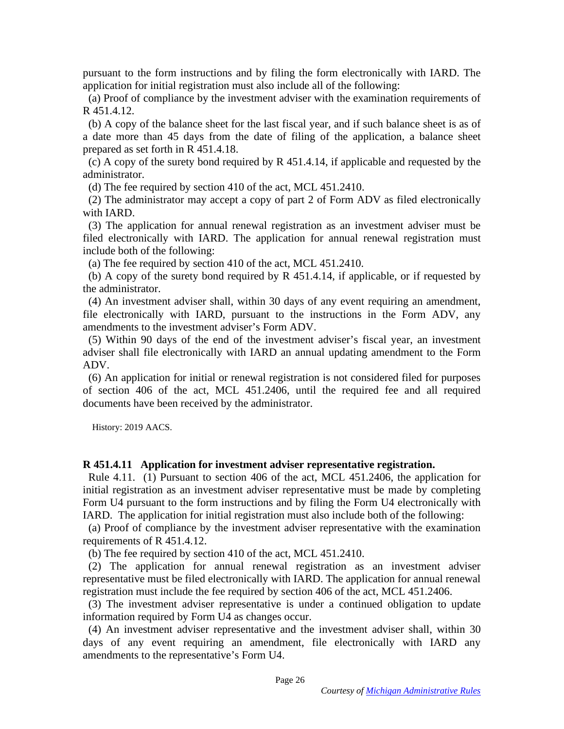pursuant to the form instructions and by filing the form electronically with IARD. The application for initial registration must also include all of the following:

(a) Proof of compliance by the investment adviser with the examination requirements of R 451.4.12.

(b) A copy of the balance sheet for the last fiscal year, and if such balance sheet is as of a date more than 45 days from the date of filing of the application, a balance sheet prepared as set forth in R 451.4.18.

(c) A copy of the surety bond required by R 451.4.14, if applicable and requested by the administrator.

(d) The fee required by section 410 of the act, MCL 451.2410.

(2) The administrator may accept a copy of part 2 of Form ADV as filed electronically with IARD.

(3) The application for annual renewal registration as an investment adviser must be filed electronically with IARD. The application for annual renewal registration must include both of the following:

(a) The fee required by section 410 of the act, MCL 451.2410.

(b) A copy of the surety bond required by R 451.4.14, if applicable, or if requested by the administrator.

(4) An investment adviser shall, within 30 days of any event requiring an amendment, file electronically with IARD, pursuant to the instructions in the Form ADV, any amendments to the investment adviser's Form ADV.

(5) Within 90 days of the end of the investment adviser's fiscal year, an investment adviser shall file electronically with IARD an annual updating amendment to the Form ADV.

(6) An application for initial or renewal registration is not considered filed for purposes of section 406 of the act, MCL 451.2406, until the required fee and all required documents have been received by the administrator.

History: 2019 AACS.

**R 451.4.11 Application for investment adviser representative registration.**

Rule 4.11. (1) Pursuant to section 406 of the act, MCL 451.2406, the application for initial registration as an investment adviser representative must be made by completing Form U4 pursuant to the form instructions and by filing the Form U4 electronically with IARD. The application for initial registration must also include both of the following:

(a) Proof of compliance by the investment adviser representative with the examination requirements of R 451.4.12.

(b) The fee required by section 410 of the act, MCL 451.2410.

(2) The application for annual renewal registration as an investment adviser representative must be filed electronically with IARD. The application for annual renewal registration must include the fee required by section 406 of the act, MCL 451.2406.

(3) The investment adviser representative is under a continued obligation to update information required by Form U4 as changes occur.

(4) An investment adviser representative and the investment adviser shall, within 30 days of any event requiring an amendment, file electronically with IARD any amendments to the representative's Form U4.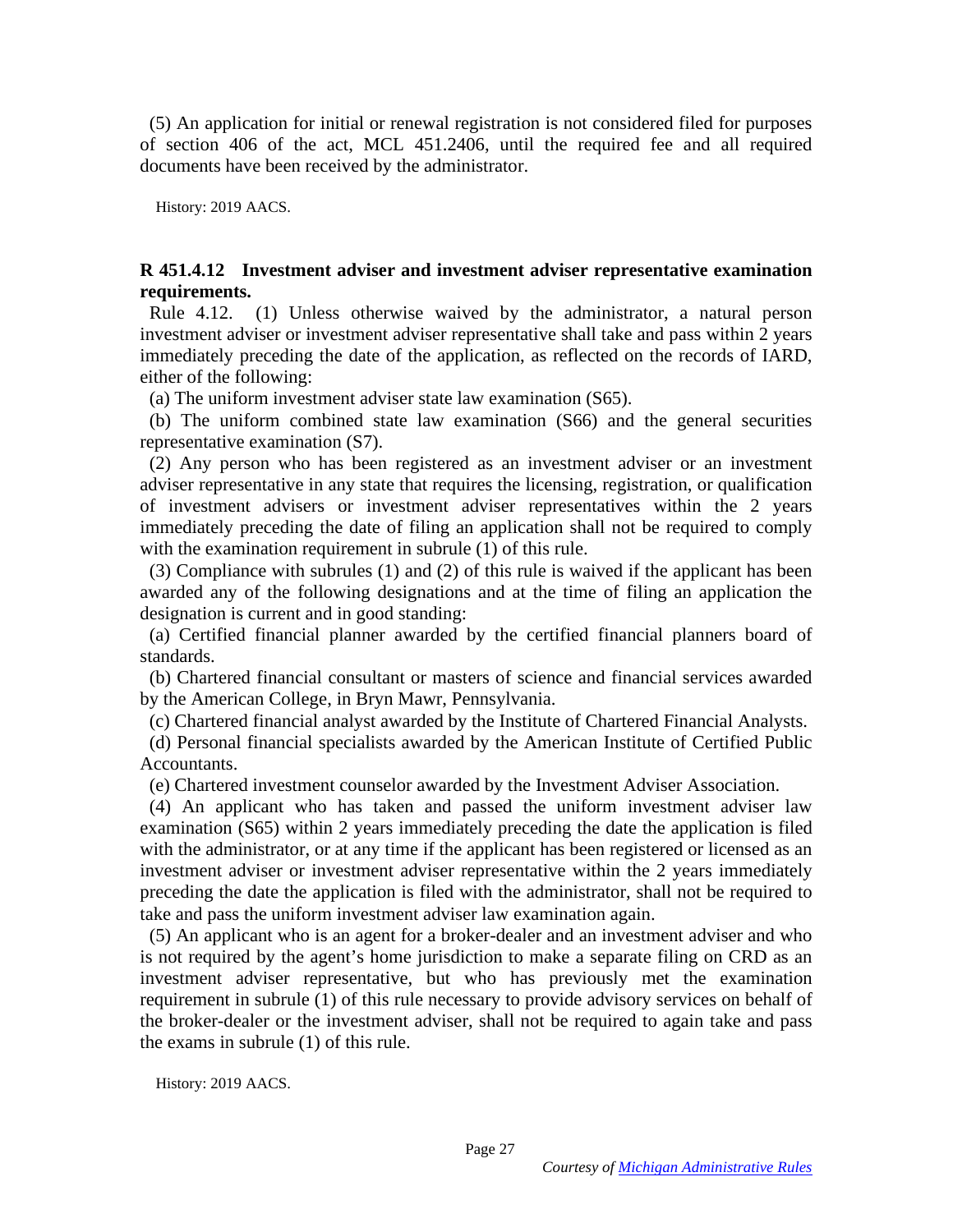(5) An application for initial or renewal registration is not considered filed for purposes of section 406 of the act, MCL 451.2406, until the required fee and all required documents have been received by the administrator.

History: 2019 AACS.

**R 451.4.12 Investment adviser and investment adviser representative examination requirements.**

Rule 4.12. (1) Unless otherwise waived by the administrator, a natural person investment adviser or investment adviser representative shall take and pass within 2 years immediately preceding the date of the application, as reflected on the records of IARD, either of the following:

(a) The uniform investment adviser state law examination (S65).

(b) The uniform combined state law examination (S66) and the general securities representative examination (S7).

(2) Any person who has been registered as an investment adviser or an investment adviser representative in any state that requires the licensing, registration, or qualification of investment advisers or investment adviser representatives within the 2 years immediately preceding the date of filing an application shall not be required to comply with the examination requirement in subrule (1) of this rule.

(3) Compliance with subrules (1) and (2) of this rule is waived if the applicant has been awarded any of the following designations and at the time of filing an application the designation is current and in good standing:

(a) Certified financial planner awarded by the certified financial planners board of standards.

(b) Chartered financial consultant or masters of science and financial services awarded by the American College, in Bryn Mawr, Pennsylvania.

(c) Chartered financial analyst awarded by the Institute of Chartered Financial Analysts.

(d) Personal financial specialists awarded by the American Institute of Certified Public Accountants.

(e) Chartered investment counselor awarded by the Investment Adviser Association.

(4) An applicant who has taken and passed the uniform investment adviser law examination (S65) within 2 years immediately preceding the date the application is filed with the administrator, or at any time if the applicant has been registered or licensed as an investment adviser or investment adviser representative within the 2 years immediately preceding the date the application is filed with the administrator, shall not be required to take and pass the uniform investment adviser law examination again.

(5) An applicant who is an agent for a broker-dealer and an investment adviser and who is not required by the agent's home jurisdiction to make a separate filing on CRD as an investment adviser representative, but who has previously met the examination requirement in subrule (1) of this rule necessary to provide advisory services on behalf of the broker-dealer or the investment adviser, shall not be required to again take and pass the exams in subrule (1) of this rule.

History: 2019 AACS.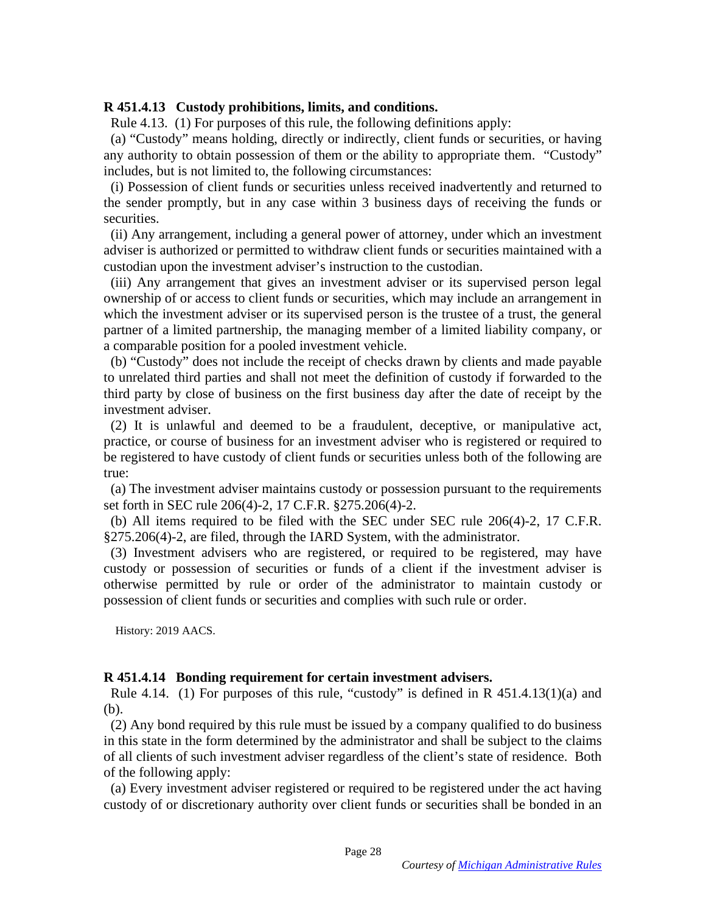**R 451.4.13 Custody prohibitions, limits, and conditions.**

Rule 4.13. (1) For purposes of this rule, the following definitions apply:

(a) "Custody" means holding, directly or indirectly, client funds or securities, or having any authority to obtain possession of them or the ability to appropriate them. "Custody" includes, but is not limited to, the following circumstances:

(i) Possession of client funds or securities unless received inadvertently and returned to the sender promptly, but in any case within 3 business days of receiving the funds or securities.

(ii) Any arrangement, including a general power of attorney, under which an investment adviser is authorized or permitted to withdraw client funds or securities maintained with a custodian upon the investment adviser's instruction to the custodian.

(iii) Any arrangement that gives an investment adviser or its supervised person legal ownership of or access to client funds or securities, which may include an arrangement in which the investment adviser or its supervised person is the trustee of a trust, the general partner of a limited partnership, the managing member of a limited liability company, or a comparable position for a pooled investment vehicle.

(b) "Custody" does not include the receipt of checks drawn by clients and made payable to unrelated third parties and shall not meet the definition of custody if forwarded to the third party by close of business on the first business day after the date of receipt by the investment adviser.

(2) It is unlawful and deemed to be a fraudulent, deceptive, or manipulative act, practice, or course of business for an investment adviser who is registered or required to be registered to have custody of client funds or securities unless both of the following are true:

(a) The investment adviser maintains custody or possession pursuant to the requirements set forth in SEC rule 206(4)-2, 17 C.F.R. §275.206(4)-2.

(b) All items required to be filed with the SEC under SEC rule 206(4)-2, 17 C.F.R. §275.206(4)-2, are filed, through the IARD System, with the administrator.

(3) Investment advisers who are registered, or required to be registered, may have custody or possession of securities or funds of a client if the investment adviser is otherwise permitted by rule or order of the administrator to maintain custody or possession of client funds or securities and complies with such rule or order.

History: 2019 AACS.

**R 451.4.14 Bonding requirement for certain investment advisers.**

Rule 4.14. (1) For purposes of this rule, "custody" is defined in R 451.4.13(1)(a) and (b).

(2) Any bond required by this rule must be issued by a company qualified to do business in this state in the form determined by the administrator and shall be subject to the claims of all clients of such investment adviser regardless of the client's state of residence. Both of the following apply:

(a) Every investment adviser registered or required to be registered under the act having custody of or discretionary authority over client funds or securities shall be bonded in an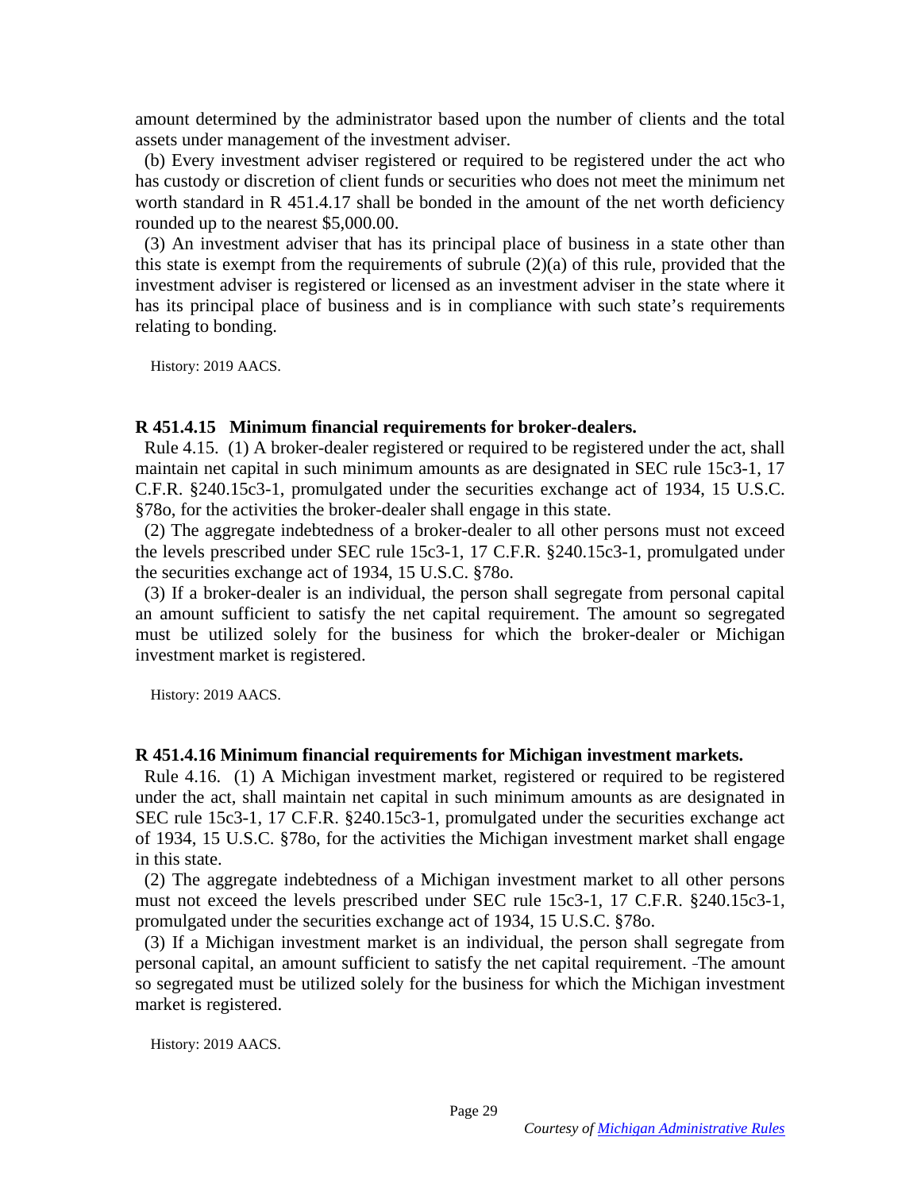amount determined by the administrator based upon the number of clients and the total assets under management of the investment adviser.

(b) Every investment adviser registered or required to be registered under the act who has custody or discretion of client funds or securities who does not meet the minimum net worth standard in R 451.4.17 shall be bonded in the amount of the net worth deficiency rounded up to the nearest $5,000.00.

(3) An investment adviser that has its principal place of business in a state other than this state is exempt from the requirements of subrule (2)(a) of this rule, provided that the investment adviser is registered or licensed as an investment adviser in the state where it has its principal place of business and is in compliance with such state's requirements relating to bonding.

History: 2019 AACS.

**R 451.4.15 Minimum financial requirements for broker-dealers.**

Rule 4.15. (1) A broker-dealer registered or required to be registered under the act, shall maintain net capital in such minimum amounts as are designated in SEC rule 15c3-1, 17 C.F.R. §240.15c3-1, promulgated under the securities exchange act of 1934, 15 U.S.C. §78o, for the activities the broker-dealer shall engage in this state.

(2) The aggregate indebtedness of a broker-dealer to all other persons must not exceed the levels prescribed under SEC rule 15c3-1, 17 C.F.R. §240.15c3-1, promulgated under the securities exchange act of 1934, 15 U.S.C. §78o.

(3) If a broker-dealer is an individual, the person shall segregate from personal capital an amount sufficient to satisfy the net capital requirement. The amount so segregated must be utilized solely for the business for which the broker-dealer or Michigan investment market is registered.

History: 2019 AACS.

**R 451.4.16 Minimum financial requirements for Michigan investment markets.**

Rule 4.16. (1) A Michigan investment market, registered or required to be registered under the act, shall maintain net capital in such minimum amounts as are designated in SEC rule 15c3-1, 17 C.F.R. §240.15c3-1, promulgated under the securities exchange act of 1934, 15 U.S.C. §78o, for the activities the Michigan investment market shall engage in this state.

(2) The aggregate indebtedness of a Michigan investment market to all other persons must not exceed the levels prescribed under SEC rule 15c3-1, 17 C.F.R. §240.15c3-1, promulgated under the securities exchange act of 1934, 15 U.S.C. §78o.

(3) If a Michigan investment market is an individual, the person shall segregate from personal capital, an amount sufficient to satisfy the net capital requirement. The amount so segregated must be utilized solely for the business for which the Michigan investment market is registered.

History: 2019 AACS.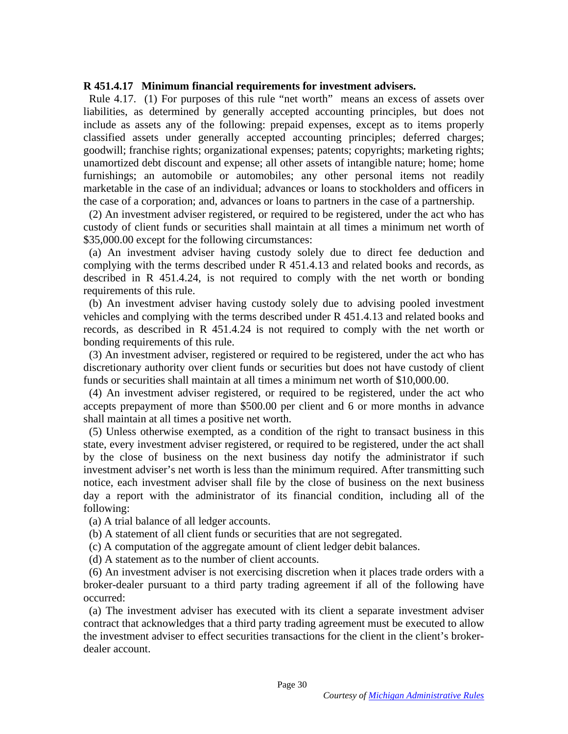**R 451.4.17 Minimum financial requirements for investment advisers.**

Rule 4.17. (1) For purposes of this rule "net worth" means an excess of assets over liabilities, as determined by generally accepted accounting principles, but does not include as assets any of the following: prepaid expenses, except as to items properly classified assets under generally accepted accounting principles; deferred charges; goodwill; franchise rights; organizational expenses; patents; copyrights; marketing rights; unamortized debt discount and expense; all other assets of intangible nature; home; home furnishings; an automobile or automobiles; any other personal items not readily marketable in the case of an individual; advances or loans to stockholders and officers in the case of a corporation; and, advances or loans to partners in the case of a partnership.

(2) An investment adviser registered, or required to be registered, under the act who has custody of client funds or securities shall maintain at all times a minimum net worth of $35,000.00 except for the following circumstances:

(a) An investment adviser having custody solely due to direct fee deduction and complying with the terms described under R 451.4.13 and related books and records, as described in R 451.4.24, is not required to comply with the net worth or bonding requirements of this rule.

(b) An investment adviser having custody solely due to advising pooled investment vehicles and complying with the terms described under R 451.4.13 and related books and records, as described in R 451.4.24 is not required to comply with the net worth or bonding requirements of this rule.

(3) An investment adviser, registered or required to be registered, under the act who has discretionary authority over client funds or securities but does not have custody of client funds or securities shall maintain at all times a minimum net worth of $10,000.00.

(4) An investment adviser registered, or required to be registered, under the act who accepts prepayment of more than $500.00 per client and 6 or more months in advance shall maintain at all times a positive net worth.

(5) Unless otherwise exempted, as a condition of the right to transact business in this state, every investment adviser registered, or required to be registered, under the act shall by the close of business on the next business day notify the administrator if such investment adviser's net worth is less than the minimum required. After transmitting such notice, each investment adviser shall file by the close of business on the next business day a report with the administrator of its financial condition, including all of the following:

(a) A trial balance of all ledger accounts.

(b) A statement of all client funds or securities that are not segregated.

(c) A computation of the aggregate amount of client ledger debit balances.

(d) A statement as to the number of client accounts.

(6) An investment adviser is not exercising discretion when it places trade orders with a broker-dealer pursuant to a third party trading agreement if all of the following have occurred:

(a) The investment adviser has executed with its client a separate investment adviser contract that acknowledges that a third party trading agreement must be executed to allow the investment adviser to effect securities transactions for the client in the client's broker-dealer account.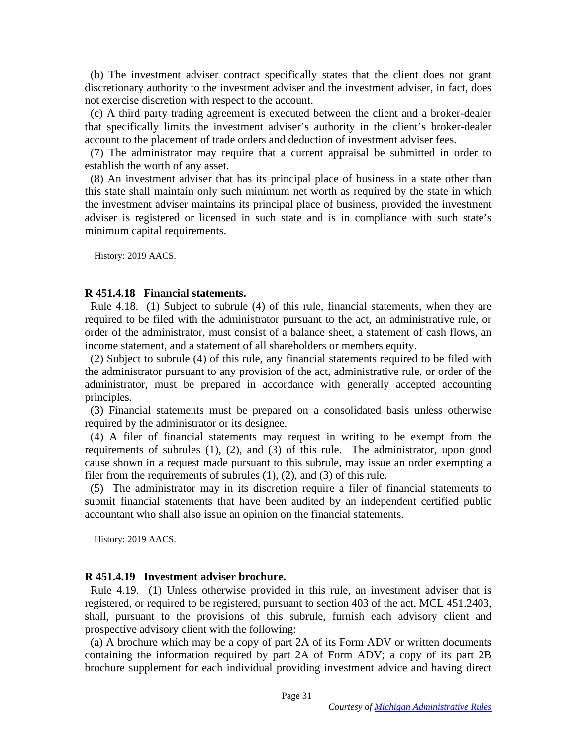(b) The investment adviser contract specifically states that the client does not grant discretionary authority to the investment adviser and the investment adviser, in fact, does not exercise discretion with respect to the account.

(c) A third party trading agreement is executed between the client and a broker-dealer that specifically limits the investment adviser's authority in the client's broker-dealer account to the placement of trade orders and deduction of investment adviser fees.

(7) The administrator may require that a current appraisal be submitted in order to establish the worth of any asset.

(8) An investment adviser that has its principal place of business in a state other than this state shall maintain only such minimum net worth as required by the state in which the investment adviser maintains its principal place of business, provided the investment adviser is registered or licensed in such state and is in compliance with such state's minimum capital requirements.

History: 2019 AACS.

**R 451.4.18 Financial statements.**

Rule 4.18. (1) Subject to subrule (4) of this rule, financial statements, when they are required to be filed with the administrator pursuant to the act, an administrative rule, or order of the administrator, must consist of a balance sheet, a statement of cash flows, an income statement, and a statement of all shareholders or members equity.

(2) Subject to subrule (4) of this rule, any financial statements required to be filed with the administrator pursuant to any provision of the act, administrative rule, or order of the administrator, must be prepared in accordance with generally accepted accounting principles.

(3) Financial statements must be prepared on a consolidated basis unless otherwise required by the administrator or its designee.

(4) A filer of financial statements may request in writing to be exempt from the requirements of subrules (1), (2), and (3) of this rule. The administrator, upon good cause shown in a request made pursuant to this subrule, may issue an order exempting a filer from the requirements of subrules (1), (2), and (3) of this rule.

(5) The administrator may in its discretion require a filer of financial statements to submit financial statements that have been audited by an independent certified public accountant who shall also issue an opinion on the financial statements.

History: 2019 AACS.

**R 451.4.19 Investment adviser brochure.**

Rule 4.19. (1) Unless otherwise provided in this rule, an investment adviser that is registered, or required to be registered, pursuant to section 403 of the act, MCL 451.2403, shall, pursuant to the provisions of this subrule, furnish each advisory client and prospective advisory client with the following:

(a) A brochure which may be a copy of part 2A of its Form ADV or written documents containing the information required by part 2A of Form ADV; a copy of its part 2B brochure supplement for each individual providing investment advice and having direct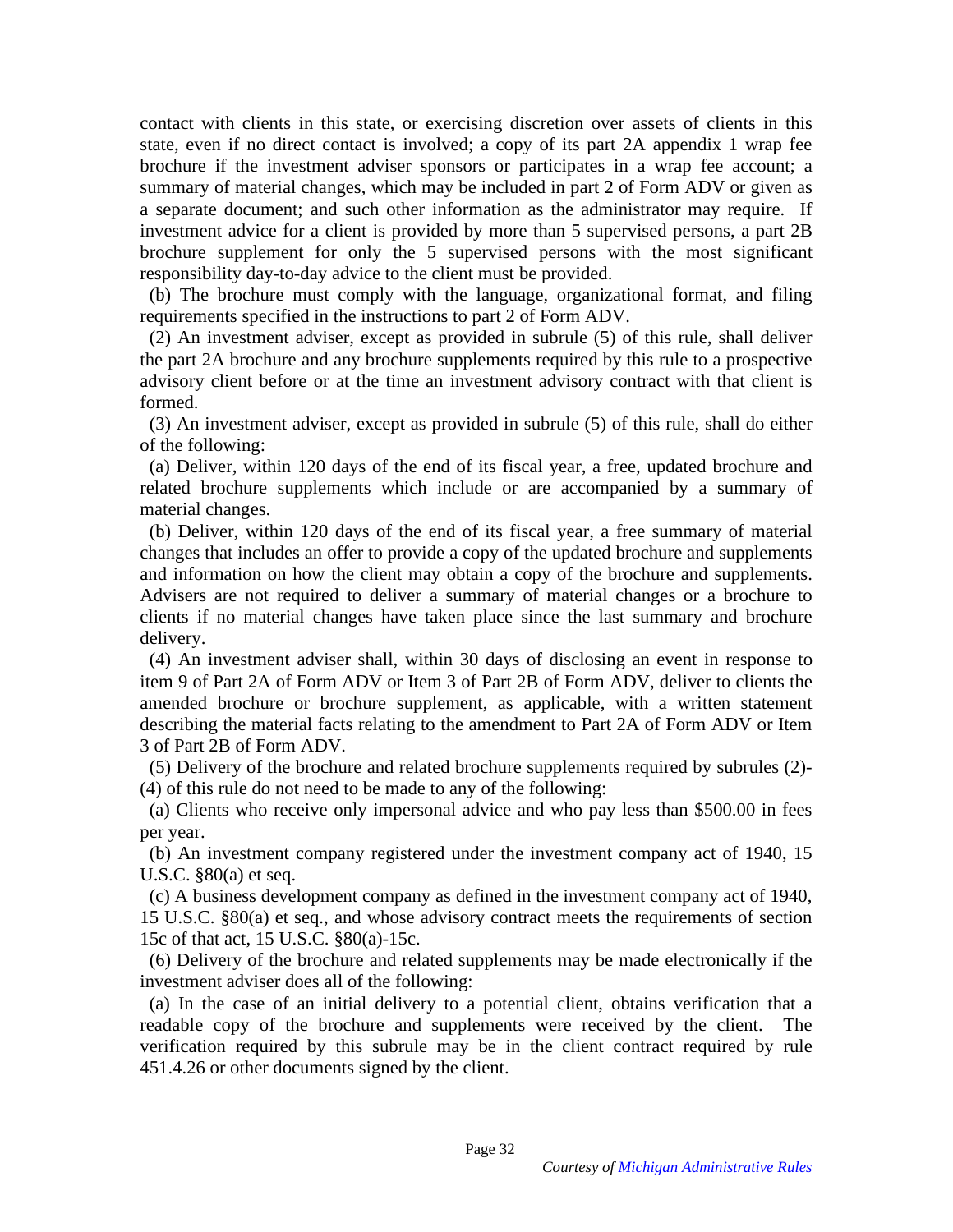contact with clients in this state, or exercising discretion over assets of clients in this state, even if no direct contact is involved; a copy of its part 2A appendix 1 wrap fee brochure if the investment adviser sponsors or participates in a wrap fee account; a summary of material changes, which may be included in part 2 of Form ADV or given as a separate document; and such other information as the administrator may require. If investment advice for a client is provided by more than 5 supervised persons, a part 2B brochure supplement for only the 5 supervised persons with the most significant responsibility day-to-day advice to the client must be provided.

(b) The brochure must comply with the language, organizational format, and filing requirements specified in the instructions to part 2 of Form ADV.

(2) An investment adviser, except as provided in subrule (5) of this rule, shall deliver the part 2A brochure and any brochure supplements required by this rule to a prospective advisory client before or at the time an investment advisory contract with that client is formed.

(3) An investment adviser, except as provided in subrule (5) of this rule, shall do either of the following:

(a) Deliver, within 120 days of the end of its fiscal year, a free, updated brochure and related brochure supplements which include or are accompanied by a summary of material changes.

(b) Deliver, within 120 days of the end of its fiscal year, a free summary of material changes that includes an offer to provide a copy of the updated brochure and supplements and information on how the client may obtain a copy of the brochure and supplements. Advisers are not required to deliver a summary of material changes or a brochure to clients if no material changes have taken place since the last summary and brochure delivery.

(4) An investment adviser shall, within 30 days of disclosing an event in response to item 9 of Part 2A of Form ADV or Item 3 of Part 2B of Form ADV, deliver to clients the amended brochure or brochure supplement, as applicable, with a written statement describing the material facts relating to the amendment to Part 2A of Form ADV or Item 3 of Part 2B of Form ADV.

(5) Delivery of the brochure and related brochure supplements required by subrules (2)-(4) of this rule do not need to be made to any of the following:

(a) Clients who receive only impersonal advice and who pay less than $500.00 in fees per year.

(b) An investment company registered under the investment company act of 1940, 15 U.S.C. §80(a) et seq.

(c) A business development company as defined in the investment company act of 1940, 15 U.S.C. §80(a) et seq., and whose advisory contract meets the requirements of section 15c of that act, 15 U.S.C. §80(a)-15c.

(6) Delivery of the brochure and related supplements may be made electronically if the investment adviser does all of the following:

(a) In the case of an initial delivery to a potential client, obtains verification that a readable copy of the brochure and supplements were received by the client. The verification required by this subrule may be in the client contract required by rule 451.4.26 or other documents signed by the client.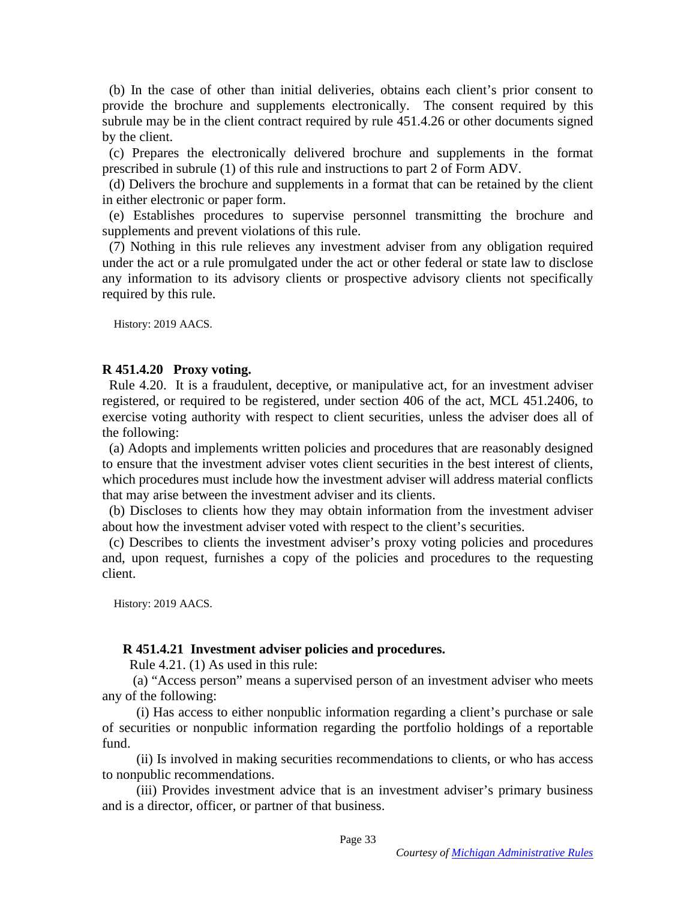(b) In the case of other than initial deliveries, obtains each client's prior consent to provide the brochure and supplements electronically. The consent required by this subrule may be in the client contract required by rule 451.4.26 or other documents signed by the client.

(c) Prepares the electronically delivered brochure and supplements in the format prescribed in subrule (1) of this rule and instructions to part 2 of Form ADV.

(d) Delivers the brochure and supplements in a format that can be retained by the client in either electronic or paper form.

(e) Establishes procedures to supervise personnel transmitting the brochure and supplements and prevent violations of this rule.

(7) Nothing in this rule relieves any investment adviser from any obligation required under the act or a rule promulgated under the act or other federal or state law to disclose any information to its advisory clients or prospective advisory clients not specifically required by this rule.

History: 2019 AACS.

**R 451.4.20 Proxy voting.**

Rule 4.20. It is a fraudulent, deceptive, or manipulative act, for an investment adviser registered, or required to be registered, under section 406 of the act, MCL 451.2406, to exercise voting authority with respect to client securities, unless the adviser does all of the following:

(a) Adopts and implements written policies and procedures that are reasonably designed to ensure that the investment adviser votes client securities in the best interest of clients, which procedures must include how the investment adviser will address material conflicts that may arise between the investment adviser and its clients.

(b) Discloses to clients how they may obtain information from the investment adviser about how the investment adviser voted with respect to the client's securities.

(c) Describes to clients the investment adviser's proxy voting policies and procedures and, upon request, furnishes a copy of the policies and procedures to the requesting client.

History: 2019 AACS.

**R 451.4.21 Investment adviser policies and procedures.**

Rule 4.21. (1) As used in this rule:

(a) "Access person" means a supervised person of an investment adviser who meets any of the following:

(i) Has access to either nonpublic information regarding a client's purchase or sale of securities or nonpublic information regarding the portfolio holdings of a reportable fund.

(ii) Is involved in making securities recommendations to clients, or who has access to nonpublic recommendations.

(iii) Provides investment advice that is an investment adviser's primary business and is a director, officer, or partner of that business.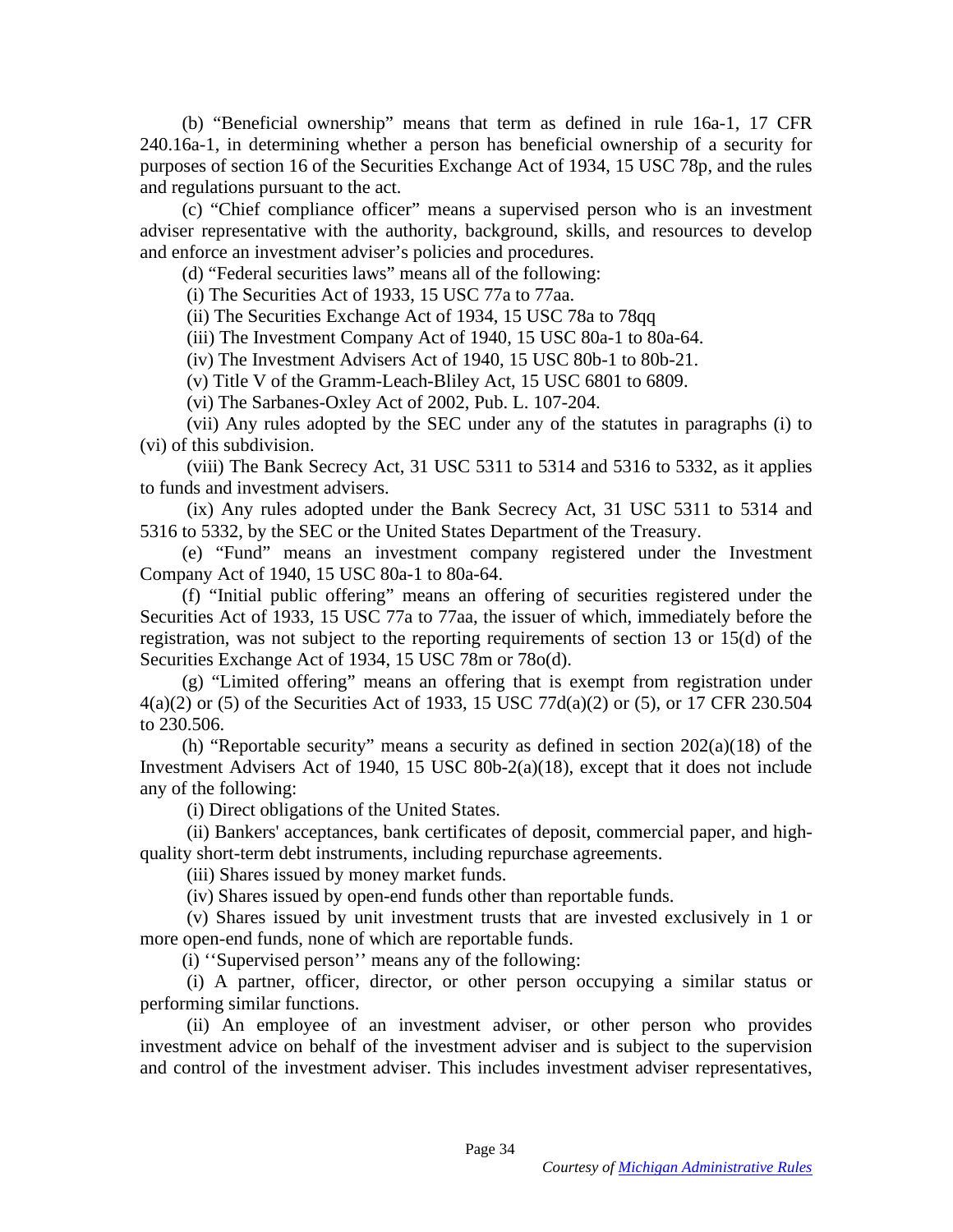(b) "Beneficial ownership" means that term as defined in rule 16a-1, 17 CFR 240.16a-1, in determining whether a person has beneficial ownership of a security for purposes of section 16 of the Securities Exchange Act of 1934, 15 USC 78p, and the rules and regulations pursuant to the act.

(c) "Chief compliance officer" means a supervised person who is an investment adviser representative with the authority, background, skills, and resources to develop and enforce an investment adviser's policies and procedures.

(d) "Federal securities laws" means all of the following:

(i) The Securities Act of 1933, 15 USC 77a to 77aa.

(ii) The Securities Exchange Act of 1934, 15 USC 78a to 78qq

(iii) The Investment Company Act of 1940, 15 USC 80a-1 to 80a-64.

(iv) The Investment Advisers Act of 1940, 15 USC 80b-1 to 80b-21.

(v) Title V of the Gramm-Leach-Bliley Act, 15 USC 6801 to 6809.

(vi) The Sarbanes-Oxley Act of 2002, Pub. L. 107-204.

(vii) Any rules adopted by the SEC under any of the statutes in paragraphs (i) to (vi) of this subdivision.

(viii) The Bank Secrecy Act, 31 USC 5311 to 5314 and 5316 to 5332, as it applies to funds and investment advisers.

(ix) Any rules adopted under the Bank Secrecy Act, 31 USC 5311 to 5314 and 5316 to 5332, by the SEC or the United States Department of the Treasury.

(e) "Fund" means an investment company registered under the Investment Company Act of 1940, 15 USC 80a-1 to 80a-64.

(f) "Initial public offering" means an offering of securities registered under the Securities Act of 1933, 15 USC 77a to 77aa, the issuer of which, immediately before the registration, was not subject to the reporting requirements of section 13 or 15(d) of the Securities Exchange Act of 1934, 15 USC 78m or 78o(d).

(g) "Limited offering" means an offering that is exempt from registration under 4(a)(2) or (5) of the Securities Act of 1933, 15 USC 77d(a)(2) or (5), or 17 CFR 230.504 to 230.506.

(h) "Reportable security" means a security as defined in section 202(a)(18) of the Investment Advisers Act of 1940, 15 USC 80b-2(a)(18), except that it does not include any of the following:

(i) Direct obligations of the United States.

(ii) Bankers' acceptances, bank certificates of deposit, commercial paper, and high-quality short-term debt instruments, including repurchase agreements.

(iii) Shares issued by money market funds.

(iv) Shares issued by open-end funds other than reportable funds.

(v) Shares issued by unit investment trusts that are invested exclusively in 1 or more open-end funds, none of which are reportable funds.

(i) ''Supervised person'' means any of the following:

(i) A partner, officer, director, or other person occupying a similar status or performing similar functions.

(ii) An employee of an investment adviser, or other person who provides investment advice on behalf of the investment adviser and is subject to the supervision and control of the investment adviser. This includes investment adviser representatives,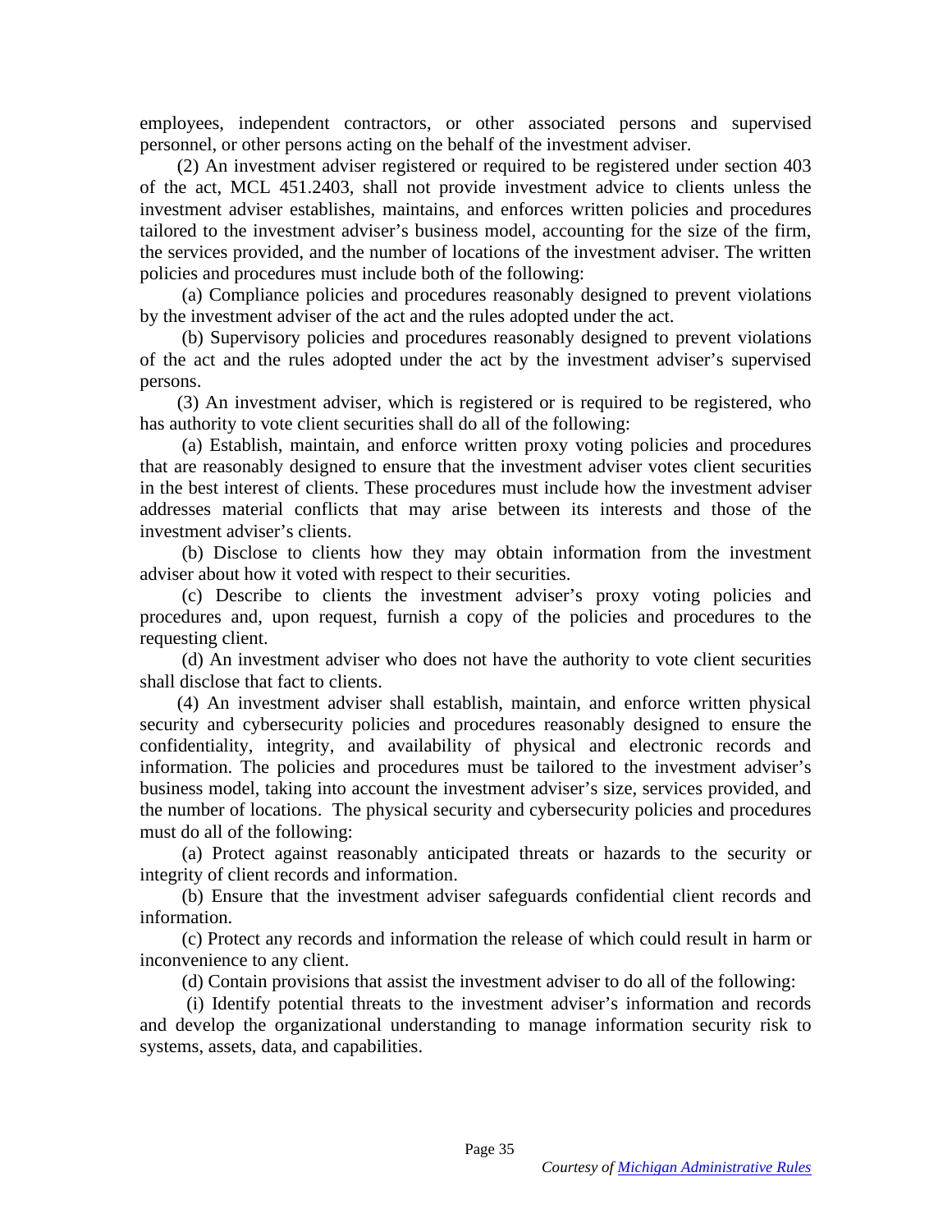employees, independent contractors, or other associated persons and supervised personnel, or other persons acting on the behalf of the investment adviser.

(2) An investment adviser registered or required to be registered under section 403 of the act, MCL 451.2403, shall not provide investment advice to clients unless the investment adviser establishes, maintains, and enforces written policies and procedures tailored to the investment adviser's business model, accounting for the size of the firm, the services provided, and the number of locations of the investment adviser. The written policies and procedures must include both of the following:

(a) Compliance policies and procedures reasonably designed to prevent violations by the investment adviser of the act and the rules adopted under the act.

(b) Supervisory policies and procedures reasonably designed to prevent violations of the act and the rules adopted under the act by the investment adviser's supervised persons.

(3) An investment adviser, which is registered or is required to be registered, who has authority to vote client securities shall do all of the following:

(a) Establish, maintain, and enforce written proxy voting policies and procedures that are reasonably designed to ensure that the investment adviser votes client securities in the best interest of clients. These procedures must include how the investment adviser addresses material conflicts that may arise between its interests and those of the investment adviser's clients.

(b) Disclose to clients how they may obtain information from the investment adviser about how it voted with respect to their securities.

(c) Describe to clients the investment adviser's proxy voting policies and procedures and, upon request, furnish a copy of the policies and procedures to the requesting client.

(d) An investment adviser who does not have the authority to vote client securities shall disclose that fact to clients.

(4) An investment adviser shall establish, maintain, and enforce written physical security and cybersecurity policies and procedures reasonably designed to ensure the confidentiality, integrity, and availability of physical and electronic records and information. The policies and procedures must be tailored to the investment adviser's business model, taking into account the investment adviser's size, services provided, and the number of locations. The physical security and cybersecurity policies and procedures must do all of the following:

(a) Protect against reasonably anticipated threats or hazards to the security or integrity of client records and information.

(b) Ensure that the investment adviser safeguards confidential client records and information.

(c) Protect any records and information the release of which could result in harm or inconvenience to any client.

(d) Contain provisions that assist the investment adviser to do all of the following:

(i) Identify potential threats to the investment adviser's information and records and develop the organizational understanding to manage information security risk to systems, assets, data, and capabilities.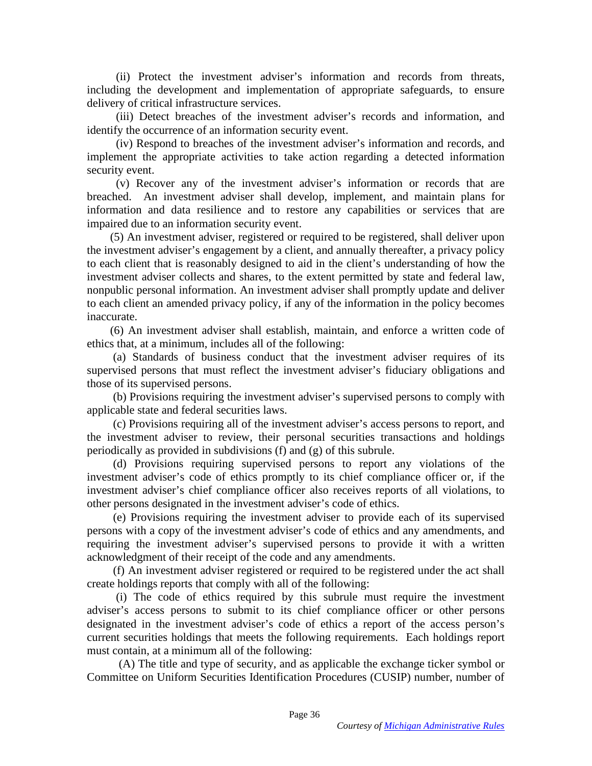(ii) Protect the investment adviser's information and records from threats, including the development and implementation of appropriate safeguards, to ensure delivery of critical infrastructure services.

(iii) Detect breaches of the investment adviser's records and information, and identify the occurrence of an information security event.

(iv) Respond to breaches of the investment adviser's information and records, and implement the appropriate activities to take action regarding a detected information security event.

(v) Recover any of the investment adviser's information or records that are breached. An investment adviser shall develop, implement, and maintain plans for information and data resilience and to restore any capabilities or services that are impaired due to an information security event.

(5) An investment adviser, registered or required to be registered, shall deliver upon the investment adviser's engagement by a client, and annually thereafter, a privacy policy to each client that is reasonably designed to aid in the client's understanding of how the investment adviser collects and shares, to the extent permitted by state and federal law, nonpublic personal information. An investment adviser shall promptly update and deliver to each client an amended privacy policy, if any of the information in the policy becomes inaccurate.

(6) An investment adviser shall establish, maintain, and enforce a written code of ethics that, at a minimum, includes all of the following:

(a) Standards of business conduct that the investment adviser requires of its supervised persons that must reflect the investment adviser's fiduciary obligations and those of its supervised persons.

(b) Provisions requiring the investment adviser's supervised persons to comply with applicable state and federal securities laws.

(c) Provisions requiring all of the investment adviser's access persons to report, and the investment adviser to review, their personal securities transactions and holdings periodically as provided in subdivisions (f) and (g) of this subrule.

(d) Provisions requiring supervised persons to report any violations of the investment adviser's code of ethics promptly to its chief compliance officer or, if the investment adviser's chief compliance officer also receives reports of all violations, to other persons designated in the investment adviser's code of ethics.

(e) Provisions requiring the investment adviser to provide each of its supervised persons with a copy of the investment adviser's code of ethics and any amendments, and requiring the investment adviser's supervised persons to provide it with a written acknowledgment of their receipt of the code and any amendments.

(f) An investment adviser registered or required to be registered under the act shall create holdings reports that comply with all of the following:

(i) The code of ethics required by this subrule must require the investment adviser's access persons to submit to its chief compliance officer or other persons designated in the investment adviser's code of ethics a report of the access person's current securities holdings that meets the following requirements. Each holdings report must contain, at a minimum all of the following:

(A) The title and type of security, and as applicable the exchange ticker symbol or Committee on Uniform Securities Identification Procedures (CUSIP) number, number of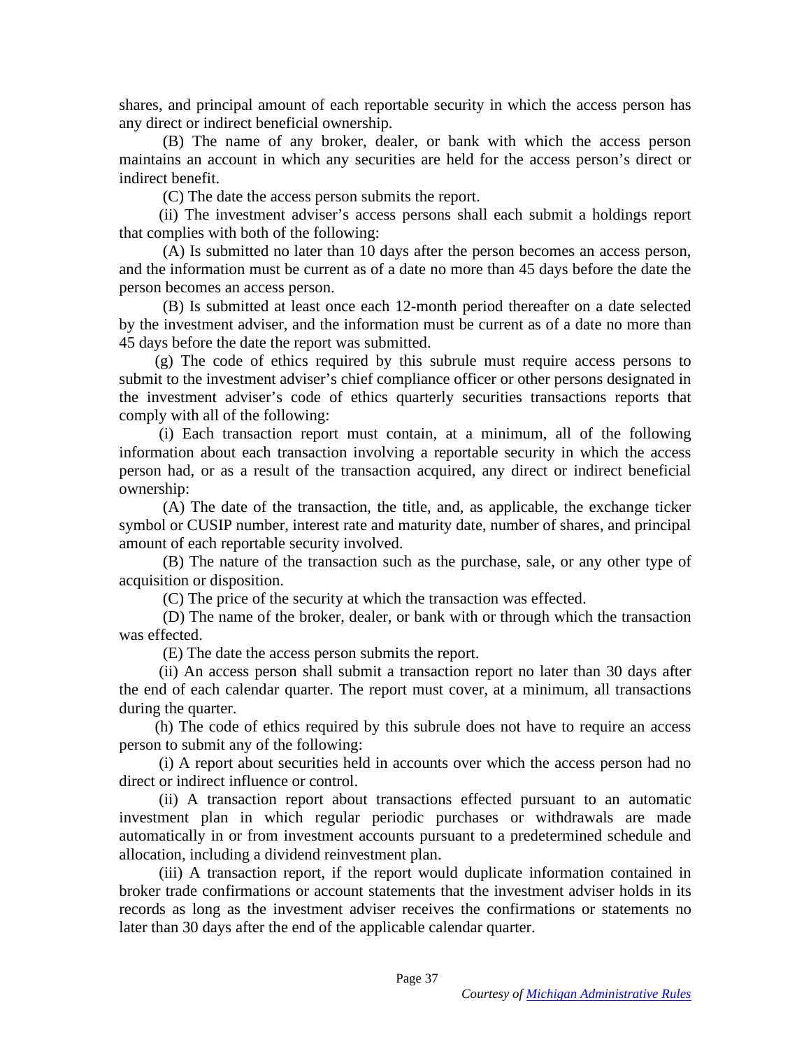shares, and principal amount of each reportable security in which the access person has any direct or indirect beneficial ownership.

(B) The name of any broker, dealer, or bank with which the access person maintains an account in which any securities are held for the access person's direct or indirect benefit.

(C) The date the access person submits the report.

(ii) The investment adviser's access persons shall each submit a holdings report that complies with both of the following:

(A) Is submitted no later than 10 days after the person becomes an access person, and the information must be current as of a date no more than 45 days before the date the person becomes an access person.

(B) Is submitted at least once each 12-month period thereafter on a date selected by the investment adviser, and the information must be current as of a date no more than 45 days before the date the report was submitted.

(g) The code of ethics required by this subrule must require access persons to submit to the investment adviser's chief compliance officer or other persons designated in the investment adviser's code of ethics quarterly securities transactions reports that comply with all of the following:

(i) Each transaction report must contain, at a minimum, all of the following information about each transaction involving a reportable security in which the access person had, or as a result of the transaction acquired, any direct or indirect beneficial ownership:

(A) The date of the transaction, the title, and, as applicable, the exchange ticker symbol or CUSIP number, interest rate and maturity date, number of shares, and principal amount of each reportable security involved.

(B) The nature of the transaction such as the purchase, sale, or any other type of acquisition or disposition.

(C) The price of the security at which the transaction was effected.

(D) The name of the broker, dealer, or bank with or through which the transaction was effected.

(E) The date the access person submits the report.

(ii) An access person shall submit a transaction report no later than 30 days after the end of each calendar quarter. The report must cover, at a minimum, all transactions during the quarter.

(h) The code of ethics required by this subrule does not have to require an access person to submit any of the following:

(i) A report about securities held in accounts over which the access person had no direct or indirect influence or control.

(ii) A transaction report about transactions effected pursuant to an automatic investment plan in which regular periodic purchases or withdrawals are made automatically in or from investment accounts pursuant to a predetermined schedule and allocation, including a dividend reinvestment plan.

(iii) A transaction report, if the report would duplicate information contained in broker trade confirmations or account statements that the investment adviser holds in its records as long as the investment adviser receives the confirmations or statements no later than 30 days after the end of the applicable calendar quarter.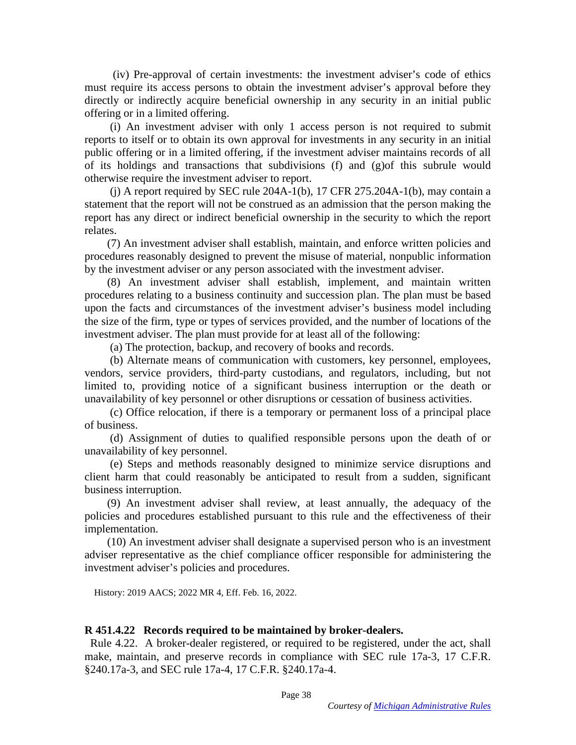(iv) Pre-approval of certain investments: the investment adviser's code of ethics must require its access persons to obtain the investment adviser's approval before they directly or indirectly acquire beneficial ownership in any security in an initial public offering or in a limited offering.

(i) An investment adviser with only 1 access person is not required to submit reports to itself or to obtain its own approval for investments in any security in an initial public offering or in a limited offering, if the investment adviser maintains records of all of its holdings and transactions that subdivisions (f) and (g)of this subrule would otherwise require the investment adviser to report.

(j) A report required by SEC rule 204A-1(b), 17 CFR 275.204A-1(b), may contain a statement that the report will not be construed as an admission that the person making the report has any direct or indirect beneficial ownership in the security to which the report relates.

(7) An investment adviser shall establish, maintain, and enforce written policies and procedures reasonably designed to prevent the misuse of material, nonpublic information by the investment adviser or any person associated with the investment adviser.

(8) An investment adviser shall establish, implement, and maintain written procedures relating to a business continuity and succession plan. The plan must be based upon the facts and circumstances of the investment adviser's business model including the size of the firm, type or types of services provided, and the number of locations of the investment adviser. The plan must provide for at least all of the following:

(a) The protection, backup, and recovery of books and records.

(b) Alternate means of communication with customers, key personnel, employees, vendors, service providers, third-party custodians, and regulators, including, but not limited to, providing notice of a significant business interruption or the death or unavailability of key personnel or other disruptions or cessation of business activities.

(c) Office relocation, if there is a temporary or permanent loss of a principal place of business.

(d) Assignment of duties to qualified responsible persons upon the death of or unavailability of key personnel.

(e) Steps and methods reasonably designed to minimize service disruptions and client harm that could reasonably be anticipated to result from a sudden, significant business interruption.

(9) An investment adviser shall review, at least annually, the adequacy of the policies and procedures established pursuant to this rule and the effectiveness of their implementation.

(10) An investment adviser shall designate a supervised person who is an investment adviser representative as the chief compliance officer responsible for administering the investment adviser's policies and procedures.

History: 2019 AACS; 2022 MR 4, Eff. Feb. 16, 2022.

**R 451.4.22 Records required to be maintained by broker-dealers.**

Rule 4.22. A broker-dealer registered, or required to be registered, under the act, shall make, maintain, and preserve records in compliance with SEC rule 17a-3, 17 C.F.R. §240.17a-3, and SEC rule 17a-4, 17 C.F.R. §240.17a-4.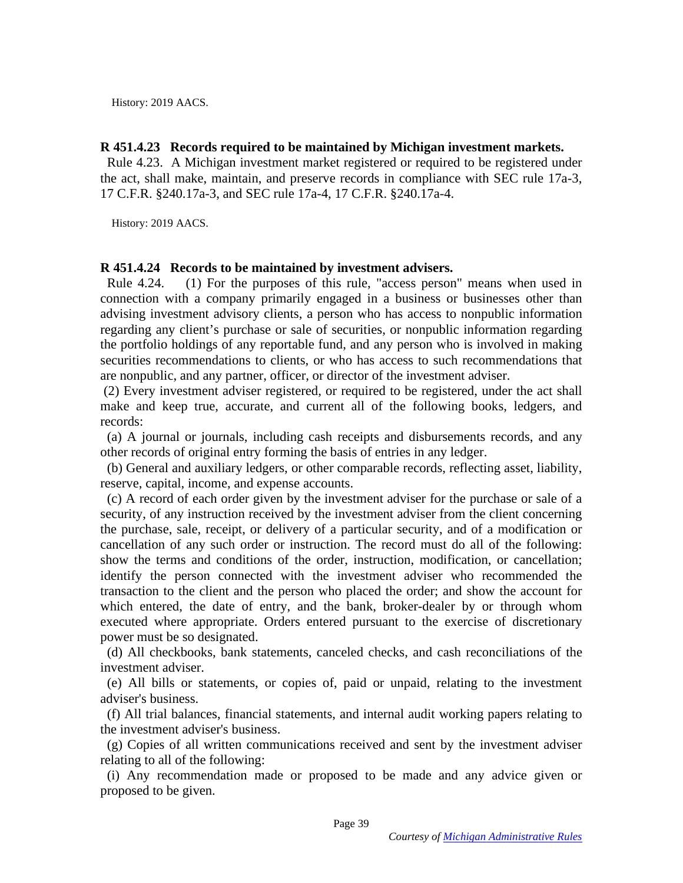History: 2019 AACS.

**R 451.4.23 Records required to be maintained by Michigan investment markets.**

Rule 4.23. A Michigan investment market registered or required to be registered under the act, shall make, maintain, and preserve records in compliance with SEC rule 17a-3, 17 C.F.R. §240.17a-3, and SEC rule 17a-4, 17 C.F.R. §240.17a-4.

History: 2019 AACS.

**R 451.4.24 Records to be maintained by investment advisers.**

Rule 4.24. (1) For the purposes of this rule, "access person" means when used in connection with a company primarily engaged in a business or businesses other than advising investment advisory clients, a person who has access to nonpublic information regarding any client's purchase or sale of securities, or nonpublic information regarding the portfolio holdings of any reportable fund, and any person who is involved in making securities recommendations to clients, or who has access to such recommendations that are nonpublic, and any partner, officer, or director of the investment adviser.

(2) Every investment adviser registered, or required to be registered, under the act shall make and keep true, accurate, and current all of the following books, ledgers, and records:

(a) A journal or journals, including cash receipts and disbursements records, and any other records of original entry forming the basis of entries in any ledger.

(b) General and auxiliary ledgers, or other comparable records, reflecting asset, liability, reserve, capital, income, and expense accounts.

(c) A record of each order given by the investment adviser for the purchase or sale of a security, of any instruction received by the investment adviser from the client concerning the purchase, sale, receipt, or delivery of a particular security, and of a modification or cancellation of any such order or instruction. The record must do all of the following: show the terms and conditions of the order, instruction, modification, or cancellation; identify the person connected with the investment adviser who recommended the transaction to the client and the person who placed the order; and show the account for which entered, the date of entry, and the bank, broker-dealer by or through whom executed where appropriate. Orders entered pursuant to the exercise of discretionary power must be so designated.

(d) All checkbooks, bank statements, canceled checks, and cash reconciliations of the investment adviser.

(e) All bills or statements, or copies of, paid or unpaid, relating to the investment adviser's business.

(f) All trial balances, financial statements, and internal audit working papers relating to the investment adviser's business.

(g) Copies of all written communications received and sent by the investment adviser relating to all of the following:

(i) Any recommendation made or proposed to be made and any advice given or proposed to be given.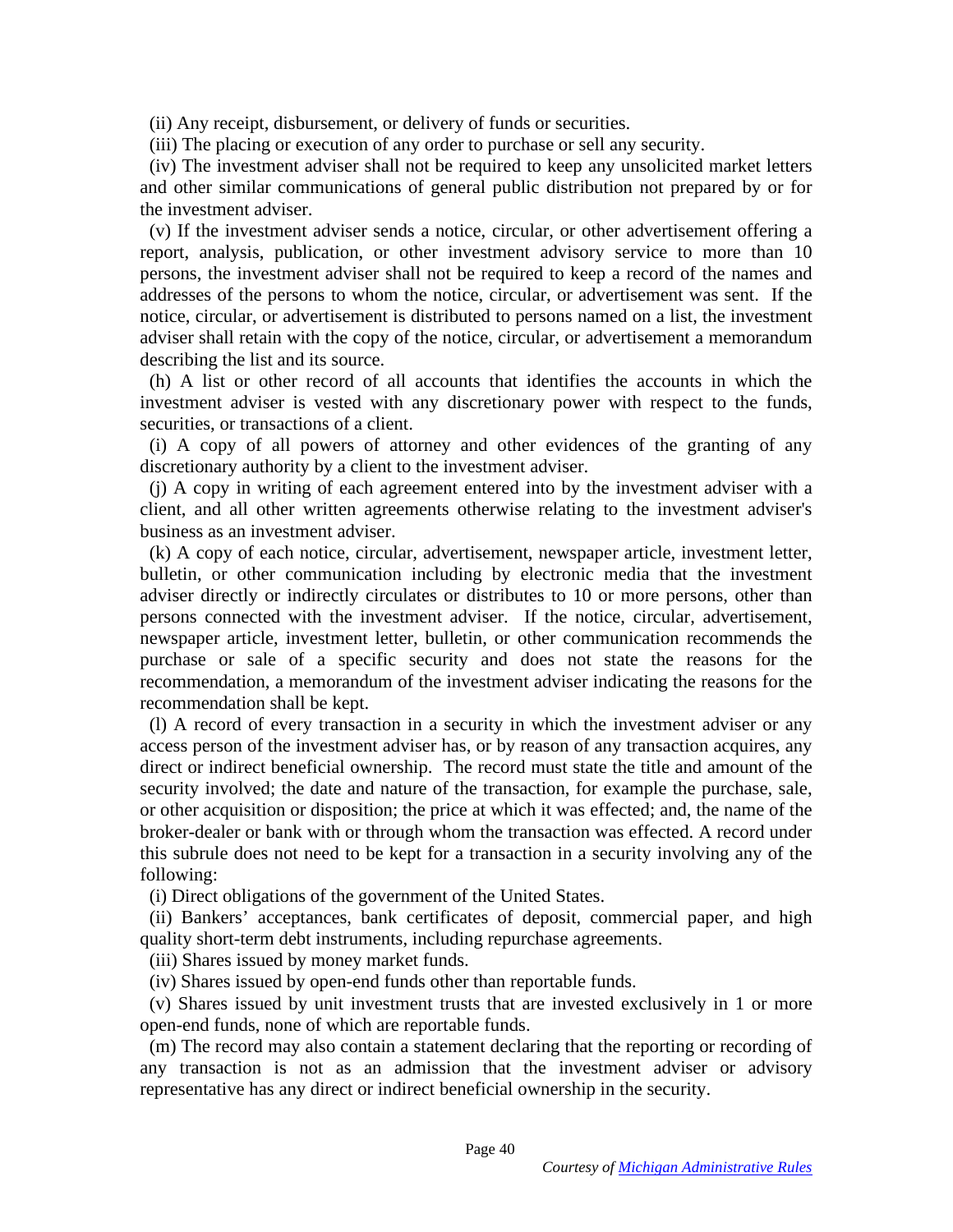(ii) Any receipt, disbursement, or delivery of funds or securities.

(iii) The placing or execution of any order to purchase or sell any security.

(iv) The investment adviser shall not be required to keep any unsolicited market letters and other similar communications of general public distribution not prepared by or for the investment adviser.

(v) If the investment adviser sends a notice, circular, or other advertisement offering a report, analysis, publication, or other investment advisory service to more than 10 persons, the investment adviser shall not be required to keep a record of the names and addresses of the persons to whom the notice, circular, or advertisement was sent. If the notice, circular, or advertisement is distributed to persons named on a list, the investment adviser shall retain with the copy of the notice, circular, or advertisement a memorandum describing the list and its source.

(h) A list or other record of all accounts that identifies the accounts in which the investment adviser is vested with any discretionary power with respect to the funds, securities, or transactions of a client.

(i) A copy of all powers of attorney and other evidences of the granting of any discretionary authority by a client to the investment adviser.

(j) A copy in writing of each agreement entered into by the investment adviser with a client, and all other written agreements otherwise relating to the investment adviser's business as an investment adviser.

(k) A copy of each notice, circular, advertisement, newspaper article, investment letter, bulletin, or other communication including by electronic media that the investment adviser directly or indirectly circulates or distributes to 10 or more persons, other than persons connected with the investment adviser. If the notice, circular, advertisement, newspaper article, investment letter, bulletin, or other communication recommends the purchase or sale of a specific security and does not state the reasons for the recommendation, a memorandum of the investment adviser indicating the reasons for the recommendation shall be kept.

(l) A record of every transaction in a security in which the investment adviser or any access person of the investment adviser has, or by reason of any transaction acquires, any direct or indirect beneficial ownership. The record must state the title and amount of the security involved; the date and nature of the transaction, for example the purchase, sale, or other acquisition or disposition; the price at which it was effected; and, the name of the broker-dealer or bank with or through whom the transaction was effected. A record under this subrule does not need to be kept for a transaction in a security involving any of the following:

(i) Direct obligations of the government of the United States.

(ii) Bankers' acceptances, bank certificates of deposit, commercial paper, and high quality short-term debt instruments, including repurchase agreements.

(iii) Shares issued by money market funds.

(iv) Shares issued by open-end funds other than reportable funds.

(v) Shares issued by unit investment trusts that are invested exclusively in 1 or more open-end funds, none of which are reportable funds.

(m) The record may also contain a statement declaring that the reporting or recording of any transaction is not as an admission that the investment adviser or advisory representative has any direct or indirect beneficial ownership in the security.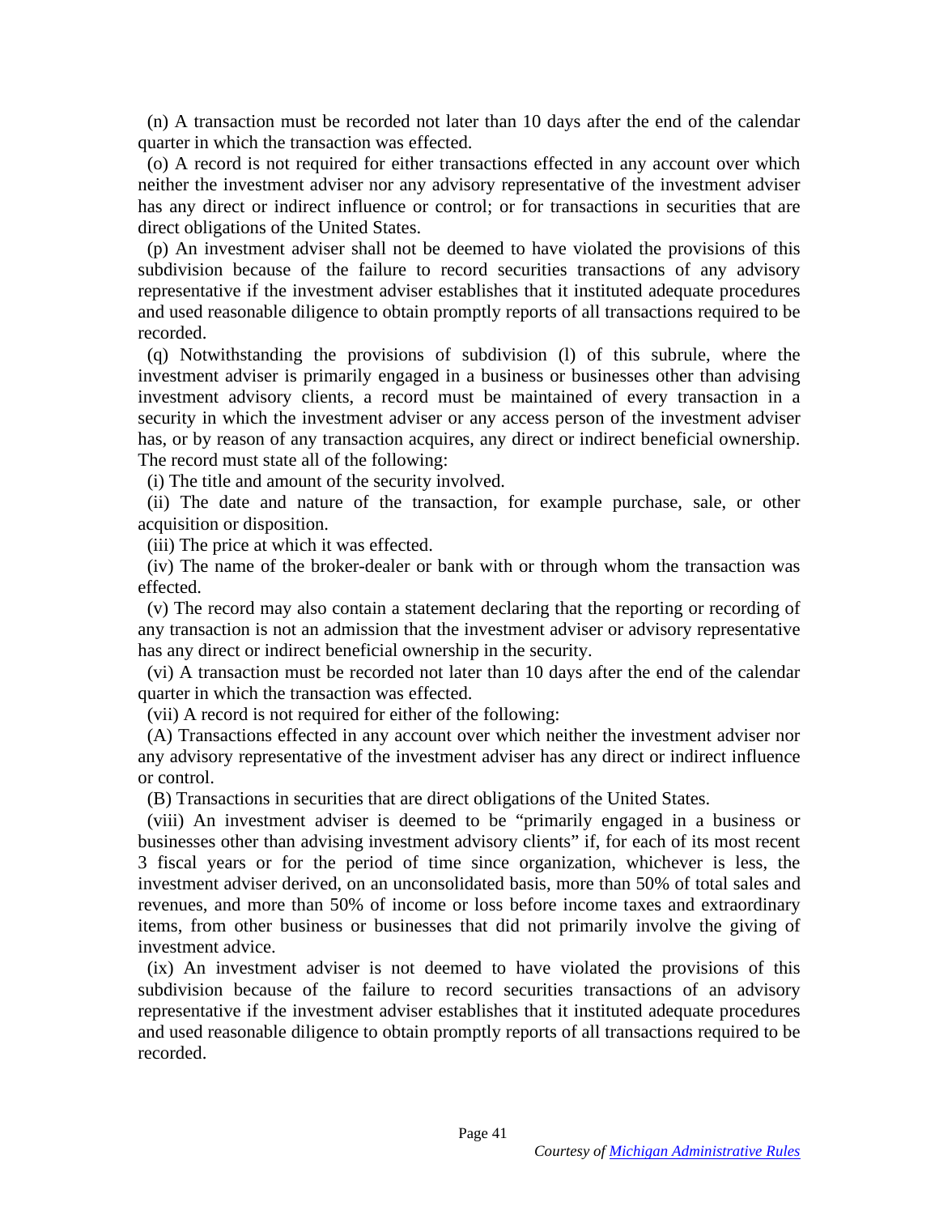(n) A transaction must be recorded not later than 10 days after the end of the calendar quarter in which the transaction was effected.

(o) A record is not required for either transactions effected in any account over which neither the investment adviser nor any advisory representative of the investment adviser has any direct or indirect influence or control; or for transactions in securities that are direct obligations of the United States.

(p) An investment adviser shall not be deemed to have violated the provisions of this subdivision because of the failure to record securities transactions of any advisory representative if the investment adviser establishes that it instituted adequate procedures and used reasonable diligence to obtain promptly reports of all transactions required to be recorded.

(q) Notwithstanding the provisions of subdivision (l) of this subrule, where the investment adviser is primarily engaged in a business or businesses other than advising investment advisory clients, a record must be maintained of every transaction in a security in which the investment adviser or any access person of the investment adviser has, or by reason of any transaction acquires, any direct or indirect beneficial ownership. The record must state all of the following:

(i) The title and amount of the security involved.

(ii) The date and nature of the transaction, for example purchase, sale, or other acquisition or disposition.

(iii) The price at which it was effected.

(iv) The name of the broker-dealer or bank with or through whom the transaction was effected.

(v) The record may also contain a statement declaring that the reporting or recording of any transaction is not an admission that the investment adviser or advisory representative has any direct or indirect beneficial ownership in the security.

(vi) A transaction must be recorded not later than 10 days after the end of the calendar quarter in which the transaction was effected.

(vii) A record is not required for either of the following:

(A) Transactions effected in any account over which neither the investment adviser nor any advisory representative of the investment adviser has any direct or indirect influence or control.

(B) Transactions in securities that are direct obligations of the United States.

(viii) An investment adviser is deemed to be "primarily engaged in a business or businesses other than advising investment advisory clients" if, for each of its most recent 3 fiscal years or for the period of time since organization, whichever is less, the investment adviser derived, on an unconsolidated basis, more than 50% of total sales and revenues, and more than 50% of income or loss before income taxes and extraordinary items, from other business or businesses that did not primarily involve the giving of investment advice.

(ix) An investment adviser is not deemed to have violated the provisions of this subdivision because of the failure to record securities transactions of an advisory representative if the investment adviser establishes that it instituted adequate procedures and used reasonable diligence to obtain promptly reports of all transactions required to be recorded.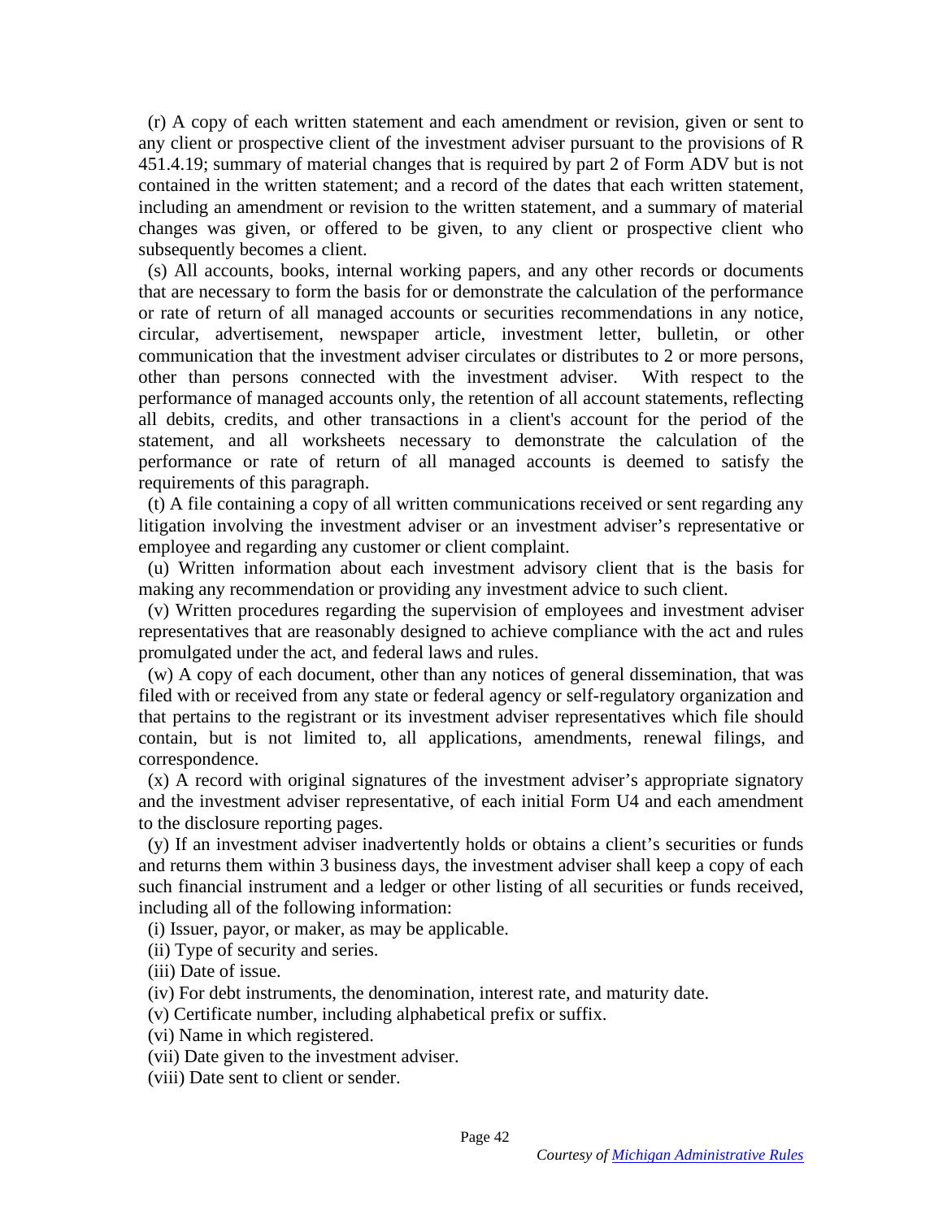(r) A copy of each written statement and each amendment or revision, given or sent to any client or prospective client of the investment adviser pursuant to the provisions of R 451.4.19; summary of material changes that is required by part 2 of Form ADV but is not contained in the written statement; and a record of the dates that each written statement, including an amendment or revision to the written statement, and a summary of material changes was given, or offered to be given, to any client or prospective client who subsequently becomes a client.

(s) All accounts, books, internal working papers, and any other records or documents that are necessary to form the basis for or demonstrate the calculation of the performance or rate of return of all managed accounts or securities recommendations in any notice, circular, advertisement, newspaper article, investment letter, bulletin, or other communication that the investment adviser circulates or distributes to 2 or more persons, other than persons connected with the investment adviser. With respect to the performance of managed accounts only, the retention of all account statements, reflecting all debits, credits, and other transactions in a client's account for the period of the statement, and all worksheets necessary to demonstrate the calculation of the performance or rate of return of all managed accounts is deemed to satisfy the requirements of this paragraph.

(t) A file containing a copy of all written communications received or sent regarding any litigation involving the investment adviser or an investment adviser's representative or employee and regarding any customer or client complaint.

(u) Written information about each investment advisory client that is the basis for making any recommendation or providing any investment advice to such client.

(v) Written procedures regarding the supervision of employees and investment adviser representatives that are reasonably designed to achieve compliance with the act and rules promulgated under the act, and federal laws and rules.

(w) A copy of each document, other than any notices of general dissemination, that was filed with or received from any state or federal agency or self-regulatory organization and that pertains to the registrant or its investment adviser representatives which file should contain, but is not limited to, all applications, amendments, renewal filings, and correspondence.

(x) A record with original signatures of the investment adviser's appropriate signatory and the investment adviser representative, of each initial Form U4 and each amendment to the disclosure reporting pages.

(y) If an investment adviser inadvertently holds or obtains a client's securities or funds and returns them within 3 business days, the investment adviser shall keep a copy of each such financial instrument and a ledger or other listing of all securities or funds received, including all of the following information:

(i) Issuer, payor, or maker, as may be applicable.

(ii) Type of security and series.

(iii) Date of issue.

(iv) For debt instruments, the denomination, interest rate, and maturity date.

(v) Certificate number, including alphabetical prefix or suffix.

(vi) Name in which registered.

(vii) Date given to the investment adviser.

(viii) Date sent to client or sender.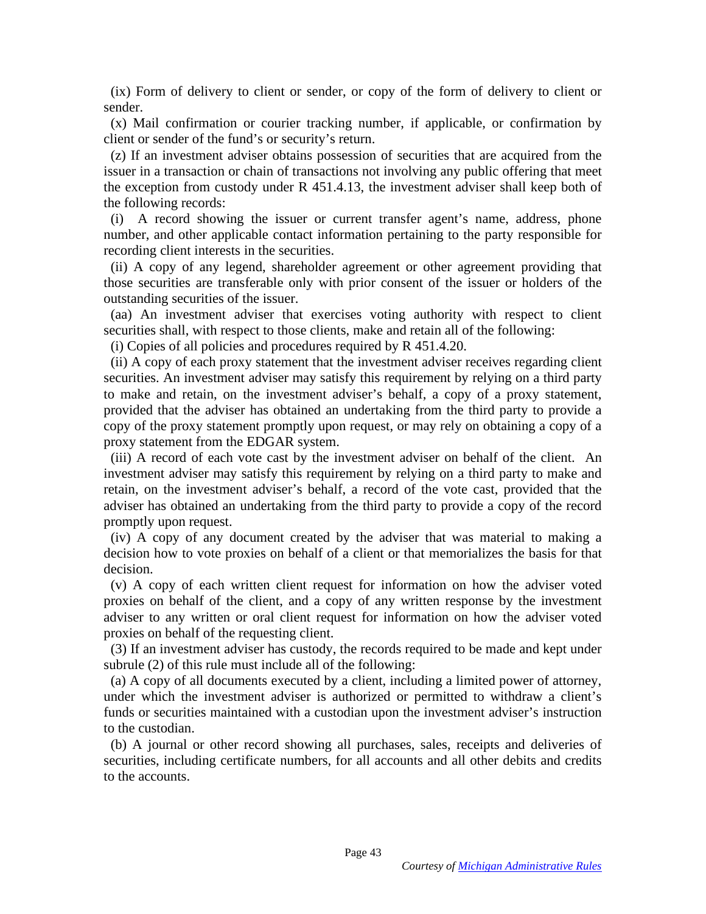(ix) Form of delivery to client or sender, or copy of the form of delivery to client or sender.

(x) Mail confirmation or courier tracking number, if applicable, or confirmation by client or sender of the fund's or security's return.

(z) If an investment adviser obtains possession of securities that are acquired from the issuer in a transaction or chain of transactions not involving any public offering that meet the exception from custody under R 451.4.13, the investment adviser shall keep both of the following records:

(i) A record showing the issuer or current transfer agent's name, address, phone number, and other applicable contact information pertaining to the party responsible for recording client interests in the securities.

(ii) A copy of any legend, shareholder agreement or other agreement providing that those securities are transferable only with prior consent of the issuer or holders of the outstanding securities of the issuer.

(aa) An investment adviser that exercises voting authority with respect to client securities shall, with respect to those clients, make and retain all of the following:

(i) Copies of all policies and procedures required by R 451.4.20.

(ii) A copy of each proxy statement that the investment adviser receives regarding client securities. An investment adviser may satisfy this requirement by relying on a third party to make and retain, on the investment adviser's behalf, a copy of a proxy statement, provided that the adviser has obtained an undertaking from the third party to provide a copy of the proxy statement promptly upon request, or may rely on obtaining a copy of a proxy statement from the EDGAR system.

(iii) A record of each vote cast by the investment adviser on behalf of the client. An investment adviser may satisfy this requirement by relying on a third party to make and retain, on the investment adviser's behalf, a record of the vote cast, provided that the adviser has obtained an undertaking from the third party to provide a copy of the record promptly upon request.

(iv) A copy of any document created by the adviser that was material to making a decision how to vote proxies on behalf of a client or that memorializes the basis for that decision.

(v) A copy of each written client request for information on how the adviser voted proxies on behalf of the client, and a copy of any written response by the investment adviser to any written or oral client request for information on how the adviser voted proxies on behalf of the requesting client.

(3) If an investment adviser has custody, the records required to be made and kept under subrule (2) of this rule must include all of the following:

(a) A copy of all documents executed by a client, including a limited power of attorney, under which the investment adviser is authorized or permitted to withdraw a client's funds or securities maintained with a custodian upon the investment adviser's instruction to the custodian.

(b) A journal or other record showing all purchases, sales, receipts and deliveries of securities, including certificate numbers, for all accounts and all other debits and credits to the accounts.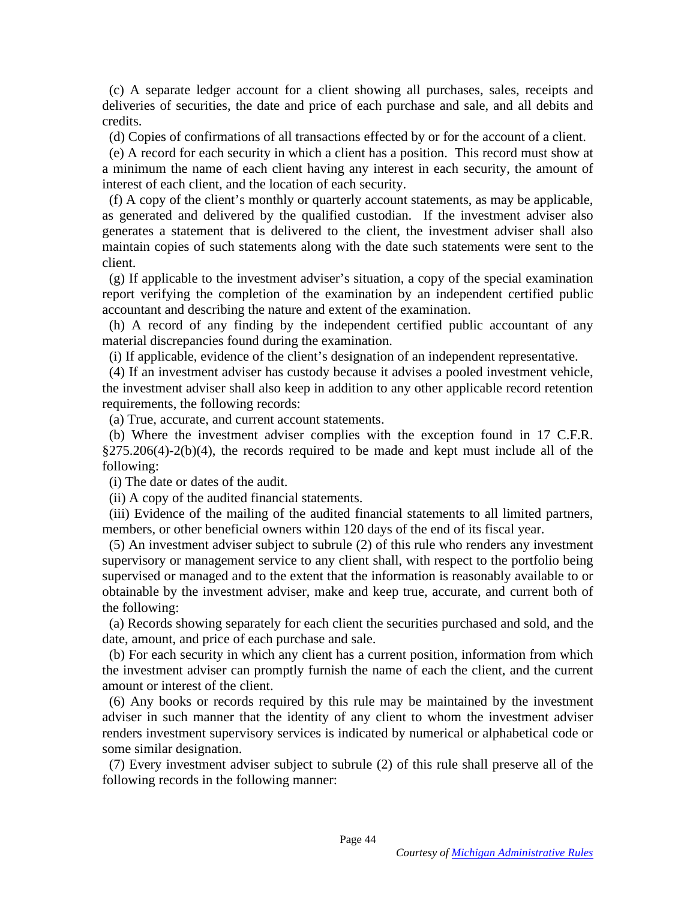(c) A separate ledger account for a client showing all purchases, sales, receipts and deliveries of securities, the date and price of each purchase and sale, and all debits and credits.

(d) Copies of confirmations of all transactions effected by or for the account of a client.

(e) A record for each security in which a client has a position. This record must show at a minimum the name of each client having any interest in each security, the amount of interest of each client, and the location of each security.

(f) A copy of the client's monthly or quarterly account statements, as may be applicable, as generated and delivered by the qualified custodian. If the investment adviser also generates a statement that is delivered to the client, the investment adviser shall also maintain copies of such statements along with the date such statements were sent to the client.

(g) If applicable to the investment adviser's situation, a copy of the special examination report verifying the completion of the examination by an independent certified public accountant and describing the nature and extent of the examination.

(h) A record of any finding by the independent certified public accountant of any material discrepancies found during the examination.

(i) If applicable, evidence of the client's designation of an independent representative.

(4) If an investment adviser has custody because it advises a pooled investment vehicle, the investment adviser shall also keep in addition to any other applicable record retention requirements, the following records:

(a) True, accurate, and current account statements.

(b) Where the investment adviser complies with the exception found in 17 C.F.R. §275.206(4)-2(b)(4), the records required to be made and kept must include all of the following:

(i) The date or dates of the audit.

(ii) A copy of the audited financial statements.

(iii) Evidence of the mailing of the audited financial statements to all limited partners, members, or other beneficial owners within 120 days of the end of its fiscal year.

(5) An investment adviser subject to subrule (2) of this rule who renders any investment supervisory or management service to any client shall, with respect to the portfolio being supervised or managed and to the extent that the information is reasonably available to or obtainable by the investment adviser, make and keep true, accurate, and current both of the following:

(a) Records showing separately for each client the securities purchased and sold, and the date, amount, and price of each purchase and sale.

(b) For each security in which any client has a current position, information from which the investment adviser can promptly furnish the name of each the client, and the current amount or interest of the client.

(6) Any books or records required by this rule may be maintained by the investment adviser in such manner that the identity of any client to whom the investment adviser renders investment supervisory services is indicated by numerical or alphabetical code or some similar designation.

(7) Every investment adviser subject to subrule (2) of this rule shall preserve all of the following records in the following manner: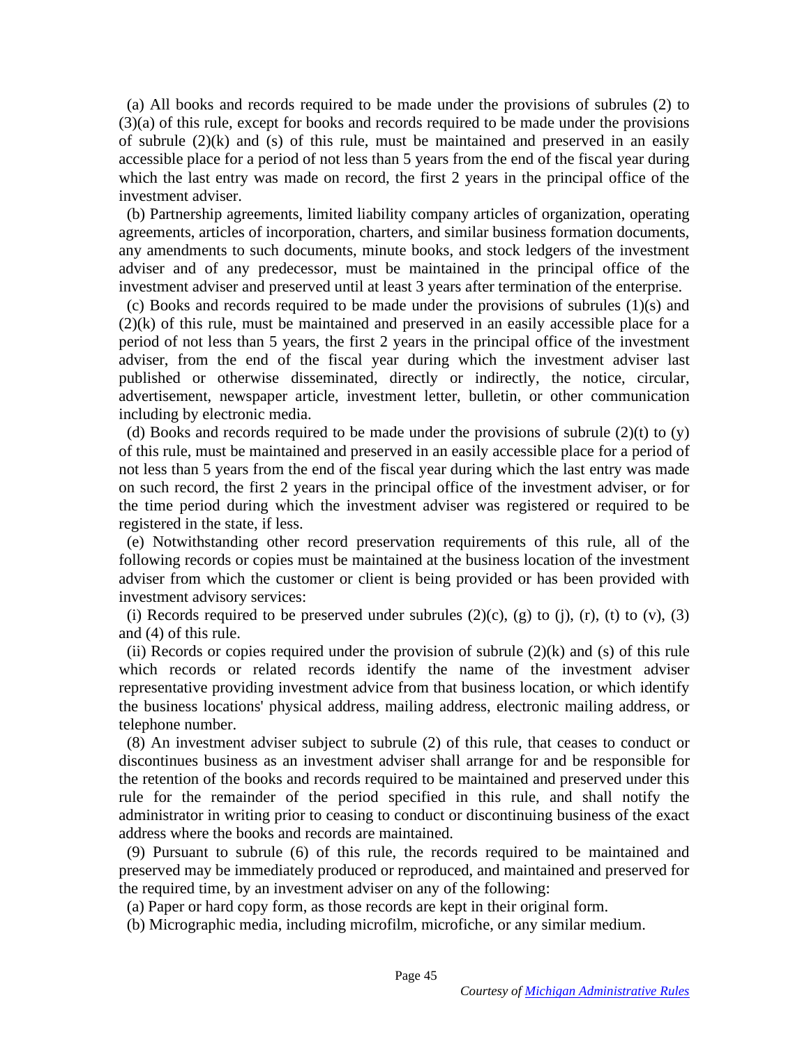(a) All books and records required to be made under the provisions of subrules (2) to (3)(a) of this rule, except for books and records required to be made under the provisions of subrule (2)(k) and (s) of this rule, must be maintained and preserved in an easily accessible place for a period of not less than 5 years from the end of the fiscal year during which the last entry was made on record, the first 2 years in the principal office of the investment adviser.

(b) Partnership agreements, limited liability company articles of organization, operating agreements, articles of incorporation, charters, and similar business formation documents, any amendments to such documents, minute books, and stock ledgers of the investment adviser and of any predecessor, must be maintained in the principal office of the investment adviser and preserved until at least 3 years after termination of the enterprise.

(c) Books and records required to be made under the provisions of subrules (1)(s) and (2)(k) of this rule, must be maintained and preserved in an easily accessible place for a period of not less than 5 years, the first 2 years in the principal office of the investment adviser, from the end of the fiscal year during which the investment adviser last published or otherwise disseminated, directly or indirectly, the notice, circular, advertisement, newspaper article, investment letter, bulletin, or other communication including by electronic media.

(d) Books and records required to be made under the provisions of subrule (2)(t) to (y) of this rule, must be maintained and preserved in an easily accessible place for a period of not less than 5 years from the end of the fiscal year during which the last entry was made on such record, the first 2 years in the principal office of the investment adviser, or for the time period during which the investment adviser was registered or required to be registered in the state, if less.

(e) Notwithstanding other record preservation requirements of this rule, all of the following records or copies must be maintained at the business location of the investment adviser from which the customer or client is being provided or has been provided with investment advisory services:

(i) Records required to be preserved under subrules (2)(c), (g) to (j), (r), (t) to (v), (3) and (4) of this rule.

(ii) Records or copies required under the provision of subrule (2)(k) and (s) of this rule which records or related records identify the name of the investment adviser representative providing investment advice from that business location, or which identify the business locations' physical address, mailing address, electronic mailing address, or telephone number.

(8) An investment adviser subject to subrule (2) of this rule, that ceases to conduct or discontinues business as an investment adviser shall arrange for and be responsible for the retention of the books and records required to be maintained and preserved under this rule for the remainder of the period specified in this rule, and shall notify the administrator in writing prior to ceasing to conduct or discontinuing business of the exact address where the books and records are maintained.

(9) Pursuant to subrule (6) of this rule, the records required to be maintained and preserved may be immediately produced or reproduced, and maintained and preserved for the required time, by an investment adviser on any of the following:

(a) Paper or hard copy form, as those records are kept in their original form.

(b) Micrographic media, including microfilm, microfiche, or any similar medium.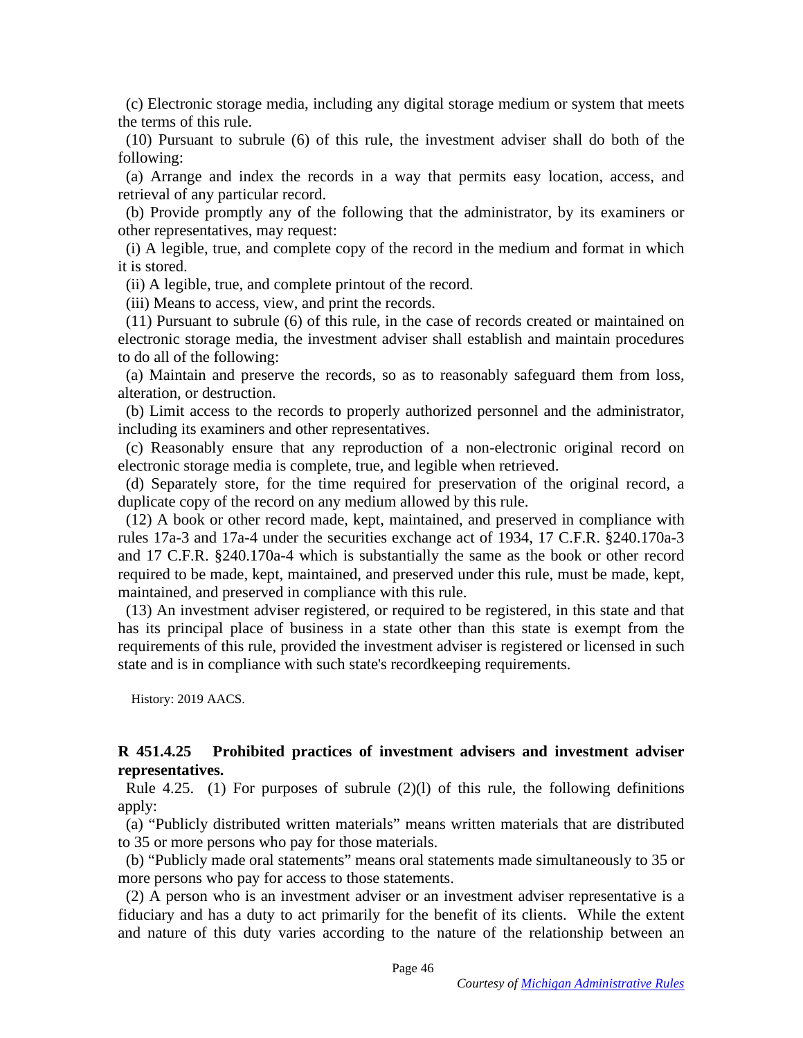(c) Electronic storage media, including any digital storage medium or system that meets the terms of this rule.

(10) Pursuant to subrule (6) of this rule, the investment adviser shall do both of the following:

(a) Arrange and index the records in a way that permits easy location, access, and retrieval of any particular record.

(b) Provide promptly any of the following that the administrator, by its examiners or other representatives, may request:

(i) A legible, true, and complete copy of the record in the medium and format in which it is stored.

(ii) A legible, true, and complete printout of the record.

(iii) Means to access, view, and print the records.

(11) Pursuant to subrule (6) of this rule, in the case of records created or maintained on electronic storage media, the investment adviser shall establish and maintain procedures to do all of the following:

(a) Maintain and preserve the records, so as to reasonably safeguard them from loss, alteration, or destruction.

(b) Limit access to the records to properly authorized personnel and the administrator, including its examiners and other representatives.

(c) Reasonably ensure that any reproduction of a non-electronic original record on electronic storage media is complete, true, and legible when retrieved.

(d) Separately store, for the time required for preservation of the original record, a duplicate copy of the record on any medium allowed by this rule.

(12) A book or other record made, kept, maintained, and preserved in compliance with rules 17a-3 and 17a-4 under the securities exchange act of 1934, 17 C.F.R. §240.170a-3 and 17 C.F.R. §240.170a-4 which is substantially the same as the book or other record required to be made, kept, maintained, and preserved under this rule, must be made, kept, maintained, and preserved in compliance with this rule.

(13) An investment adviser registered, or required to be registered, in this state and that has its principal place of business in a state other than this state is exempt from the requirements of this rule, provided the investment adviser is registered or licensed in such state and is in compliance with such state's recordkeeping requirements.

History: 2019 AACS.

**R 451.4.25 Prohibited practices of investment advisers and investment adviser representatives.**

Rule 4.25. (1) For purposes of subrule (2)(l) of this rule, the following definitions apply:

(a) "Publicly distributed written materials" means written materials that are distributed to 35 or more persons who pay for those materials.

(b) "Publicly made oral statements" means oral statements made simultaneously to 35 or more persons who pay for access to those statements.

(2) A person who is an investment adviser or an investment adviser representative is a fiduciary and has a duty to act primarily for the benefit of its clients. While the extent and nature of this duty varies according to the nature of the relationship between an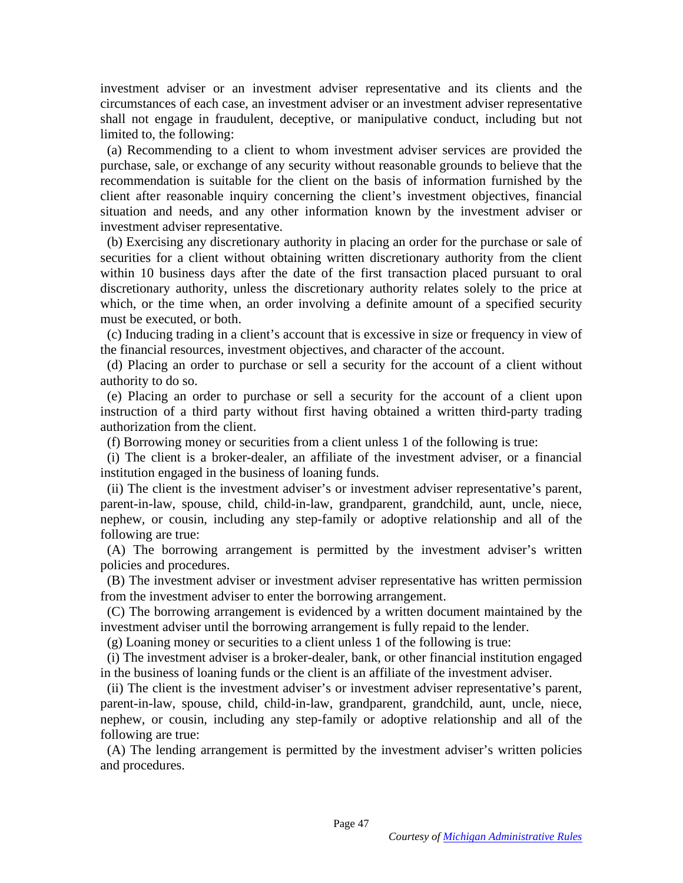investment adviser or an investment adviser representative and its clients and the circumstances of each case, an investment adviser or an investment adviser representative shall not engage in fraudulent, deceptive, or manipulative conduct, including but not limited to, the following:

(a) Recommending to a client to whom investment adviser services are provided the purchase, sale, or exchange of any security without reasonable grounds to believe that the recommendation is suitable for the client on the basis of information furnished by the client after reasonable inquiry concerning the client's investment objectives, financial situation and needs, and any other information known by the investment adviser or investment adviser representative.

(b) Exercising any discretionary authority in placing an order for the purchase or sale of securities for a client without obtaining written discretionary authority from the client within 10 business days after the date of the first transaction placed pursuant to oral discretionary authority, unless the discretionary authority relates solely to the price at which, or the time when, an order involving a definite amount of a specified security must be executed, or both.

(c) Inducing trading in a client's account that is excessive in size or frequency in view of the financial resources, investment objectives, and character of the account.

(d) Placing an order to purchase or sell a security for the account of a client without authority to do so.

(e) Placing an order to purchase or sell a security for the account of a client upon instruction of a third party without first having obtained a written third-party trading authorization from the client.

(f) Borrowing money or securities from a client unless 1 of the following is true:

(i) The client is a broker-dealer, an affiliate of the investment adviser, or a financial institution engaged in the business of loaning funds.

(ii) The client is the investment adviser's or investment adviser representative's parent, parent-in-law, spouse, child, child-in-law, grandparent, grandchild, aunt, uncle, niece, nephew, or cousin, including any step-family or adoptive relationship and all of the following are true:

(A) The borrowing arrangement is permitted by the investment adviser's written policies and procedures.

(B) The investment adviser or investment adviser representative has written permission from the investment adviser to enter the borrowing arrangement.

(C) The borrowing arrangement is evidenced by a written document maintained by the investment adviser until the borrowing arrangement is fully repaid to the lender.

(g) Loaning money or securities to a client unless 1 of the following is true:

(i) The investment adviser is a broker-dealer, bank, or other financial institution engaged in the business of loaning funds or the client is an affiliate of the investment adviser.

(ii) The client is the investment adviser's or investment adviser representative's parent, parent-in-law, spouse, child, child-in-law, grandparent, grandchild, aunt, uncle, niece, nephew, or cousin, including any step-family or adoptive relationship and all of the following are true:

(A) The lending arrangement is permitted by the investment adviser's written policies and procedures.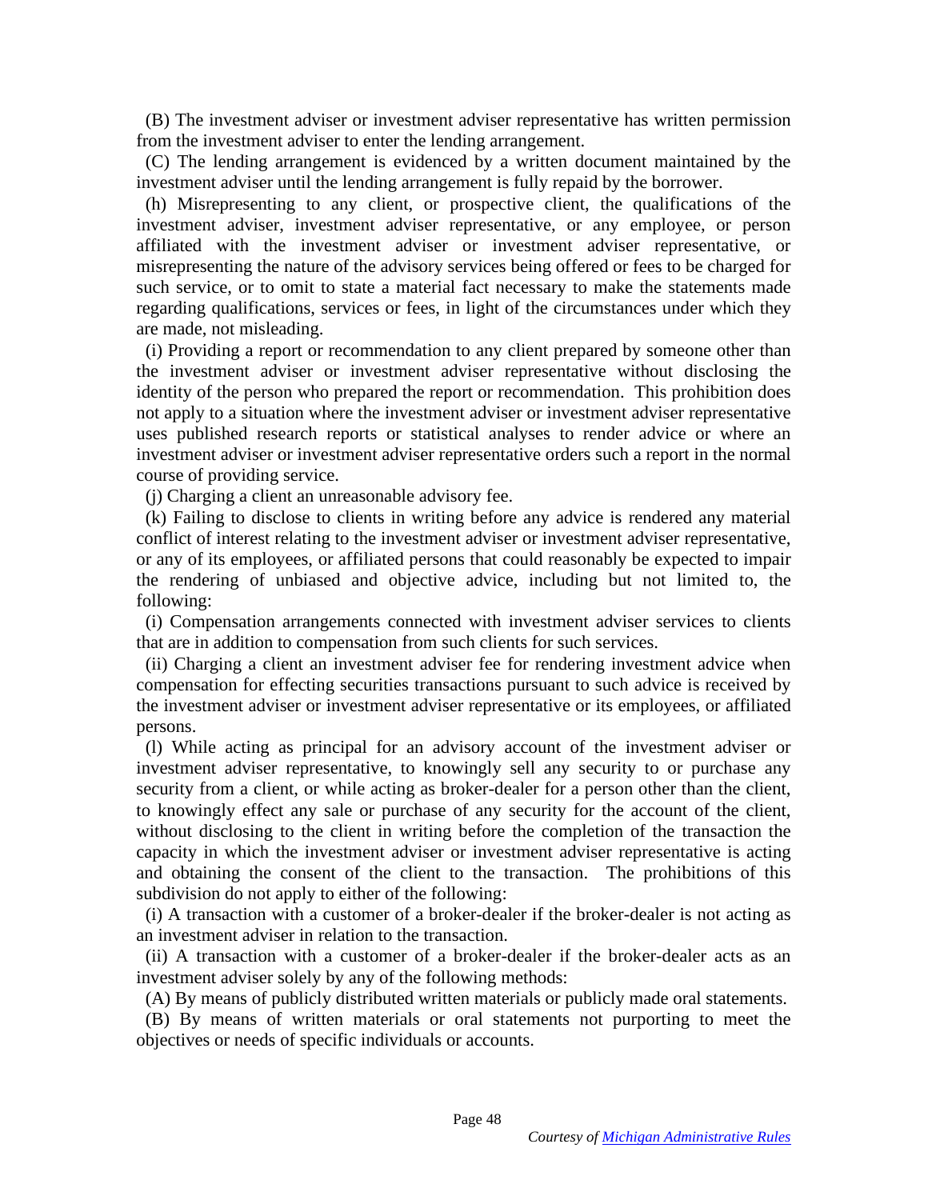(B) The investment adviser or investment adviser representative has written permission from the investment adviser to enter the lending arrangement.

(C) The lending arrangement is evidenced by a written document maintained by the investment adviser until the lending arrangement is fully repaid by the borrower.

(h) Misrepresenting to any client, or prospective client, the qualifications of the investment adviser, investment adviser representative, or any employee, or person affiliated with the investment adviser or investment adviser representative, or misrepresenting the nature of the advisory services being offered or fees to be charged for such service, or to omit to state a material fact necessary to make the statements made regarding qualifications, services or fees, in light of the circumstances under which they are made, not misleading.

(i) Providing a report or recommendation to any client prepared by someone other than the investment adviser or investment adviser representative without disclosing the identity of the person who prepared the report or recommendation. This prohibition does not apply to a situation where the investment adviser or investment adviser representative uses published research reports or statistical analyses to render advice or where an investment adviser or investment adviser representative orders such a report in the normal course of providing service.

(j) Charging a client an unreasonable advisory fee.

(k) Failing to disclose to clients in writing before any advice is rendered any material conflict of interest relating to the investment adviser or investment adviser representative, or any of its employees, or affiliated persons that could reasonably be expected to impair the rendering of unbiased and objective advice, including but not limited to, the following:

(i) Compensation arrangements connected with investment adviser services to clients that are in addition to compensation from such clients for such services.

(ii) Charging a client an investment adviser fee for rendering investment advice when compensation for effecting securities transactions pursuant to such advice is received by the investment adviser or investment adviser representative or its employees, or affiliated persons.

(l) While acting as principal for an advisory account of the investment adviser or investment adviser representative, to knowingly sell any security to or purchase any security from a client, or while acting as broker-dealer for a person other than the client, to knowingly effect any sale or purchase of any security for the account of the client, without disclosing to the client in writing before the completion of the transaction the capacity in which the investment adviser or investment adviser representative is acting and obtaining the consent of the client to the transaction. The prohibitions of this subdivision do not apply to either of the following:

(i) A transaction with a customer of a broker-dealer if the broker-dealer is not acting as an investment adviser in relation to the transaction.

(ii) A transaction with a customer of a broker-dealer if the broker-dealer acts as an investment adviser solely by any of the following methods:

(A) By means of publicly distributed written materials or publicly made oral statements.

(B) By means of written materials or oral statements not purporting to meet the objectives or needs of specific individuals or accounts.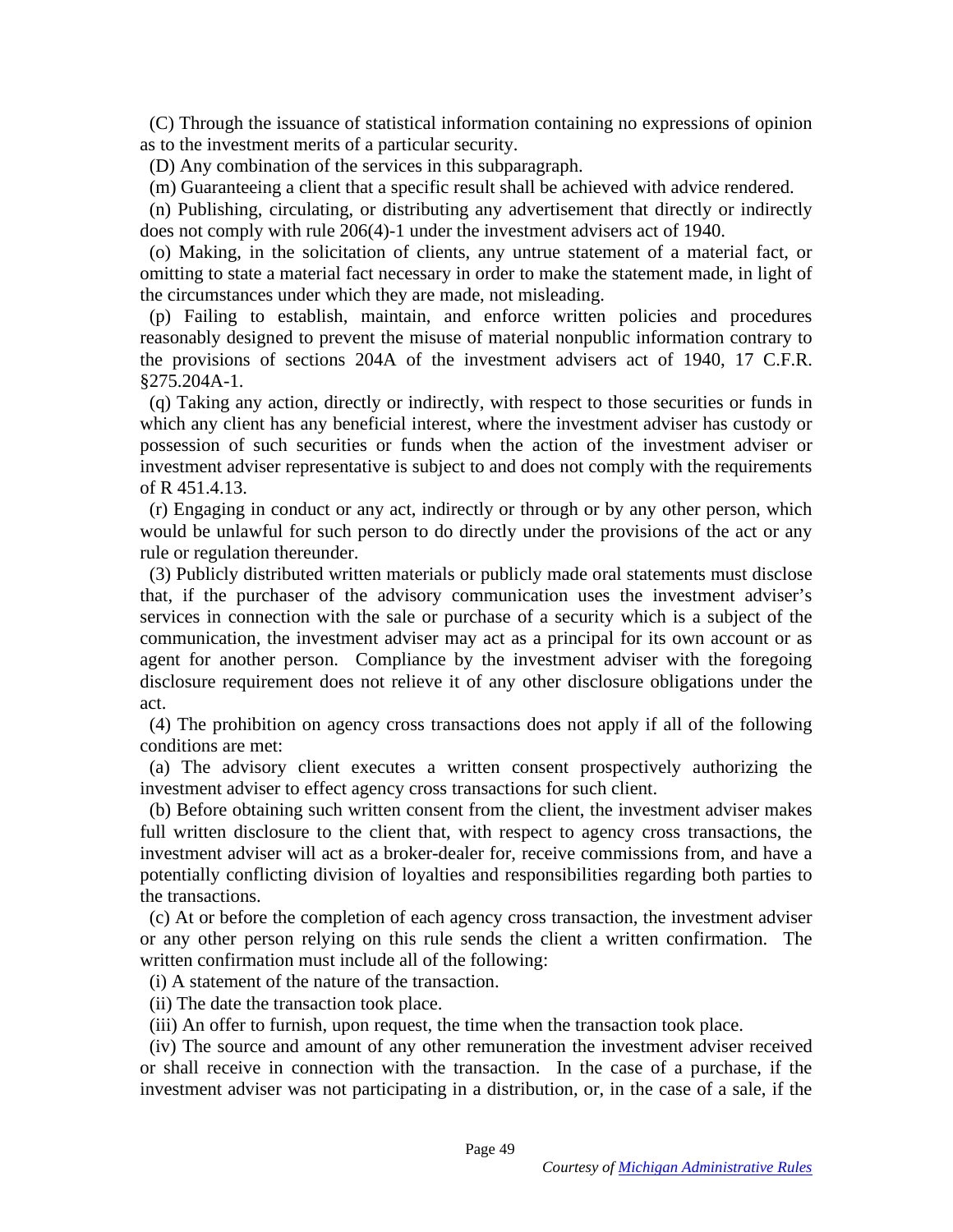(C) Through the issuance of statistical information containing no expressions of opinion as to the investment merits of a particular security.

(D) Any combination of the services in this subparagraph.

(m) Guaranteeing a client that a specific result shall be achieved with advice rendered.

(n) Publishing, circulating, or distributing any advertisement that directly or indirectly does not comply with rule 206(4)-1 under the investment advisers act of 1940.

(o) Making, in the solicitation of clients, any untrue statement of a material fact, or omitting to state a material fact necessary in order to make the statement made, in light of the circumstances under which they are made, not misleading.

(p) Failing to establish, maintain, and enforce written policies and procedures reasonably designed to prevent the misuse of material nonpublic information contrary to the provisions of sections 204A of the investment advisers act of 1940, 17 C.F.R. §275.204A-1.

(q) Taking any action, directly or indirectly, with respect to those securities or funds in which any client has any beneficial interest, where the investment adviser has custody or possession of such securities or funds when the action of the investment adviser or investment adviser representative is subject to and does not comply with the requirements of R 451.4.13.

(r) Engaging in conduct or any act, indirectly or through or by any other person, which would be unlawful for such person to do directly under the provisions of the act or any rule or regulation thereunder.

(3) Publicly distributed written materials or publicly made oral statements must disclose that, if the purchaser of the advisory communication uses the investment adviser's services in connection with the sale or purchase of a security which is a subject of the communication, the investment adviser may act as a principal for its own account or as agent for another person. Compliance by the investment adviser with the foregoing disclosure requirement does not relieve it of any other disclosure obligations under the act.

(4) The prohibition on agency cross transactions does not apply if all of the following conditions are met:

(a) The advisory client executes a written consent prospectively authorizing the investment adviser to effect agency cross transactions for such client.

(b) Before obtaining such written consent from the client, the investment adviser makes full written disclosure to the client that, with respect to agency cross transactions, the investment adviser will act as a broker-dealer for, receive commissions from, and have a potentially conflicting division of loyalties and responsibilities regarding both parties to the transactions.

(c) At or before the completion of each agency cross transaction, the investment adviser or any other person relying on this rule sends the client a written confirmation. The written confirmation must include all of the following:

(i) A statement of the nature of the transaction.

(ii) The date the transaction took place.

(iii) An offer to furnish, upon request, the time when the transaction took place.

(iv) The source and amount of any other remuneration the investment adviser received or shall receive in connection with the transaction. In the case of a purchase, if the investment adviser was not participating in a distribution, or, in the case of a sale, if the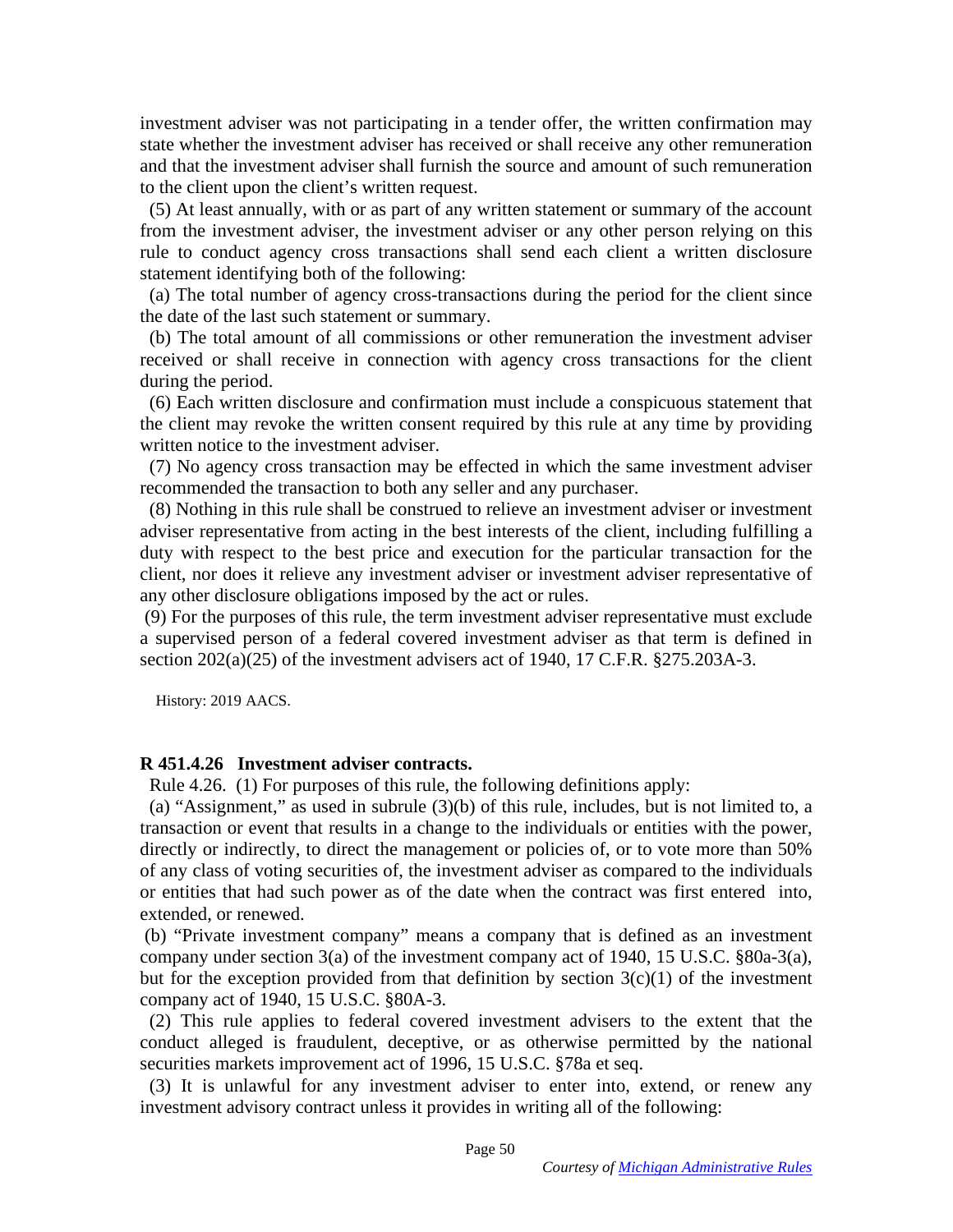investment adviser was not participating in a tender offer, the written confirmation may state whether the investment adviser has received or shall receive any other remuneration and that the investment adviser shall furnish the source and amount of such remuneration to the client upon the client's written request.

(5) At least annually, with or as part of any written statement or summary of the account from the investment adviser, the investment adviser or any other person relying on this rule to conduct agency cross transactions shall send each client a written disclosure statement identifying both of the following:

(a) The total number of agency cross-transactions during the period for the client since the date of the last such statement or summary.

(b) The total amount of all commissions or other remuneration the investment adviser received or shall receive in connection with agency cross transactions for the client during the period.

(6) Each written disclosure and confirmation must include a conspicuous statement that the client may revoke the written consent required by this rule at any time by providing written notice to the investment adviser.

(7) No agency cross transaction may be effected in which the same investment adviser recommended the transaction to both any seller and any purchaser.

(8) Nothing in this rule shall be construed to relieve an investment adviser or investment adviser representative from acting in the best interests of the client, including fulfilling a duty with respect to the best price and execution for the particular transaction for the client, nor does it relieve any investment adviser or investment adviser representative of any other disclosure obligations imposed by the act or rules.

(9) For the purposes of this rule, the term investment adviser representative must exclude a supervised person of a federal covered investment adviser as that term is defined in section 202(a)(25) of the investment advisers act of 1940, 17 C.F.R. §275.203A-3.

History: 2019 AACS.

**R 451.4.26 Investment adviser contracts.**

Rule 4.26. (1) For purposes of this rule, the following definitions apply:

(a) "Assignment," as used in subrule (3)(b) of this rule, includes, but is not limited to, a transaction or event that results in a change to the individuals or entities with the power, directly or indirectly, to direct the management or policies of, or to vote more than 50% of any class of voting securities of, the investment adviser as compared to the individuals or entities that had such power as of the date when the contract was first entered into, extended, or renewed.

(b) "Private investment company" means a company that is defined as an investment company under section 3(a) of the investment company act of 1940, 15 U.S.C. §80a-3(a), but for the exception provided from that definition by section 3(c)(1) of the investment company act of 1940, 15 U.S.C. §80A-3.

(2) This rule applies to federal covered investment advisers to the extent that the conduct alleged is fraudulent, deceptive, or as otherwise permitted by the national securities markets improvement act of 1996, 15 U.S.C. §78a et seq.

(3) It is unlawful for any investment adviser to enter into, extend, or renew any investment advisory contract unless it provides in writing all of the following: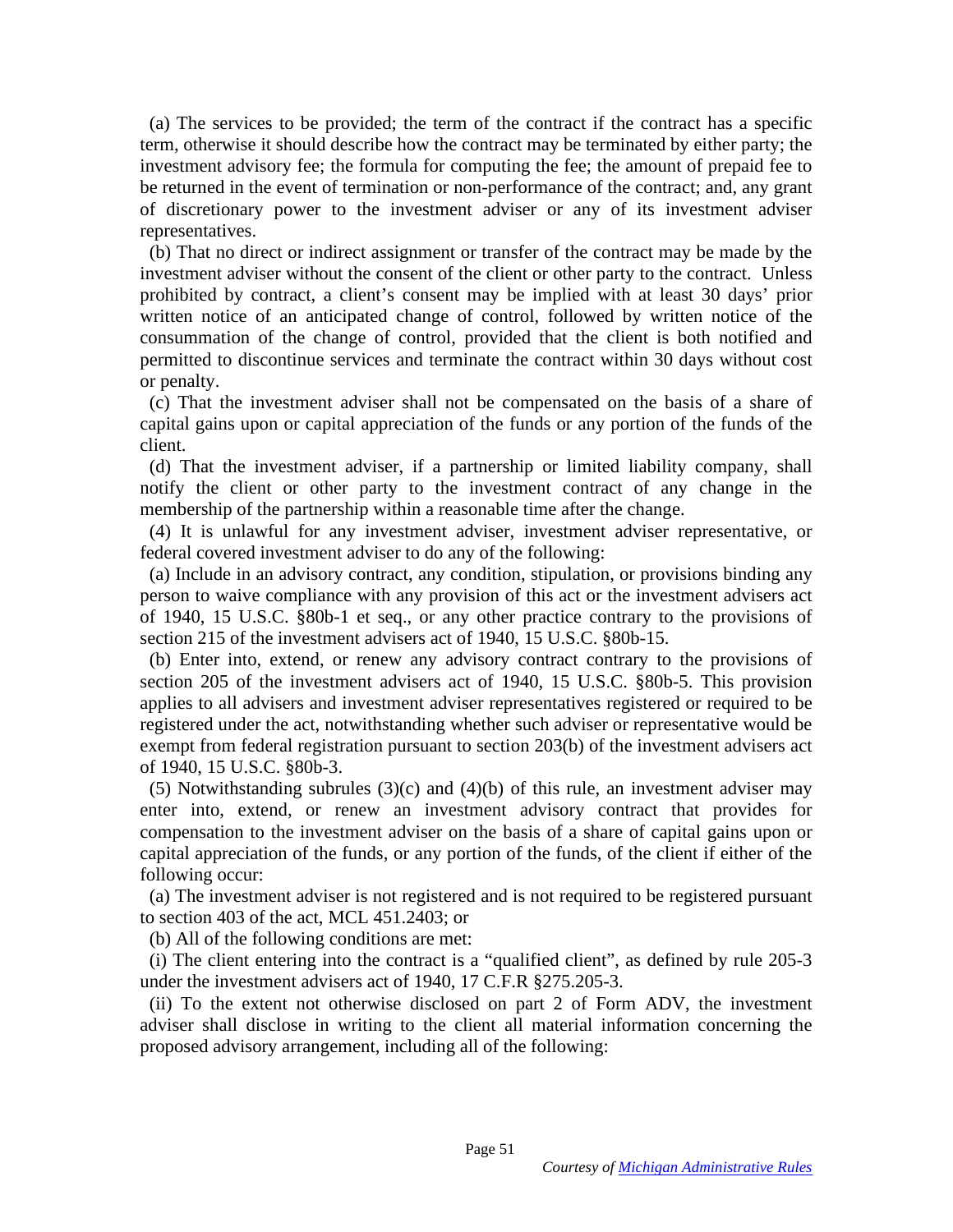(a) The services to be provided; the term of the contract if the contract has a specific term, otherwise it should describe how the contract may be terminated by either party; the investment advisory fee; the formula for computing the fee; the amount of prepaid fee to be returned in the event of termination or non-performance of the contract; and, any grant of discretionary power to the investment adviser or any of its investment adviser representatives.

(b) That no direct or indirect assignment or transfer of the contract may be made by the investment adviser without the consent of the client or other party to the contract. Unless prohibited by contract, a client's consent may be implied with at least 30 days' prior written notice of an anticipated change of control, followed by written notice of the consummation of the change of control, provided that the client is both notified and permitted to discontinue services and terminate the contract within 30 days without cost or penalty.

(c) That the investment adviser shall not be compensated on the basis of a share of capital gains upon or capital appreciation of the funds or any portion of the funds of the client.

(d) That the investment adviser, if a partnership or limited liability company, shall notify the client or other party to the investment contract of any change in the membership of the partnership within a reasonable time after the change.

(4) It is unlawful for any investment adviser, investment adviser representative, or federal covered investment adviser to do any of the following:

(a) Include in an advisory contract, any condition, stipulation, or provisions binding any person to waive compliance with any provision of this act or the investment advisers act of 1940, 15 U.S.C. §80b-1 et seq., or any other practice contrary to the provisions of section 215 of the investment advisers act of 1940, 15 U.S.C. §80b-15.

(b) Enter into, extend, or renew any advisory contract contrary to the provisions of section 205 of the investment advisers act of 1940, 15 U.S.C. §80b-5. This provision applies to all advisers and investment adviser representatives registered or required to be registered under the act, notwithstanding whether such adviser or representative would be exempt from federal registration pursuant to section 203(b) of the investment advisers act of 1940, 15 U.S.C. §80b-3.

(5) Notwithstanding subrules (3)(c) and (4)(b) of this rule, an investment adviser may enter into, extend, or renew an investment advisory contract that provides for compensation to the investment adviser on the basis of a share of capital gains upon or capital appreciation of the funds, or any portion of the funds, of the client if either of the following occur:

(a) The investment adviser is not registered and is not required to be registered pursuant to section 403 of the act, MCL 451.2403; or

(b) All of the following conditions are met:

(i) The client entering into the contract is a "qualified client", as defined by rule 205-3 under the investment advisers act of 1940, 17 C.F.R §275.205-3.

(ii) To the extent not otherwise disclosed on part 2 of Form ADV, the investment adviser shall disclose in writing to the client all material information concerning the proposed advisory arrangement, including all of the following: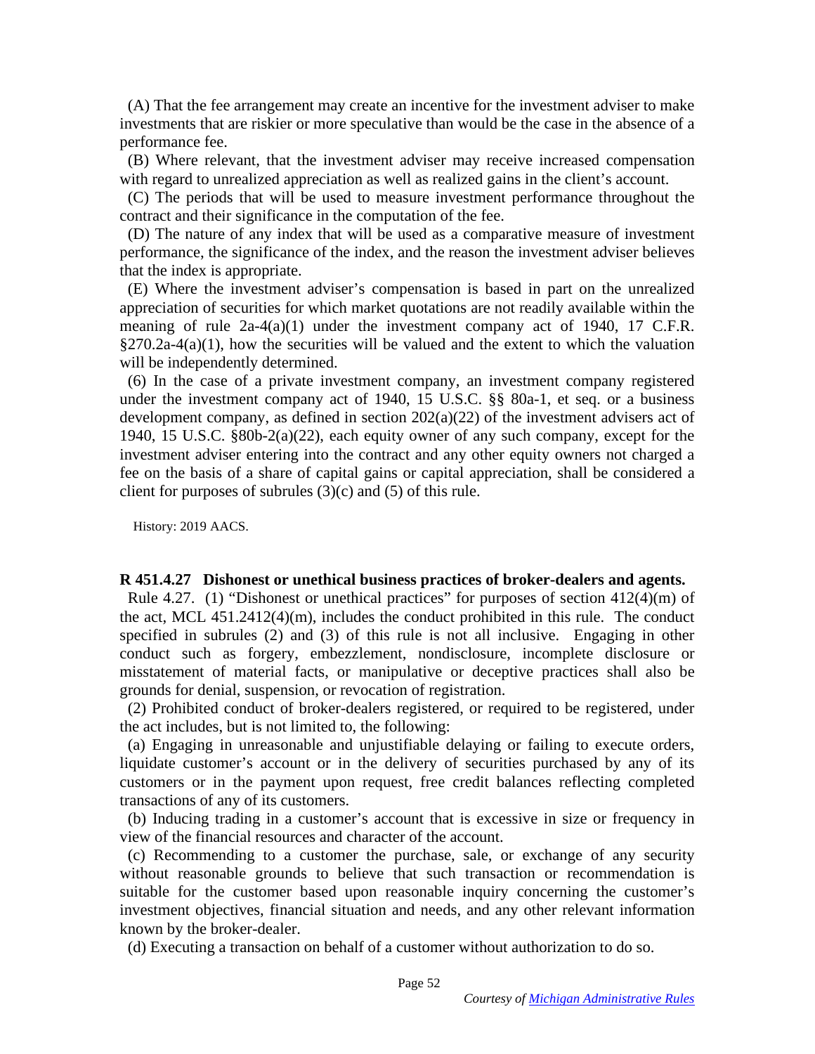(A) That the fee arrangement may create an incentive for the investment adviser to make investments that are riskier or more speculative than would be the case in the absence of a performance fee.

(B) Where relevant, that the investment adviser may receive increased compensation with regard to unrealized appreciation as well as realized gains in the client's account.

(C) The periods that will be used to measure investment performance throughout the contract and their significance in the computation of the fee.

(D) The nature of any index that will be used as a comparative measure of investment performance, the significance of the index, and the reason the investment adviser believes that the index is appropriate.

(E) Where the investment adviser's compensation is based in part on the unrealized appreciation of securities for which market quotations are not readily available within the meaning of rule 2a-4(a)(1) under the investment company act of 1940, 17 C.F.R. §270.2a-4(a)(1), how the securities will be valued and the extent to which the valuation will be independently determined.

(6) In the case of a private investment company, an investment company registered under the investment company act of 1940, 15 U.S.C. §§ 80a-1, et seq. or a business development company, as defined in section 202(a)(22) of the investment advisers act of 1940, 15 U.S.C. §80b-2(a)(22), each equity owner of any such company, except for the investment adviser entering into the contract and any other equity owners not charged a fee on the basis of a share of capital gains or capital appreciation, shall be considered a client for purposes of subrules (3)(c) and (5) of this rule.

History: 2019 AACS.

**R 451.4.27 Dishonest or unethical business practices of broker-dealers and agents.**

Rule 4.27. (1) "Dishonest or unethical practices" for purposes of section 412(4)(m) of the act, MCL 451.2412(4)(m), includes the conduct prohibited in this rule. The conduct specified in subrules (2) and (3) of this rule is not all inclusive. Engaging in other conduct such as forgery, embezzlement, nondisclosure, incomplete disclosure or misstatement of material facts, or manipulative or deceptive practices shall also be grounds for denial, suspension, or revocation of registration.

(2) Prohibited conduct of broker-dealers registered, or required to be registered, under the act includes, but is not limited to, the following:

(a) Engaging in unreasonable and unjustifiable delaying or failing to execute orders, liquidate customer's account or in the delivery of securities purchased by any of its customers or in the payment upon request, free credit balances reflecting completed transactions of any of its customers.

(b) Inducing trading in a customer's account that is excessive in size or frequency in view of the financial resources and character of the account.

(c) Recommending to a customer the purchase, sale, or exchange of any security without reasonable grounds to believe that such transaction or recommendation is suitable for the customer based upon reasonable inquiry concerning the customer's investment objectives, financial situation and needs, and any other relevant information known by the broker-dealer.

(d) Executing a transaction on behalf of a customer without authorization to do so.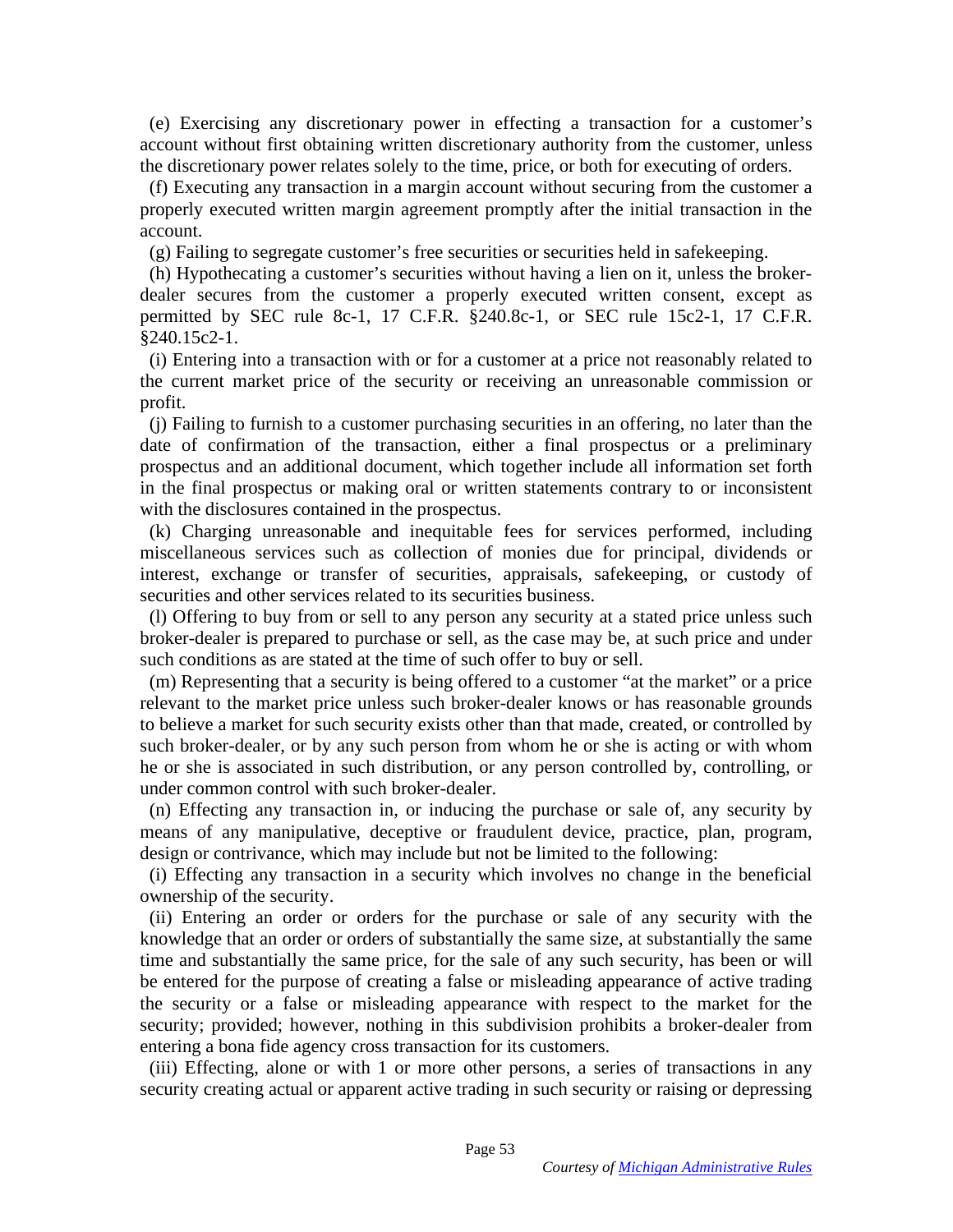(e) Exercising any discretionary power in effecting a transaction for a customer's account without first obtaining written discretionary authority from the customer, unless the discretionary power relates solely to the time, price, or both for executing of orders.

(f) Executing any transaction in a margin account without securing from the customer a properly executed written margin agreement promptly after the initial transaction in the account.

(g) Failing to segregate customer's free securities or securities held in safekeeping.

(h) Hypothecating a customer's securities without having a lien on it, unless the broker-dealer secures from the customer a properly executed written consent, except as permitted by SEC rule 8c-1, 17 C.F.R. §240.8c-1, or SEC rule 15c2-1, 17 C.F.R. §240.15c2-1.

(i) Entering into a transaction with or for a customer at a price not reasonably related to the current market price of the security or receiving an unreasonable commission or profit.

(j) Failing to furnish to a customer purchasing securities in an offering, no later than the date of confirmation of the transaction, either a final prospectus or a preliminary prospectus and an additional document, which together include all information set forth in the final prospectus or making oral or written statements contrary to or inconsistent with the disclosures contained in the prospectus.

(k) Charging unreasonable and inequitable fees for services performed, including miscellaneous services such as collection of monies due for principal, dividends or interest, exchange or transfer of securities, appraisals, safekeeping, or custody of securities and other services related to its securities business.

(l) Offering to buy from or sell to any person any security at a stated price unless such broker-dealer is prepared to purchase or sell, as the case may be, at such price and under such conditions as are stated at the time of such offer to buy or sell.

(m) Representing that a security is being offered to a customer "at the market" or a price relevant to the market price unless such broker-dealer knows or has reasonable grounds to believe a market for such security exists other than that made, created, or controlled by such broker-dealer, or by any such person from whom he or she is acting or with whom he or she is associated in such distribution, or any person controlled by, controlling, or under common control with such broker-dealer.

(n) Effecting any transaction in, or inducing the purchase or sale of, any security by means of any manipulative, deceptive or fraudulent device, practice, plan, program, design or contrivance, which may include but not be limited to the following:

(i) Effecting any transaction in a security which involves no change in the beneficial ownership of the security.

(ii) Entering an order or orders for the purchase or sale of any security with the knowledge that an order or orders of substantially the same size, at substantially the same time and substantially the same price, for the sale of any such security, has been or will be entered for the purpose of creating a false or misleading appearance of active trading the security or a false or misleading appearance with respect to the market for the security; provided; however, nothing in this subdivision prohibits a broker-dealer from entering a bona fide agency cross transaction for its customers.

(iii) Effecting, alone or with 1 or more other persons, a series of transactions in any security creating actual or apparent active trading in such security or raising or depressing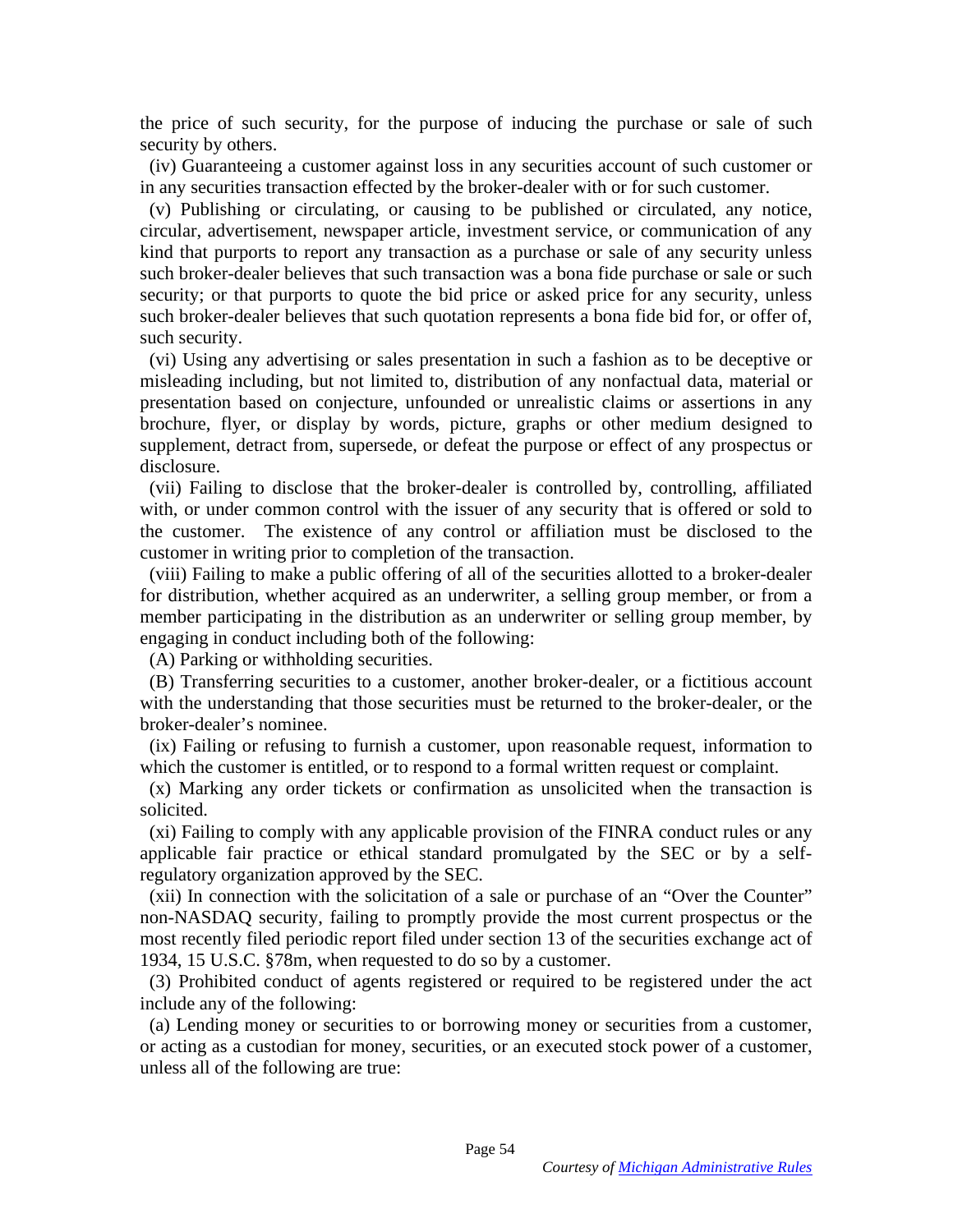the price of such security, for the purpose of inducing the purchase or sale of such security by others.

(iv) Guaranteeing a customer against loss in any securities account of such customer or in any securities transaction effected by the broker-dealer with or for such customer.

(v) Publishing or circulating, or causing to be published or circulated, any notice, circular, advertisement, newspaper article, investment service, or communication of any kind that purports to report any transaction as a purchase or sale of any security unless such broker-dealer believes that such transaction was a bona fide purchase or sale or such security; or that purports to quote the bid price or asked price for any security, unless such broker-dealer believes that such quotation represents a bona fide bid for, or offer of, such security.

(vi) Using any advertising or sales presentation in such a fashion as to be deceptive or misleading including, but not limited to, distribution of any nonfactual data, material or presentation based on conjecture, unfounded or unrealistic claims or assertions in any brochure, flyer, or display by words, picture, graphs or other medium designed to supplement, detract from, supersede, or defeat the purpose or effect of any prospectus or disclosure.

(vii) Failing to disclose that the broker-dealer is controlled by, controlling, affiliated with, or under common control with the issuer of any security that is offered or sold to the customer. The existence of any control or affiliation must be disclosed to the customer in writing prior to completion of the transaction.

(viii) Failing to make a public offering of all of the securities allotted to a broker-dealer for distribution, whether acquired as an underwriter, a selling group member, or from a member participating in the distribution as an underwriter or selling group member, by engaging in conduct including both of the following:

(A) Parking or withholding securities.

(B) Transferring securities to a customer, another broker-dealer, or a fictitious account with the understanding that those securities must be returned to the broker-dealer, or the broker-dealer's nominee.

(ix) Failing or refusing to furnish a customer, upon reasonable request, information to which the customer is entitled, or to respond to a formal written request or complaint.

(x) Marking any order tickets or confirmation as unsolicited when the transaction is solicited.

(xi) Failing to comply with any applicable provision of the FINRA conduct rules or any applicable fair practice or ethical standard promulgated by the SEC or by a self-regulatory organization approved by the SEC.

(xii) In connection with the solicitation of a sale or purchase of an "Over the Counter" non-NASDAQ security, failing to promptly provide the most current prospectus or the most recently filed periodic report filed under section 13 of the securities exchange act of 1934, 15 U.S.C. §78m, when requested to do so by a customer.

(3) Prohibited conduct of agents registered or required to be registered under the act include any of the following:

(a) Lending money or securities to or borrowing money or securities from a customer, or acting as a custodian for money, securities, or an executed stock power of a customer, unless all of the following are true: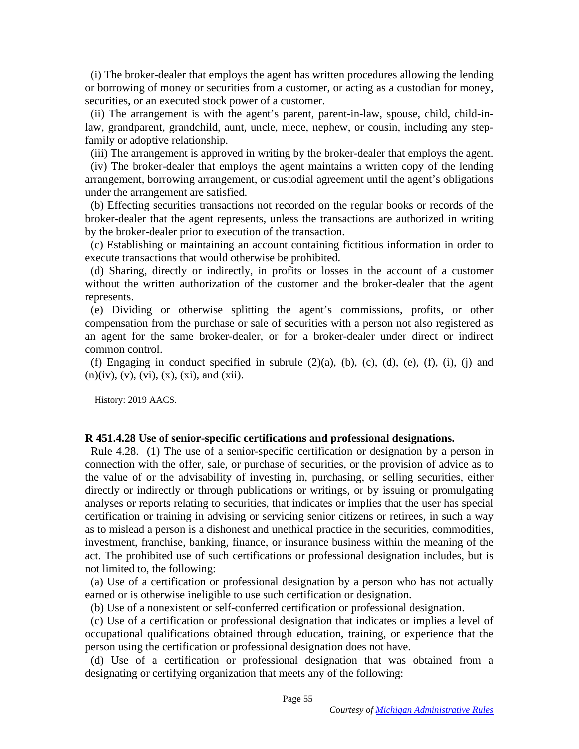(i) The broker-dealer that employs the agent has written procedures allowing the lending or borrowing of money or securities from a customer, or acting as a custodian for money, securities, or an executed stock power of a customer.

(ii) The arrangement is with the agent's parent, parent-in-law, spouse, child, child-in-law, grandparent, grandchild, aunt, uncle, niece, nephew, or cousin, including any step-family or adoptive relationship.

(iii) The arrangement is approved in writing by the broker-dealer that employs the agent.

(iv) The broker-dealer that employs the agent maintains a written copy of the lending arrangement, borrowing arrangement, or custodial agreement until the agent's obligations under the arrangement are satisfied.

(b) Effecting securities transactions not recorded on the regular books or records of the broker-dealer that the agent represents, unless the transactions are authorized in writing by the broker-dealer prior to execution of the transaction.

(c) Establishing or maintaining an account containing fictitious information in order to execute transactions that would otherwise be prohibited.

(d) Sharing, directly or indirectly, in profits or losses in the account of a customer without the written authorization of the customer and the broker-dealer that the agent represents.

(e) Dividing or otherwise splitting the agent's commissions, profits, or other compensation from the purchase or sale of securities with a person not also registered as an agent for the same broker-dealer, or for a broker-dealer under direct or indirect common control.

(f) Engaging in conduct specified in subrule (2)(a), (b), (c), (d), (e), (f), (i), (j) and (n)(iv), (v), (vi), (x), (xi), and (xii).

History: 2019 AACS.

**R 451.4.28 Use of senior-specific certifications and professional designations.**

Rule 4.28. (1) The use of a senior-specific certification or designation by a person in connection with the offer, sale, or purchase of securities, or the provision of advice as to the value of or the advisability of investing in, purchasing, or selling securities, either directly or indirectly or through publications or writings, or by issuing or promulgating analyses or reports relating to securities, that indicates or implies that the user has special certification or training in advising or servicing senior citizens or retirees, in such a way as to mislead a person is a dishonest and unethical practice in the securities, commodities, investment, franchise, banking, finance, or insurance business within the meaning of the act. The prohibited use of such certifications or professional designation includes, but is not limited to, the following:

(a) Use of a certification or professional designation by a person who has not actually earned or is otherwise ineligible to use such certification or designation.

(b) Use of a nonexistent or self-conferred certification or professional designation.

(c) Use of a certification or professional designation that indicates or implies a level of occupational qualifications obtained through education, training, or experience that the person using the certification or professional designation does not have.

(d) Use of a certification or professional designation that was obtained from a designating or certifying organization that meets any of the following: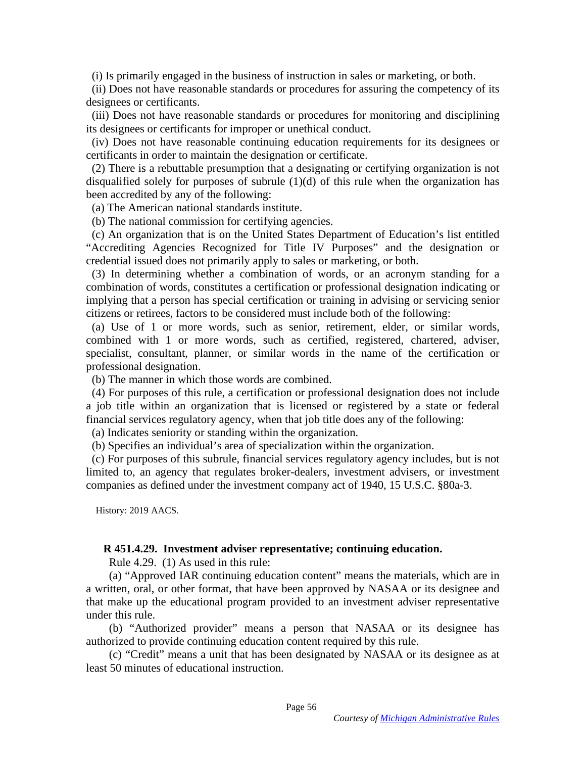(i) Is primarily engaged in the business of instruction in sales or marketing, or both.

(ii) Does not have reasonable standards or procedures for assuring the competency of its designees or certificants.

(iii) Does not have reasonable standards or procedures for monitoring and disciplining its designees or certificants for improper or unethical conduct.

(iv) Does not have reasonable continuing education requirements for its designees or certificants in order to maintain the designation or certificate.

(2) There is a rebuttable presumption that a designating or certifying organization is not disqualified solely for purposes of subrule (1)(d) of this rule when the organization has been accredited by any of the following:

(a) The American national standards institute.

(b) The national commission for certifying agencies.

(c) An organization that is on the United States Department of Education's list entitled "Accrediting Agencies Recognized for Title IV Purposes" and the designation or credential issued does not primarily apply to sales or marketing, or both.

(3) In determining whether a combination of words, or an acronym standing for a combination of words, constitutes a certification or professional designation indicating or implying that a person has special certification or training in advising or servicing senior citizens or retirees, factors to be considered must include both of the following:

(a) Use of 1 or more words, such as senior, retirement, elder, or similar words, combined with 1 or more words, such as certified, registered, chartered, adviser, specialist, consultant, planner, or similar words in the name of the certification or professional designation.

(b) The manner in which those words are combined.

(4) For purposes of this rule, a certification or professional designation does not include a job title within an organization that is licensed or registered by a state or federal financial services regulatory agency, when that job title does any of the following:

(a) Indicates seniority or standing within the organization.

(b) Specifies an individual's area of specialization within the organization.

(c) For purposes of this subrule, financial services regulatory agency includes, but is not limited to, an agency that regulates broker-dealers, investment advisers, or investment companies as defined under the investment company act of 1940, 15 U.S.C. §80a-3.

History: 2019 AACS.

**R 451.4.29. Investment adviser representative; continuing education.**

Rule 4.29. (1) As used in this rule:

(a) "Approved IAR continuing education content" means the materials, which are in a written, oral, or other format, that have been approved by NASAA or its designee and that make up the educational program provided to an investment adviser representative under this rule.

(b) "Authorized provider" means a person that NASAA or its designee has authorized to provide continuing education content required by this rule.

(c) "Credit" means a unit that has been designated by NASAA or its designee as at least 50 minutes of educational instruction.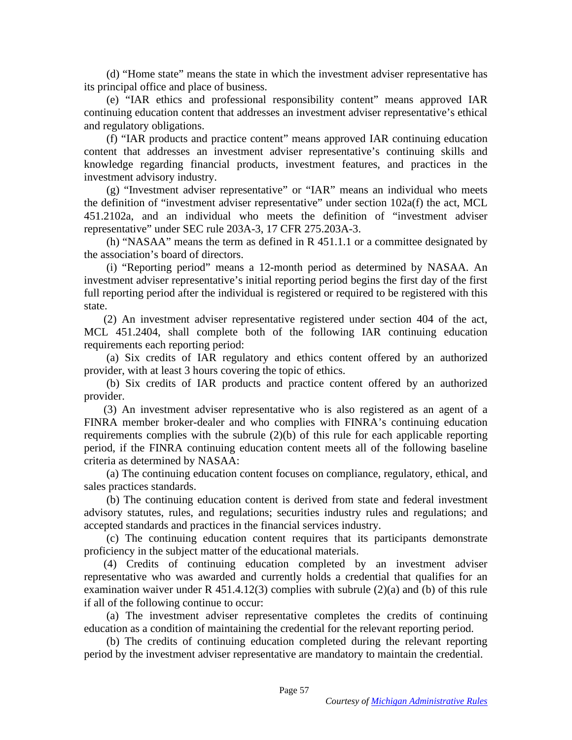(d) "Home state" means the state in which the investment adviser representative has its principal office and place of business.

(e) "IAR ethics and professional responsibility content" means approved IAR continuing education content that addresses an investment adviser representative's ethical and regulatory obligations.

(f) "IAR products and practice content" means approved IAR continuing education content that addresses an investment adviser representative's continuing skills and knowledge regarding financial products, investment features, and practices in the investment advisory industry.

(g) "Investment adviser representative" or "IAR" means an individual who meets the definition of "investment adviser representative" under section 102a(f) the act, MCL 451.2102a, and an individual who meets the definition of "investment adviser representative" under SEC rule 203A-3, 17 CFR 275.203A-3.

(h) "NASAA" means the term as defined in R 451.1.1 or a committee designated by the association's board of directors.

(i) "Reporting period" means a 12-month period as determined by NASAA. An investment adviser representative's initial reporting period begins the first day of the first full reporting period after the individual is registered or required to be registered with this state.

(2) An investment adviser representative registered under section 404 of the act, MCL 451.2404, shall complete both of the following IAR continuing education requirements each reporting period:

(a) Six credits of IAR regulatory and ethics content offered by an authorized provider, with at least 3 hours covering the topic of ethics.

(b) Six credits of IAR products and practice content offered by an authorized provider.

(3) An investment adviser representative who is also registered as an agent of a FINRA member broker-dealer and who complies with FINRA's continuing education requirements complies with the subrule (2)(b) of this rule for each applicable reporting period, if the FINRA continuing education content meets all of the following baseline criteria as determined by NASAA:

(a) The continuing education content focuses on compliance, regulatory, ethical, and sales practices standards.

(b) The continuing education content is derived from state and federal investment advisory statutes, rules, and regulations; securities industry rules and regulations; and accepted standards and practices in the financial services industry.

(c) The continuing education content requires that its participants demonstrate proficiency in the subject matter of the educational materials.

(4) Credits of continuing education completed by an investment adviser representative who was awarded and currently holds a credential that qualifies for an examination waiver under R 451.4.12(3) complies with subrule (2)(a) and (b) of this rule if all of the following continue to occur:

(a) The investment adviser representative completes the credits of continuing education as a condition of maintaining the credential for the relevant reporting period.

(b) The credits of continuing education completed during the relevant reporting period by the investment adviser representative are mandatory to maintain the credential.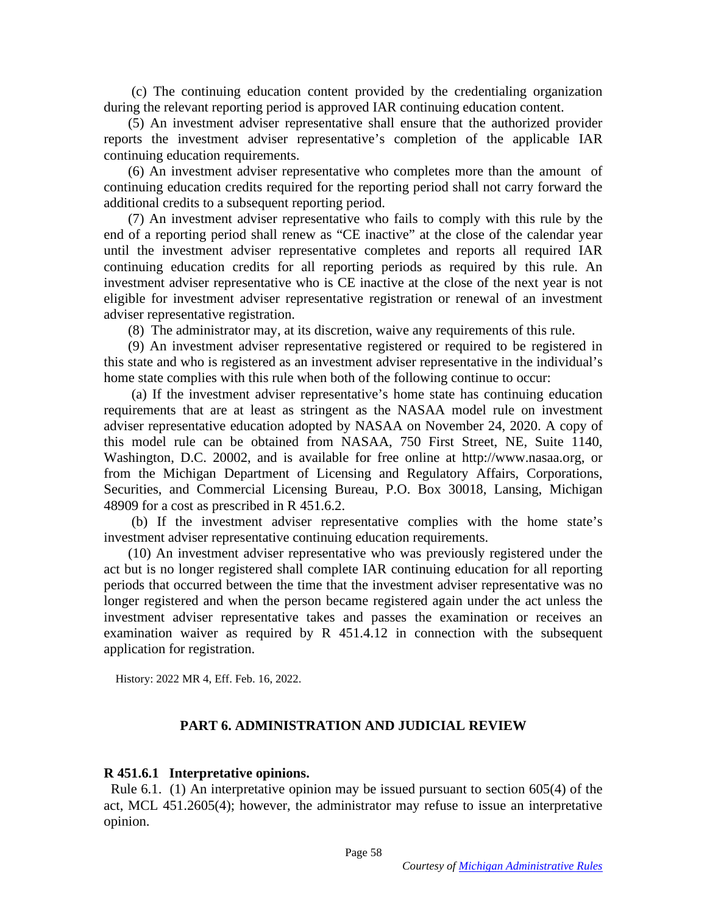(c) The continuing education content provided by the credentialing organization during the relevant reporting period is approved IAR continuing education content.

(5) An investment adviser representative shall ensure that the authorized provider reports the investment adviser representative's completion of the applicable IAR continuing education requirements.

(6) An investment adviser representative who completes more than the amount of continuing education credits required for the reporting period shall not carry forward the additional credits to a subsequent reporting period.

(7) An investment adviser representative who fails to comply with this rule by the end of a reporting period shall renew as "CE inactive" at the close of the calendar year until the investment adviser representative completes and reports all required IAR continuing education credits for all reporting periods as required by this rule. An investment adviser representative who is CE inactive at the close of the next year is not eligible for investment adviser representative registration or renewal of an investment adviser representative registration.

(8) The administrator may, at its discretion, waive any requirements of this rule.

(9) An investment adviser representative registered or required to be registered in this state and who is registered as an investment adviser representative in the individual's home state complies with this rule when both of the following continue to occur:

(a) If the investment adviser representative's home state has continuing education requirements that are at least as stringent as the NASAA model rule on investment adviser representative education adopted by NASAA on November 24, 2020. A copy of this model rule can be obtained from NASAA, 750 First Street, NE, Suite 1140, Washington, D.C. 20002, and is available for free online at http://www.nasaa.org, or from the Michigan Department of Licensing and Regulatory Affairs, Corporations, Securities, and Commercial Licensing Bureau, P.O. Box 30018, Lansing, Michigan 48909 for a cost as prescribed in R 451.6.2.

(b) If the investment adviser representative complies with the home state's investment adviser representative continuing education requirements.

(10) An investment adviser representative who was previously registered under the act but is no longer registered shall complete IAR continuing education for all reporting periods that occurred between the time that the investment adviser representative was no longer registered and when the person became registered again under the act unless the investment adviser representative takes and passes the examination or receives an examination waiver as required by R 451.4.12 in connection with the subsequent application for registration.

History: 2022 MR 4, Eff. Feb. 16, 2022.

## PART 6. ADMINISTRATION AND JUDICIAL REVIEW

### R 451.6.1 Interpretative opinions.

Rule 6.1. (1) An interpretative opinion may be issued pursuant to section 605(4) of the act, MCL 451.2605(4); however, the administrator may refuse to issue an interpretative opinion.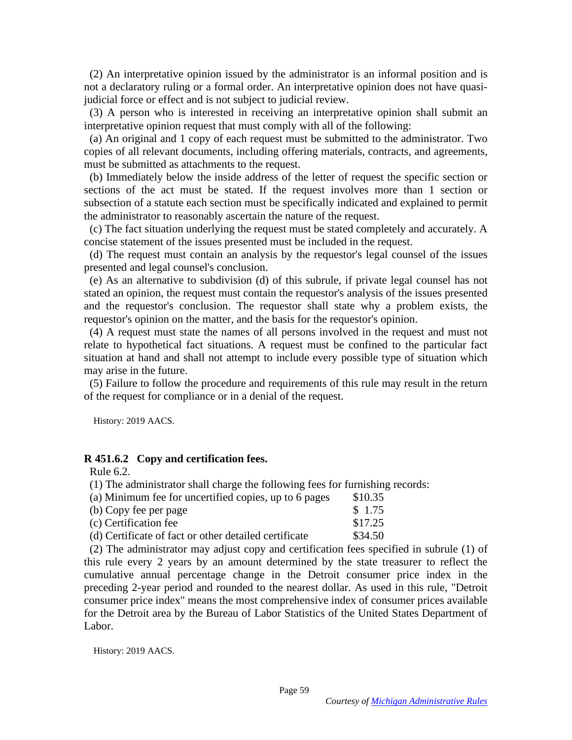(2) An interpretative opinion issued by the administrator is an informal position and is not a declaratory ruling or a formal order. An interpretative opinion does not have quasi-judicial force or effect and is not subject to judicial review.

(3) A person who is interested in receiving an interpretative opinion shall submit an interpretative opinion request that must comply with all of the following:

(a) An original and 1 copy of each request must be submitted to the administrator. Two copies of all relevant documents, including offering materials, contracts, and agreements, must be submitted as attachments to the request.

(b) Immediately below the inside address of the letter of request the specific section or sections of the act must be stated. If the request involves more than 1 section or subsection of a statute each section must be specifically indicated and explained to permit the administrator to reasonably ascertain the nature of the request.

(c) The fact situation underlying the request must be stated completely and accurately. A concise statement of the issues presented must be included in the request.

(d) The request must contain an analysis by the requestor's legal counsel of the issues presented and legal counsel's conclusion.

(e) As an alternative to subdivision (d) of this subrule, if private legal counsel has not stated an opinion, the request must contain the requestor's analysis of the issues presented and the requestor's conclusion. The requestor shall state why a problem exists, the requestor's opinion on the matter, and the basis for the requestor's opinion.

(4) A request must state the names of all persons involved in the request and must not relate to hypothetical fact situations. A request must be confined to the particular fact situation at hand and shall not attempt to include every possible type of situation which may arise in the future.

(5) Failure to follow the procedure and requirements of this rule may result in the return of the request for compliance or in a denial of the request.

History: 2019 AACS.

**R 451.6.2 Copy and certification fees.**

Rule 6.2.

(1) The administrator shall charge the following fees for furnishing records:

| | |
|---|---|
| (a) Minimum fee for uncertified copies, up to 6 pages | $10.35 |
| (b) Copy fee per page | $ 1.75 |
| (c) Certification fee | $17.25 |
| (d) Certificate of fact or other detailed certificate | $34.50 |

(2) The administrator may adjust copy and certification fees specified in subrule (1) of this rule every 2 years by an amount determined by the state treasurer to reflect the cumulative annual percentage change in the Detroit consumer price index in the preceding 2-year period and rounded to the nearest dollar. As used in this rule, "Detroit consumer price index" means the most comprehensive index of consumer prices available for the Detroit area by the Bureau of Labor Statistics of the United States Department of Labor.

History: 2019 AACS.